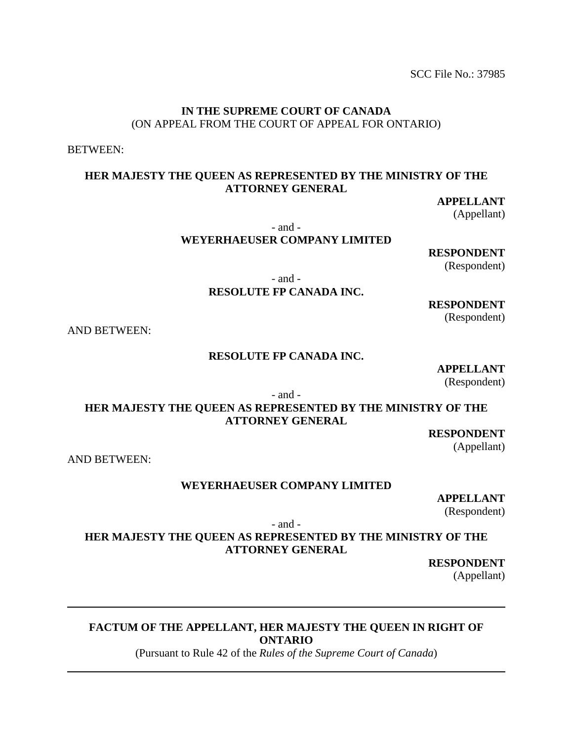SCC File No.: 37985

**IN THE SUPREME COURT OF CANADA**
(ON APPEAL FROM THE COURT OF APPEAL FOR ONTARIO)

BETWEEN:

**HER MAJESTY THE QUEEN AS REPRESENTED BY THE MINISTRY OF THE ATTORNEY GENERAL**

**APPELLANT**
(Appellant)

- and -

**WEYERHAEUSER COMPANY LIMITED**

**RESPONDENT**
(Respondent)

- and -

**RESOLUTE FP CANADA INC.**

**RESPONDENT**
(Respondent)

AND BETWEEN:

**RESOLUTE FP CANADA INC.**

**APPELLANT**
(Respondent)

- and -

**HER MAJESTY THE QUEEN AS REPRESENTED BY THE MINISTRY OF THE ATTORNEY GENERAL**

**RESPONDENT**
(Appellant)

AND BETWEEN:

**WEYERHAEUSER COMPANY LIMITED**

**APPELLANT**
(Respondent)

- and -

**HER MAJESTY THE QUEEN AS REPRESENTED BY THE MINISTRY OF THE ATTORNEY GENERAL**

**RESPONDENT**
(Appellant)

---

**FACTUM OF THE APPELLANT, HER MAJESTY THE QUEEN IN RIGHT OF ONTARIO**
(Pursuant to Rule 42 of the *Rules of the Supreme Court of Canada*)

---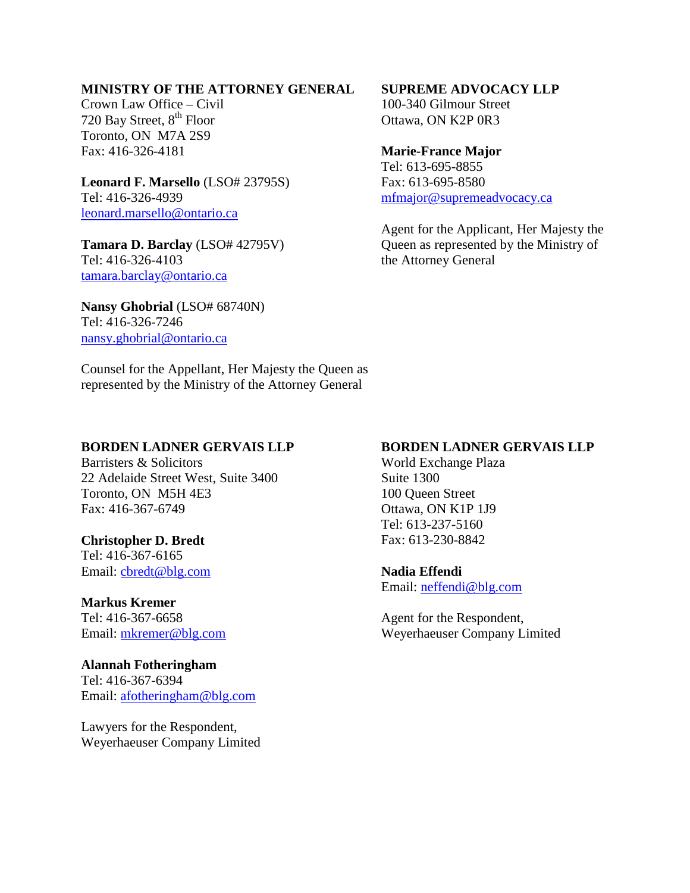**MINISTRY OF THE ATTORNEY GENERAL**
Crown Law Office – Civil
720 Bay Street, 8th Floor
Toronto, ON M7A 2S9
Fax: 416-326-4181

**Leonard F. Marsello** (LSO# 23795S)
Tel: 416-326-4939
leonard.marsello@ontario.ca

**Tamara D. Barclay** (LSO# 42795V)
Tel: 416-326-4103
tamara.barclay@ontario.ca

**Nansy Ghobrial** (LSO# 68740N)
Tel: 416-326-7246
nansy.ghobrial@ontario.ca

Counsel for the Appellant, Her Majesty the Queen as represented by the Ministry of the Attorney General

**SUPREME ADVOCACY LLP**
100-340 Gilmour Street
Ottawa, ON K2P 0R3

**Marie-France Major**
Tel: 613-695-8855
Fax: 613-695-8580
mfmajor@supremeadvocacy.ca

Agent for the Applicant, Her Majesty the Queen as represented by the Ministry of the Attorney General

**BORDEN LADNER GERVAIS LLP**
Barristers & Solicitors
22 Adelaide Street West, Suite 3400
Toronto, ON M5H 4E3
Fax: 416-367-6749

**Christopher D. Bredt**
Tel: 416-367-6165
Email: cbredt@blg.com

**Markus Kremer**
Tel: 416-367-6658
Email: mkremer@blg.com

**Alannah Fotheringham**
Tel: 416-367-6394
Email: afotheringham@blg.com

Lawyers for the Respondent, Weyerhaeuser Company Limited

**BORDEN LADNER GERVAIS LLP**
World Exchange Plaza
Suite 1300
100 Queen Street
Ottawa, ON K1P 1J9
Tel: 613-237-5160
Fax: 613-230-8842

**Nadia Effendi**
Email: neffendi@blg.com

Agent for the Respondent, Weyerhaeuser Company Limited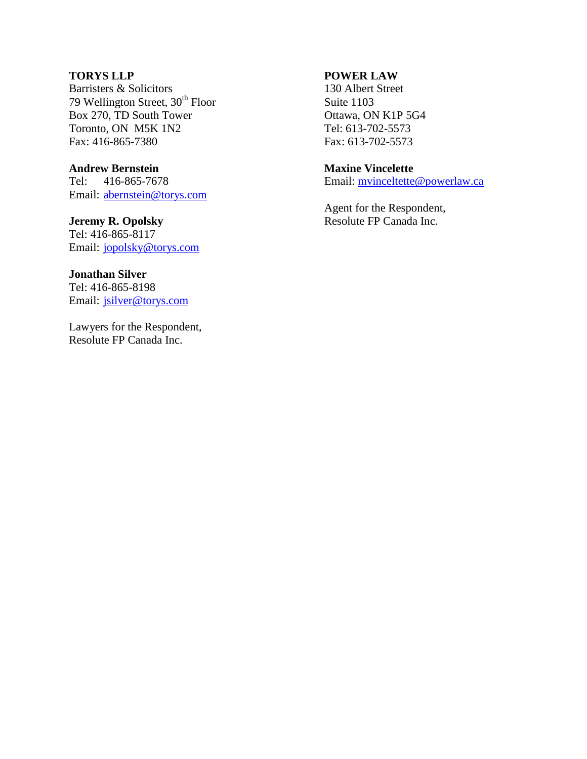**TORYS LLP**
Barristers & Solicitors
79 Wellington Street, 30th Floor
Box 270, TD South Tower
Toronto, ON M5K 1N2
Fax: 416-865-7380

**Andrew Bernstein**
Tel: 416-865-7678
Email: abernstein@torys.com

**Jeremy R. Opolsky**
Tel: 416-865-8117
Email: jopolsky@torys.com

**Jonathan Silver**
Tel: 416-865-8198
Email: jsilver@torys.com

Lawyers for the Respondent,
Resolute FP Canada Inc.

**POWER LAW**
130 Albert Street
Suite 1103
Ottawa, ON K1P 5G4
Tel: 613-702-5573
Fax: 613-702-5573

**Maxine Vincelette**
Email: mvinceltette@powerlaw.ca

Agent for the Respondent,
Resolute FP Canada Inc.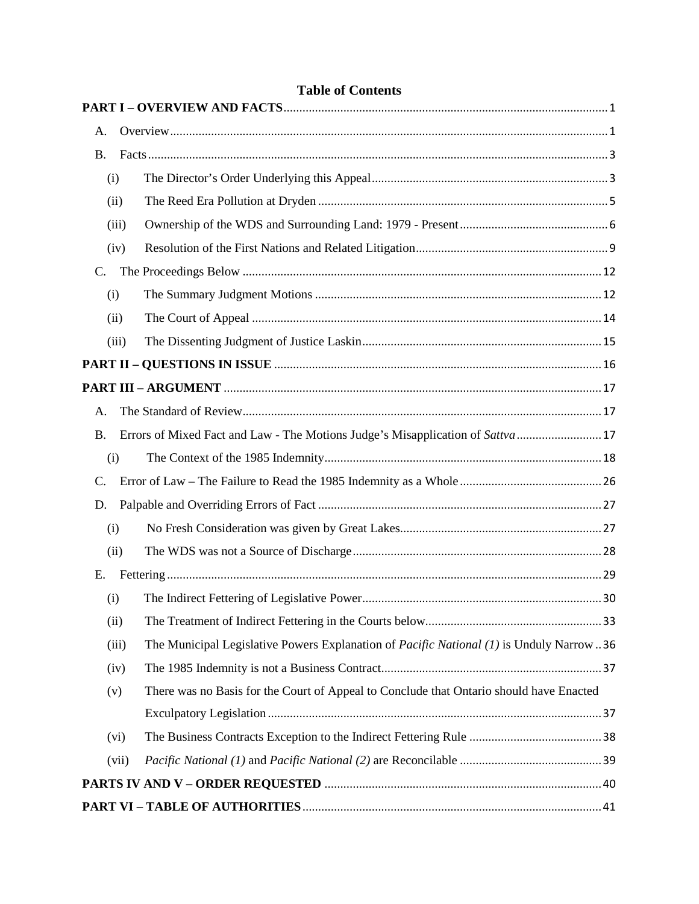# Table of Contents

**PART I – OVERVIEW AND FACTS** ..... 1

A. Overview ..... 1

B. Facts ..... 3

(i) The Director's Order Underlying this Appeal ..... 3

(ii) The Reed Era Pollution at Dryden ..... 5

(iii) Ownership of the WDS and Surrounding Land: 1979 - Present ..... 6

(iv) Resolution of the First Nations and Related Litigation ..... 9

C. The Proceedings Below ..... 12

(i) The Summary Judgment Motions ..... 12

(ii) The Court of Appeal ..... 14

(iii) The Dissenting Judgment of Justice Laskin ..... 15

**PART II – QUESTIONS IN ISSUE** ..... 16

**PART III – ARGUMENT** ..... 17

A. The Standard of Review ..... 17

B. Errors of Mixed Fact and Law - The Motions Judge's Misapplication of *Sattva* ..... 17

(i) The Context of the 1985 Indemnity ..... 18

C. Error of Law – The Failure to Read the 1985 Indemnity as a Whole ..... 26

D. Palpable and Overriding Errors of Fact ..... 27

(i) No Fresh Consideration was given by Great Lakes ..... 27

(ii) The WDS was not a Source of Discharge ..... 28

E. Fettering ..... 29

(i) The Indirect Fettering of Legislative Power ..... 30

(ii) The Treatment of Indirect Fettering in the Courts below ..... 33

(iii) The Municipal Legislative Powers Explanation of *Pacific National (1)* is Unduly Narrow ..... 36

(iv) The 1985 Indemnity is not a Business Contract ..... 37

(v) There was no Basis for the Court of Appeal to Conclude that Ontario should have Enacted Exculpatory Legislation ..... 37

(vi) The Business Contracts Exception to the Indirect Fettering Rule ..... 38

(vii) *Pacific National (1)* and *Pacific National (2)* are Reconcilable ..... 39

**PARTS IV AND V – ORDER REQUESTED** ..... 40

**PART VI – TABLE OF AUTHORITIES** ..... 41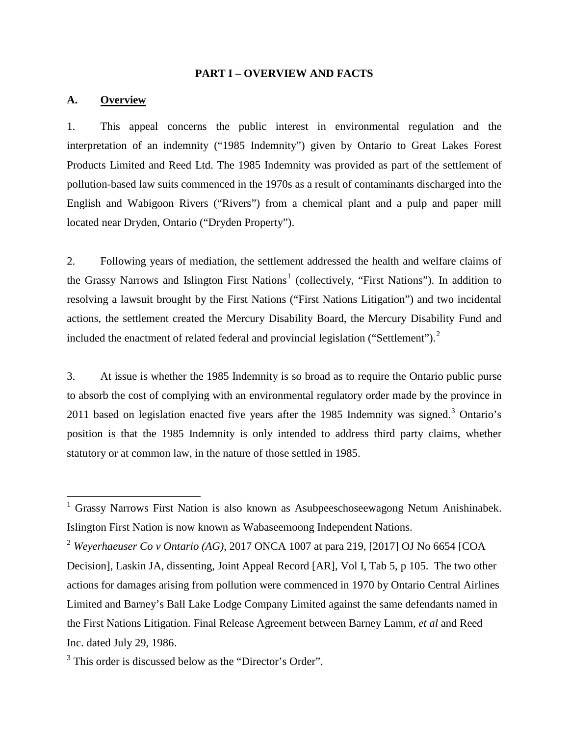# PART I – OVERVIEW AND FACTS

## A. Overview

1. This appeal concerns the public interest in environmental regulation and the interpretation of an indemnity ("1985 Indemnity") given by Ontario to Great Lakes Forest Products Limited and Reed Ltd. The 1985 Indemnity was provided as part of the settlement of pollution-based law suits commenced in the 1970s as a result of contaminants discharged into the English and Wabigoon Rivers ("Rivers") from a chemical plant and a pulp and paper mill located near Dryden, Ontario ("Dryden Property").

2. Following years of mediation, the settlement addressed the health and welfare claims of the Grassy Narrows and Islington First Nations[1] (collectively, "First Nations"). In addition to resolving a lawsuit brought by the First Nations ("First Nations Litigation") and two incidental actions, the settlement created the Mercury Disability Board, the Mercury Disability Fund and included the enactment of related federal and provincial legislation ("Settlement").[2]

3. At issue is whether the 1985 Indemnity is so broad as to require the Ontario public purse to absorb the cost of complying with an environmental regulatory order made by the province in 2011 based on legislation enacted five years after the 1985 Indemnity was signed.[3] Ontario's position is that the 1985 Indemnity is only intended to address third party claims, whether statutory or at common law, in the nature of those settled in 1985.

---

[1] Grassy Narrows First Nation is also known as Asubpeeschoseewagong Netum Anishinabek. Islington First Nation is now known as Wabaseemoong Independent Nations.

[2] *Weyerhaeuser Co v Ontario (AG)*, 2017 ONCA 1007 at para 219, [2017] OJ No 6654 [COA Decision], Laskin JA, dissenting, Joint Appeal Record [AR], Vol I, Tab 5, p 105. The two other actions for damages arising from pollution were commenced in 1970 by Ontario Central Airlines Limited and Barney's Ball Lake Lodge Company Limited against the same defendants named in the First Nations Litigation. Final Release Agreement between Barney Lamm, *et al* and Reed Inc. dated July 29, 1986.

[3] This order is discussed below as the "Director's Order".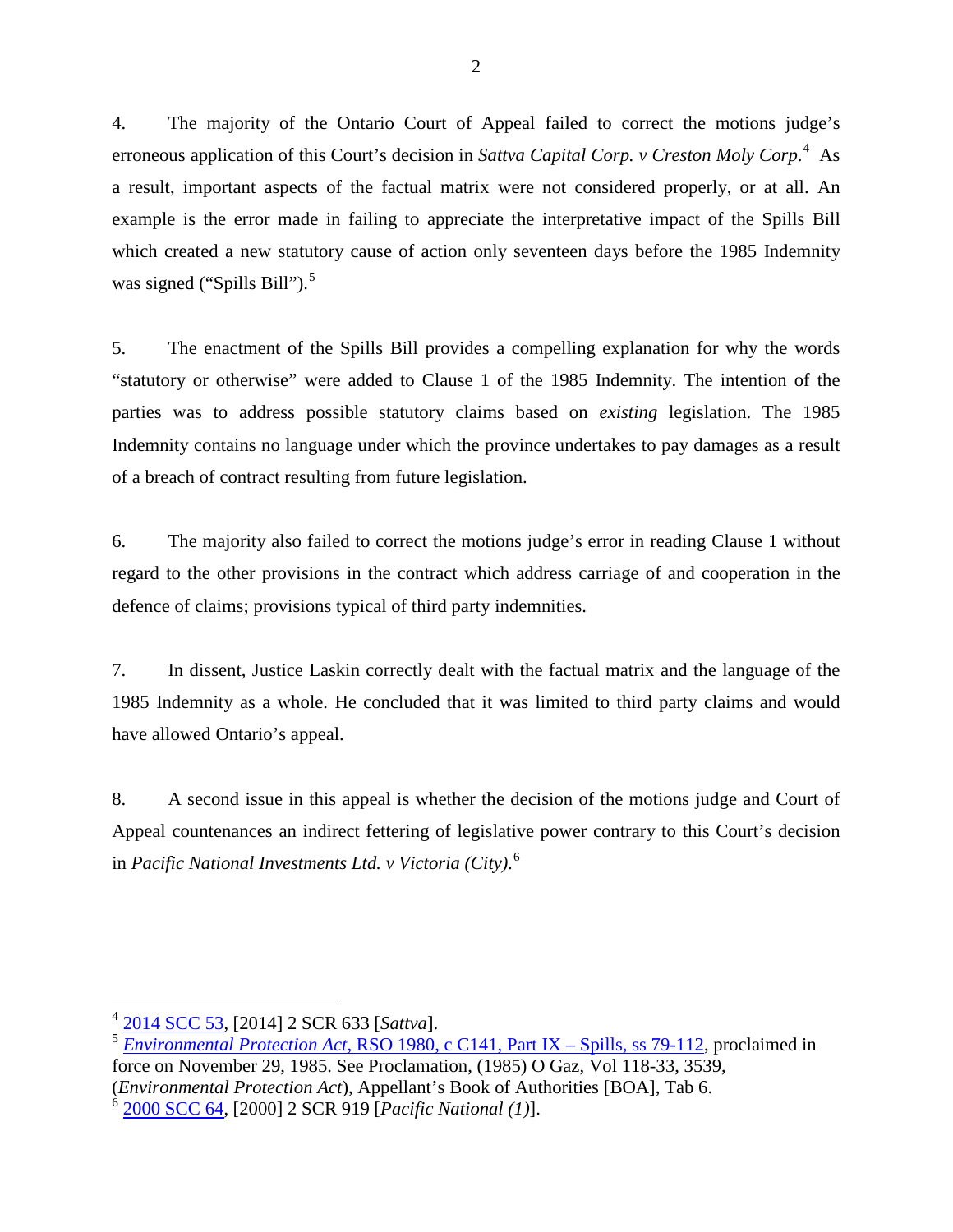4. The majority of the Ontario Court of Appeal failed to correct the motions judge's erroneous application of this Court's decision in *Sattva Capital Corp. v Creston Moly Corp*.[4] As a result, important aspects of the factual matrix were not considered properly, or at all. An example is the error made in failing to appreciate the interpretative impact of the Spills Bill which created a new statutory cause of action only seventeen days before the 1985 Indemnity was signed ("Spills Bill").[5]

5. The enactment of the Spills Bill provides a compelling explanation for why the words "statutory or otherwise" were added to Clause 1 of the 1985 Indemnity. The intention of the parties was to address possible statutory claims based on *existing* legislation. The 1985 Indemnity contains no language under which the province undertakes to pay damages as a result of a breach of contract resulting from future legislation.

6. The majority also failed to correct the motions judge's error in reading Clause 1 without regard to the other provisions in the contract which address carriage of and cooperation in the defence of claims; provisions typical of third party indemnities.

7. In dissent, Justice Laskin correctly dealt with the factual matrix and the language of the 1985 Indemnity as a whole. He concluded that it was limited to third party claims and would have allowed Ontario's appeal.

8. A second issue in this appeal is whether the decision of the motions judge and Court of Appeal countenances an indirect fettering of legislative power contrary to this Court's decision in *Pacific National Investments Ltd. v Victoria (City).*[6]

---

[4] 2014 SCC 53, [2014] 2 SCR 633 [*Sattva*].

[5] *Environmental Protection Act*, RSO 1980, c C141, Part IX – Spills, ss 79-112, proclaimed in force on November 29, 1985. See Proclamation, (1985) O Gaz, Vol 118-33, 3539, (*Environmental Protection Act*), Appellant's Book of Authorities [BOA], Tab 6.

[6] 2000 SCC 64, [2000] 2 SCR 919 [*Pacific National (1)*].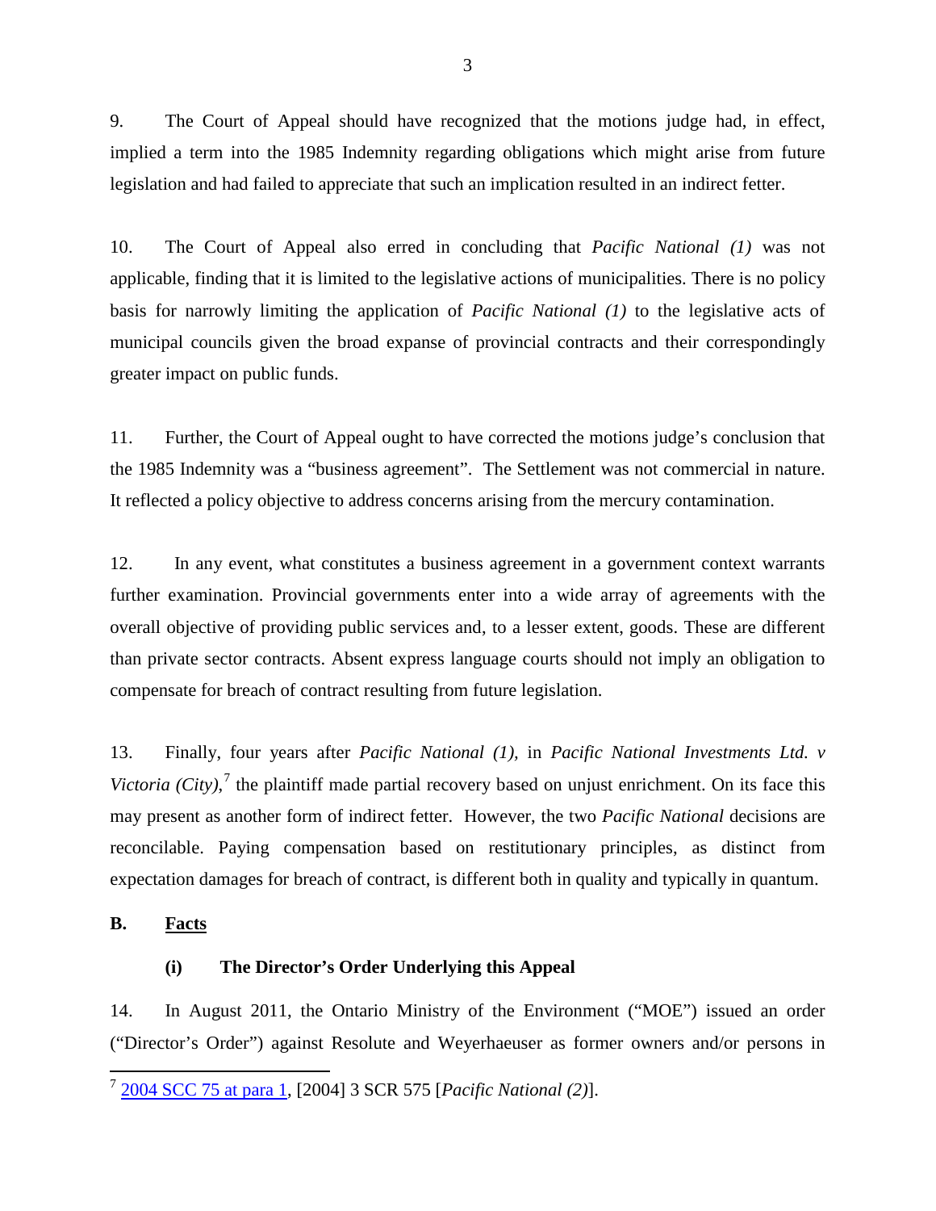9. The Court of Appeal should have recognized that the motions judge had, in effect, implied a term into the 1985 Indemnity regarding obligations which might arise from future legislation and had failed to appreciate that such an implication resulted in an indirect fetter.

10. The Court of Appeal also erred in concluding that *Pacific National (1)* was not applicable, finding that it is limited to the legislative actions of municipalities. There is no policy basis for narrowly limiting the application of *Pacific National (1)* to the legislative acts of municipal councils given the broad expanse of provincial contracts and their correspondingly greater impact on public funds.

11. Further, the Court of Appeal ought to have corrected the motions judge's conclusion that the 1985 Indemnity was a "business agreement". The Settlement was not commercial in nature. It reflected a policy objective to address concerns arising from the mercury contamination.

12. In any event, what constitutes a business agreement in a government context warrants further examination. Provincial governments enter into a wide array of agreements with the overall objective of providing public services and, to a lesser extent, goods. These are different than private sector contracts. Absent express language courts should not imply an obligation to compensate for breach of contract resulting from future legislation.

13. Finally, four years after *Pacific National (1)*, in *Pacific National Investments Ltd. v Victoria (City)*,[7] the plaintiff made partial recovery based on unjust enrichment. On its face this may present as another form of indirect fetter. However, the two *Pacific National* decisions are reconcilable. Paying compensation based on restitutionary principles, as distinct from expectation damages for breach of contract, is different both in quality and typically in quantum.

## B. Facts

### (i) The Director's Order Underlying this Appeal

14. In August 2011, the Ontario Ministry of the Environment ("MOE") issued an order ("Director's Order") against Resolute and Weyerhaeuser as former owners and/or persons in

---

[7] 2004 SCC 75 at para 1, [2004] 3 SCR 575 [*Pacific National (2)*].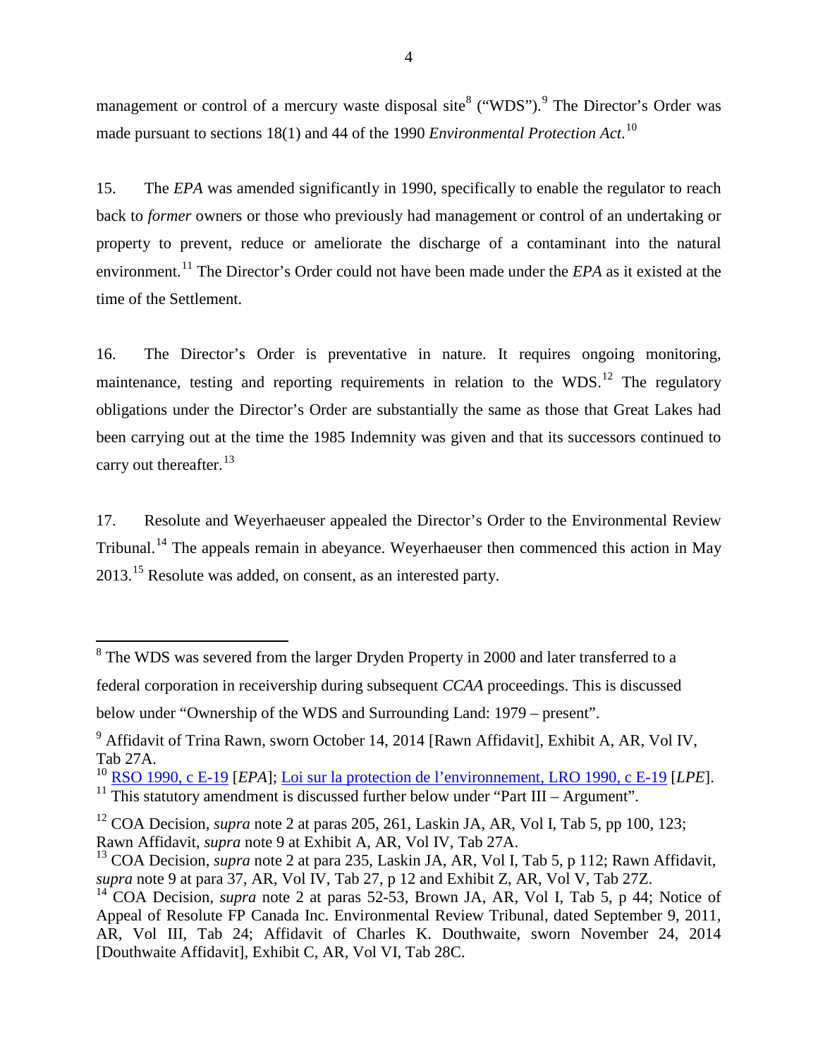management or control of a mercury waste disposal site[8] ("WDS").[9] The Director's Order was made pursuant to sections 18(1) and 44 of the 1990 *Environmental Protection Act*.[10]

15. The *EPA* was amended significantly in 1990, specifically to enable the regulator to reach back to *former* owners or those who previously had management or control of an undertaking or property to prevent, reduce or ameliorate the discharge of a contaminant into the natural environment.[11] The Director's Order could not have been made under the *EPA* as it existed at the time of the Settlement.

16. The Director's Order is preventative in nature. It requires ongoing monitoring, maintenance, testing and reporting requirements in relation to the WDS.[12] The regulatory obligations under the Director's Order are substantially the same as those that Great Lakes had been carrying out at the time the 1985 Indemnity was given and that its successors continued to carry out thereafter.[13]

17. Resolute and Weyerhaeuser appealed the Director's Order to the Environmental Review Tribunal.[14] The appeals remain in abeyance. Weyerhaeuser then commenced this action in May 2013.[15] Resolute was added, on consent, as an interested party.

---

[8] The WDS was severed from the larger Dryden Property in 2000 and later transferred to a federal corporation in receivership during subsequent *CCAA* proceedings. This is discussed below under "Ownership of the WDS and Surrounding Land: 1979 – present".

[9] Affidavit of Trina Rawn, sworn October 14, 2014 [Rawn Affidavit], Exhibit A, AR, Vol IV, Tab 27A.

[10] RSO 1990, c E-19 [*EPA*]; Loi sur la protection de l'environnement, LRO 1990, c E-19 [*LPE*].

[11] This statutory amendment is discussed further below under "Part III – Argument".

[12] COA Decision, *supra* note 2 at paras 205, 261, Laskin JA, AR, Vol I, Tab 5, pp 100, 123; Rawn Affidavit, *supra* note 9 at Exhibit A, AR, Vol IV, Tab 27A.

[13] COA Decision, *supra* note 2 at para 235, Laskin JA, AR, Vol I, Tab 5, p 112; Rawn Affidavit, *supra* note 9 at para 37, AR, Vol IV, Tab 27, p 12 and Exhibit Z, AR, Vol V, Tab 27Z.

[14] COA Decision, *supra* note 2 at paras 52-53, Brown JA, AR, Vol I, Tab 5, p 44; Notice of Appeal of Resolute FP Canada Inc. Environmental Review Tribunal, dated September 9, 2011, AR, Vol III, Tab 24; Affidavit of Charles K. Douthwaite, sworn November 24, 2014 [Douthwaite Affidavit], Exhibit C, AR, Vol VI, Tab 28C.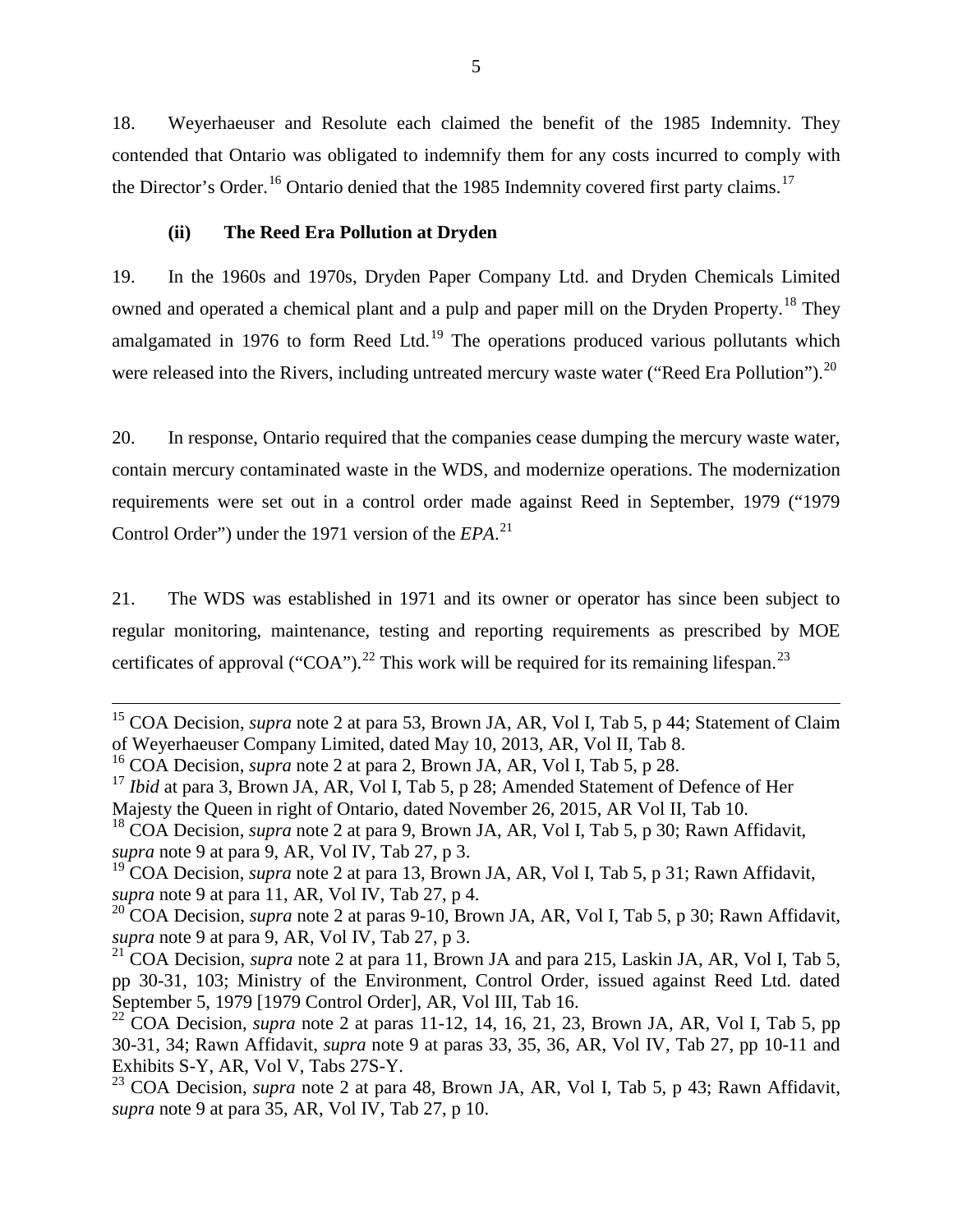18. Weyerhaeuser and Resolute each claimed the benefit of the 1985 Indemnity. They contended that Ontario was obligated to indemnify them for any costs incurred to comply with the Director's Order.[16] Ontario denied that the 1985 Indemnity covered first party claims.[17]

### (ii) The Reed Era Pollution at Dryden

19. In the 1960s and 1970s, Dryden Paper Company Ltd. and Dryden Chemicals Limited owned and operated a chemical plant and a pulp and paper mill on the Dryden Property.[18] They amalgamated in 1976 to form Reed Ltd.[19] The operations produced various pollutants which were released into the Rivers, including untreated mercury waste water ("Reed Era Pollution").[20]

20. In response, Ontario required that the companies cease dumping the mercury waste water, contain mercury contaminated waste in the WDS, and modernize operations. The modernization requirements were set out in a control order made against Reed in September, 1979 ("1979 Control Order") under the 1971 version of the *EPA*.[21]

21. The WDS was established in 1971 and its owner or operator has since been subject to regular monitoring, maintenance, testing and reporting requirements as prescribed by MOE certificates of approval ("COA").[22] This work will be required for its remaining lifespan.[23]

---

[15] COA Decision, *supra* note 2 at para 53, Brown JA, AR, Vol I, Tab 5, p 44; Statement of Claim of Weyerhaeuser Company Limited, dated May 10, 2013, AR, Vol II, Tab 8.

[16] COA Decision, *supra* note 2 at para 2, Brown JA, AR, Vol I, Tab 5, p 28.

[17] *Ibid* at para 3, Brown JA, AR, Vol I, Tab 5, p 28; Amended Statement of Defence of Her Majesty the Queen in right of Ontario, dated November 26, 2015, AR Vol II, Tab 10.

[18] COA Decision, *supra* note 2 at para 9, Brown JA, AR, Vol I, Tab 5, p 30; Rawn Affidavit, *supra* note 9 at para 9, AR, Vol IV, Tab 27, p 3.

[19] COA Decision, *supra* note 2 at para 13, Brown JA, AR, Vol I, Tab 5, p 31; Rawn Affidavit, *supra* note 9 at para 11, AR, Vol IV, Tab 27, p 4.

[20] COA Decision, *supra* note 2 at paras 9-10, Brown JA, AR, Vol I, Tab 5, p 30; Rawn Affidavit, *supra* note 9 at para 9, AR, Vol IV, Tab 27, p 3.

[21] COA Decision, *supra* note 2 at para 11, Brown JA and para 215, Laskin JA, AR, Vol I, Tab 5, pp 30-31, 103; Ministry of the Environment, Control Order, issued against Reed Ltd. dated September 5, 1979 [1979 Control Order], AR, Vol III, Tab 16.

[22] COA Decision, *supra* note 2 at paras 11-12, 14, 16, 21, 23, Brown JA, AR, Vol I, Tab 5, pp 30-31, 34; Rawn Affidavit, *supra* note 9 at paras 33, 35, 36, AR, Vol IV, Tab 27, pp 10-11 and Exhibits S-Y, AR, Vol V, Tabs 27S-Y.

[23] COA Decision, *supra* note 2 at para 48, Brown JA, AR, Vol I, Tab 5, p 43; Rawn Affidavit, *supra* note 9 at para 35, AR, Vol IV, Tab 27, p 10.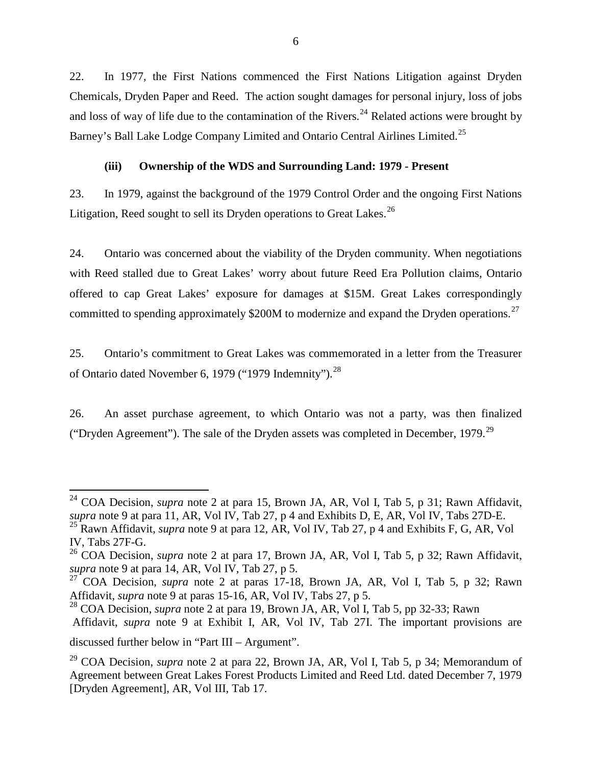22. In 1977, the First Nations commenced the First Nations Litigation against Dryden Chemicals, Dryden Paper and Reed. The action sought damages for personal injury, loss of jobs and loss of way of life due to the contamination of the Rivers.[24] Related actions were brought by Barney's Ball Lake Lodge Company Limited and Ontario Central Airlines Limited.[25]

### (iii) Ownership of the WDS and Surrounding Land: 1979 - Present

23. In 1979, against the background of the 1979 Control Order and the ongoing First Nations Litigation, Reed sought to sell its Dryden operations to Great Lakes.[26]

24. Ontario was concerned about the viability of the Dryden community. When negotiations with Reed stalled due to Great Lakes' worry about future Reed Era Pollution claims, Ontario offered to cap Great Lakes' exposure for damages at $15M. Great Lakes correspondingly committed to spending approximately $200M to modernize and expand the Dryden operations.[27]

25. Ontario's commitment to Great Lakes was commemorated in a letter from the Treasurer of Ontario dated November 6, 1979 ("1979 Indemnity").[28]

26. An asset purchase agreement, to which Ontario was not a party, was then finalized ("Dryden Agreement"). The sale of the Dryden assets was completed in December, 1979.[29]

---

[24] COA Decision, *supra* note 2 at para 15, Brown JA, AR, Vol I, Tab 5, p 31; Rawn Affidavit, *supra* note 9 at para 11, AR, Vol IV, Tab 27, p 4 and Exhibits D, E, AR, Vol IV, Tabs 27D-E.

[25] Rawn Affidavit, *supra* note 9 at para 12, AR, Vol IV, Tab 27, p 4 and Exhibits F, G, AR, Vol IV, Tabs 27F-G.

[26] COA Decision, *supra* note 2 at para 17, Brown JA, AR, Vol I, Tab 5, p 32; Rawn Affidavit, *supra* note 9 at para 14, AR, Vol IV, Tab 27, p 5.

[27] COA Decision, *supra* note 2 at paras 17-18, Brown JA, AR, Vol I, Tab 5, p 32; Rawn Affidavit, *supra* note 9 at paras 15-16, AR, Vol IV, Tabs 27, p 5.

[28] COA Decision, *supra* note 2 at para 19, Brown JA, AR, Vol I, Tab 5, pp 32-33; Rawn Affidavit, *supra* note 9 at Exhibit I, AR, Vol IV, Tab 27I. The important provisions are discussed further below in "Part III – Argument".

[29] COA Decision, *supra* note 2 at para 22, Brown JA, AR, Vol I, Tab 5, p 34; Memorandum of Agreement between Great Lakes Forest Products Limited and Reed Ltd. dated December 7, 1979 [Dryden Agreement], AR, Vol III, Tab 17.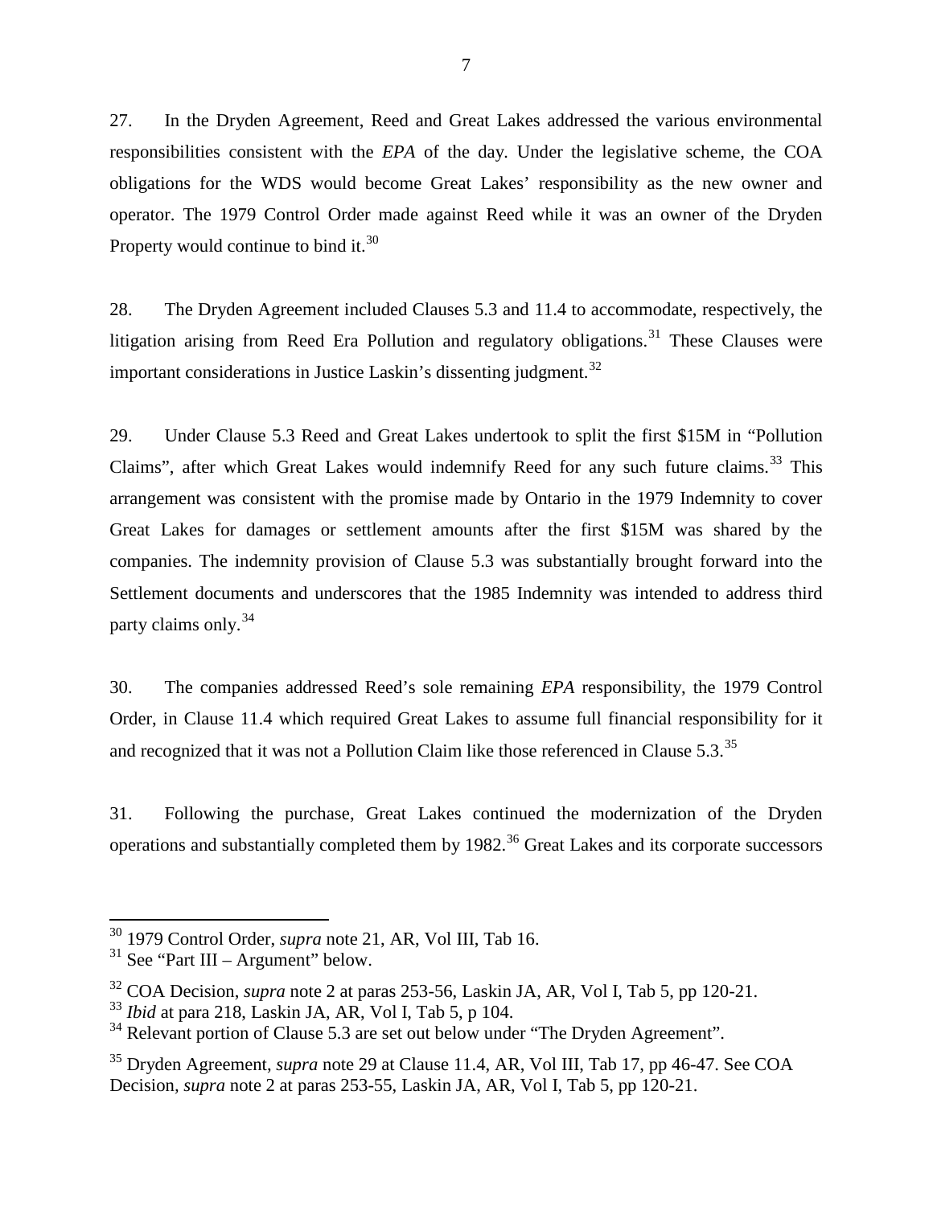27. In the Dryden Agreement, Reed and Great Lakes addressed the various environmental responsibilities consistent with the *EPA* of the day. Under the legislative scheme, the COA obligations for the WDS would become Great Lakes' responsibility as the new owner and operator. The 1979 Control Order made against Reed while it was an owner of the Dryden Property would continue to bind it.[30]

28. The Dryden Agreement included Clauses 5.3 and 11.4 to accommodate, respectively, the litigation arising from Reed Era Pollution and regulatory obligations.[31] These Clauses were important considerations in Justice Laskin's dissenting judgment.[32]

29. Under Clause 5.3 Reed and Great Lakes undertook to split the first $15M in "Pollution Claims", after which Great Lakes would indemnify Reed for any such future claims.[33] This arrangement was consistent with the promise made by Ontario in the 1979 Indemnity to cover Great Lakes for damages or settlement amounts after the first $15M was shared by the companies. The indemnity provision of Clause 5.3 was substantially brought forward into the Settlement documents and underscores that the 1985 Indemnity was intended to address third party claims only.[34]

30. The companies addressed Reed's sole remaining *EPA* responsibility, the 1979 Control Order, in Clause 11.4 which required Great Lakes to assume full financial responsibility for it and recognized that it was not a Pollution Claim like those referenced in Clause 5.3.[35]

31. Following the purchase, Great Lakes continued the modernization of the Dryden operations and substantially completed them by 1982.[36] Great Lakes and its corporate successors

---

[30] 1979 Control Order, *supra* note 21, AR, Vol III, Tab 16.

[31] See "Part III – Argument" below.

[32] COA Decision, *supra* note 2 at paras 253-56, Laskin JA, AR, Vol I, Tab 5, pp 120-21.

[33] *Ibid* at para 218, Laskin JA, AR, Vol I, Tab 5, p 104.

[34] Relevant portion of Clause 5.3 are set out below under "The Dryden Agreement".

[35] Dryden Agreement, *supra* note 29 at Clause 11.4, AR, Vol III, Tab 17, pp 46-47. See COA Decision, *supra* note 2 at paras 253-55, Laskin JA, AR, Vol I, Tab 5, pp 120-21.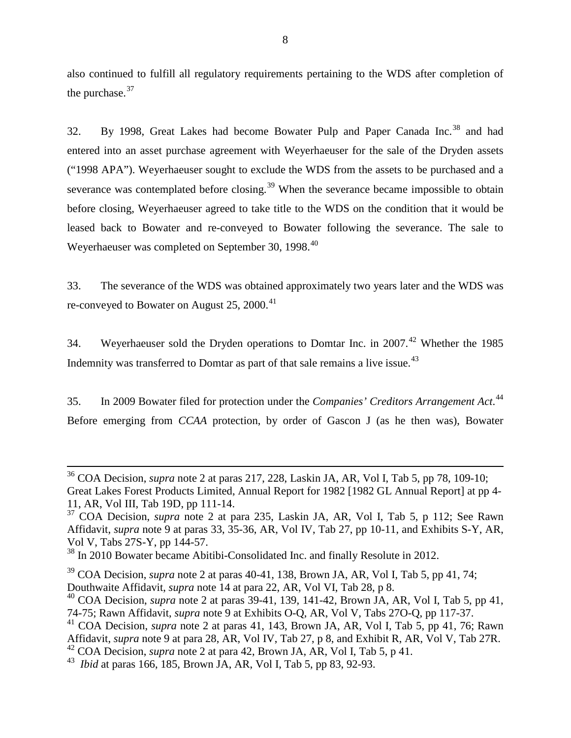also continued to fulfill all regulatory requirements pertaining to the WDS after completion of the purchase.[37]

32. By 1998, Great Lakes had become Bowater Pulp and Paper Canada Inc.[38] and had entered into an asset purchase agreement with Weyerhaeuser for the sale of the Dryden assets ("1998 APA"). Weyerhaeuser sought to exclude the WDS from the assets to be purchased and a severance was contemplated before closing.[39] When the severance became impossible to obtain before closing, Weyerhaeuser agreed to take title to the WDS on the condition that it would be leased back to Bowater and re-conveyed to Bowater following the severance. The sale to Weyerhaeuser was completed on September 30, 1998.[40]

33. The severance of the WDS was obtained approximately two years later and the WDS was re-conveyed to Bowater on August 25, 2000.[41]

34. Weyerhaeuser sold the Dryden operations to Domtar Inc. in 2007.[42] Whether the 1985 Indemnity was transferred to Domtar as part of that sale remains a live issue.[43]

35. In 2009 Bowater filed for protection under the *Companies' Creditors Arrangement Act*.[44] Before emerging from *CCAA* protection, by order of Gascon J (as he then was), Bowater

---

[36] COA Decision, *supra* note 2 at paras 217, 228, Laskin JA, AR, Vol I, Tab 5, pp 78, 109-10; Great Lakes Forest Products Limited, Annual Report for 1982 [1982 GL Annual Report] at pp 4-11, AR, Vol III, Tab 19D, pp 111-14.

[37] COA Decision, *supra* note 2 at para 235, Laskin JA, AR, Vol I, Tab 5, p 112; See Rawn Affidavit, *supra* note 9 at paras 33, 35-36, AR, Vol IV, Tab 27, pp 10-11, and Exhibits S-Y, AR, Vol V, Tabs 27S-Y, pp 144-57.

[38] In 2010 Bowater became Abitibi-Consolidated Inc. and finally Resolute in 2012.

[39] COA Decision, *supra* note 2 at paras 40-41, 138, Brown JA, AR, Vol I, Tab 5, pp 41, 74; Douthwaite Affidavit, *supra* note 14 at para 22, AR, Vol VI, Tab 28, p 8.

[40] COA Decision, *supra* note 2 at paras 39-41, 139, 141-42, Brown JA, AR, Vol I, Tab 5, pp 41, 74-75; Rawn Affidavit, *supra* note 9 at Exhibits O-Q, AR, Vol V, Tabs 27O-Q, pp 117-37.

[41] COA Decision, *supra* note 2 at paras 41, 143, Brown JA, AR, Vol I, Tab 5, pp 41, 76; Rawn Affidavit, *supra* note 9 at para 28, AR, Vol IV, Tab 27, p 8, and Exhibit R, AR, Vol V, Tab 27R.

[42] COA Decision, *supra* note 2 at para 42, Brown JA, AR, Vol I, Tab 5, p 41.

[43] *Ibid* at paras 166, 185, Brown JA, AR, Vol I, Tab 5, pp 83, 92-93.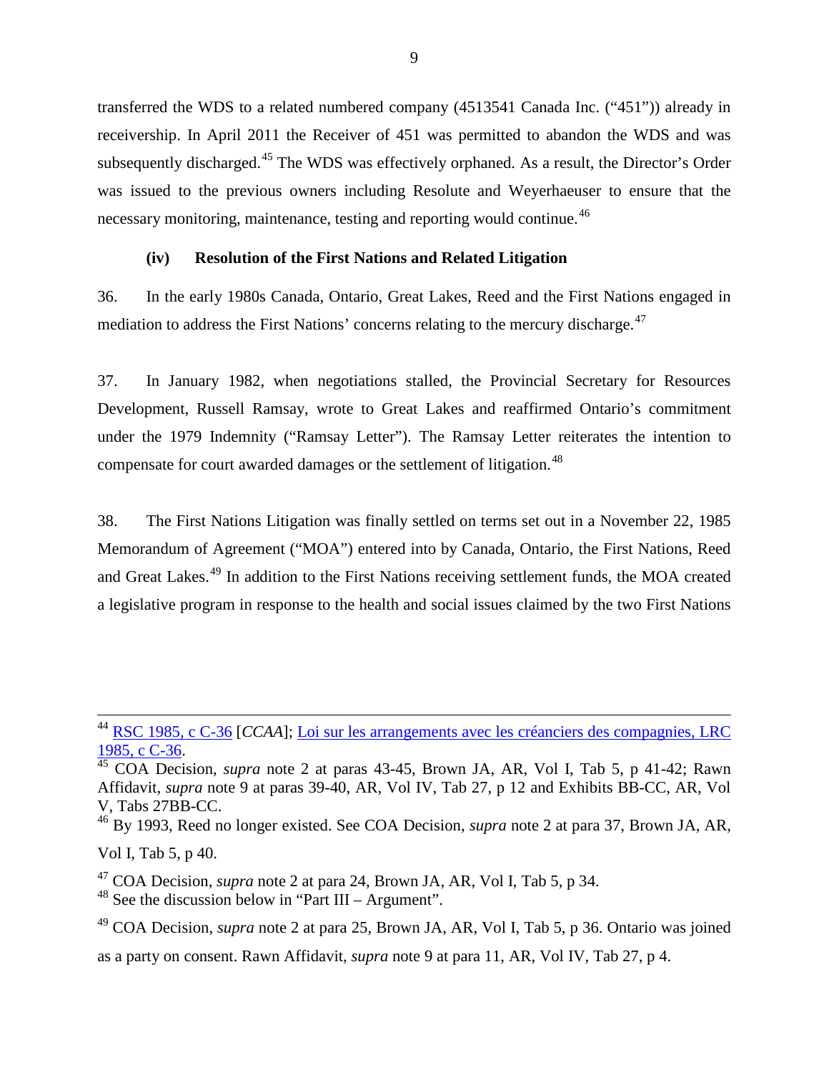transferred the WDS to a related numbered company (4513541 Canada Inc. ("451")) already in receivership. In April 2011 the Receiver of 451 was permitted to abandon the WDS and was subsequently discharged.[45] The WDS was effectively orphaned. As a result, the Director's Order was issued to the previous owners including Resolute and Weyerhaeuser to ensure that the necessary monitoring, maintenance, testing and reporting would continue.[46]

### (iv) Resolution of the First Nations and Related Litigation

36. In the early 1980s Canada, Ontario, Great Lakes, Reed and the First Nations engaged in mediation to address the First Nations' concerns relating to the mercury discharge.[47]

37. In January 1982, when negotiations stalled, the Provincial Secretary for Resources Development, Russell Ramsay, wrote to Great Lakes and reaffirmed Ontario's commitment under the 1979 Indemnity ("Ramsay Letter"). The Ramsay Letter reiterates the intention to compensate for court awarded damages or the settlement of litigation.[48]

38. The First Nations Litigation was finally settled on terms set out in a November 22, 1985 Memorandum of Agreement ("MOA") entered into by Canada, Ontario, the First Nations, Reed and Great Lakes.[49] In addition to the First Nations receiving settlement funds, the MOA created a legislative program in response to the health and social issues claimed by the two First Nations

---

[44] RSC 1985, c C-36 [*CCAA*]; Loi sur les arrangements avec les créanciers des compagnies, LRC 1985, c C-36.

[45] COA Decision, *supra* note 2 at paras 43-45, Brown JA, AR, Vol I, Tab 5, p 41-42; Rawn Affidavit, *supra* note 9 at paras 39-40, AR, Vol IV, Tab 27, p 12 and Exhibits BB-CC, AR, Vol V, Tabs 27BB-CC.

[46] By 1993, Reed no longer existed. See COA Decision, *supra* note 2 at para 37, Brown JA, AR, Vol I, Tab 5, p 40.

[47] COA Decision, *supra* note 2 at para 24, Brown JA, AR, Vol I, Tab 5, p 34.

[48] See the discussion below in "Part III – Argument".

[49] COA Decision, *supra* note 2 at para 25, Brown JA, AR, Vol I, Tab 5, p 36. Ontario was joined as a party on consent. Rawn Affidavit, *supra* note 9 at para 11, AR, Vol IV, Tab 27, p 4.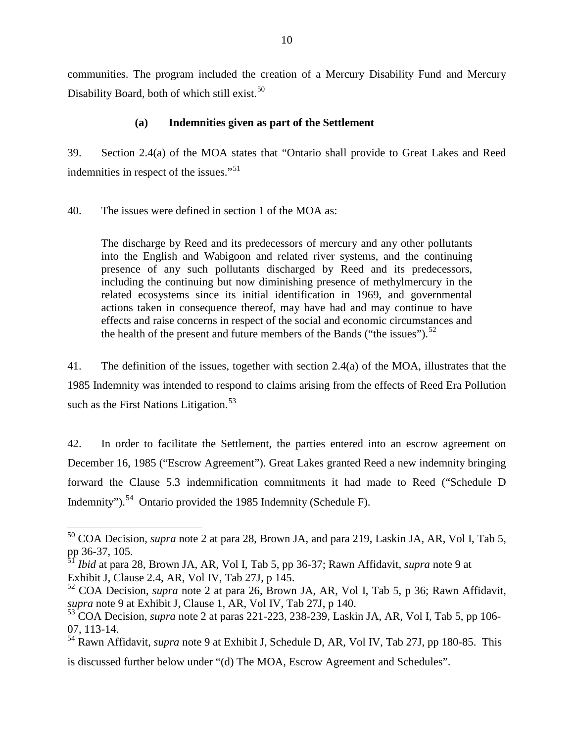communities. The program included the creation of a Mercury Disability Fund and Mercury Disability Board, both of which still exist.[50]

### (a) Indemnities given as part of the Settlement

39. Section 2.4(a) of the MOA states that "Ontario shall provide to Great Lakes and Reed indemnities in respect of the issues."[51]

40. The issues were defined in section 1 of the MOA as:

> The discharge by Reed and its predecessors of mercury and any other pollutants into the English and Wabigoon and related river systems, and the continuing presence of any such pollutants discharged by Reed and its predecessors, including the continuing but now diminishing presence of methylmercury in the related ecosystems since its initial identification in 1969, and governmental actions taken in consequence thereof, may have had and may continue to have effects and raise concerns in respect of the social and economic circumstances and the health of the present and future members of the Bands ("the issues").[52]

41. The definition of the issues, together with section 2.4(a) of the MOA, illustrates that the 1985 Indemnity was intended to respond to claims arising from the effects of Reed Era Pollution such as the First Nations Litigation.[53]

42. In order to facilitate the Settlement, the parties entered into an escrow agreement on December 16, 1985 ("Escrow Agreement"). Great Lakes granted Reed a new indemnity bringing forward the Clause 5.3 indemnification commitments it had made to Reed ("Schedule D Indemnity").[54] Ontario provided the 1985 Indemnity (Schedule F).

---

[50] COA Decision, *supra* note 2 at para 28, Brown JA, and para 219, Laskin JA, AR, Vol I, Tab 5, pp 36-37, 105.

[51] *Ibid* at para 28, Brown JA, AR, Vol I, Tab 5, pp 36-37; Rawn Affidavit, *supra* note 9 at Exhibit J, Clause 2.4, AR, Vol IV, Tab 27J, p 145.

[52] COA Decision, *supra* note 2 at para 26, Brown JA, AR, Vol I, Tab 5, p 36; Rawn Affidavit, *supra* note 9 at Exhibit J, Clause 1, AR, Vol IV, Tab 27J, p 140.

[53] COA Decision, *supra* note 2 at paras 221-223, 238-239, Laskin JA, AR, Vol I, Tab 5, pp 106-07, 113-14.

[54] Rawn Affidavit, *supra* note 9 at Exhibit J, Schedule D, AR, Vol IV, Tab 27J, pp 180-85. This is discussed further below under "(d) The MOA, Escrow Agreement and Schedules".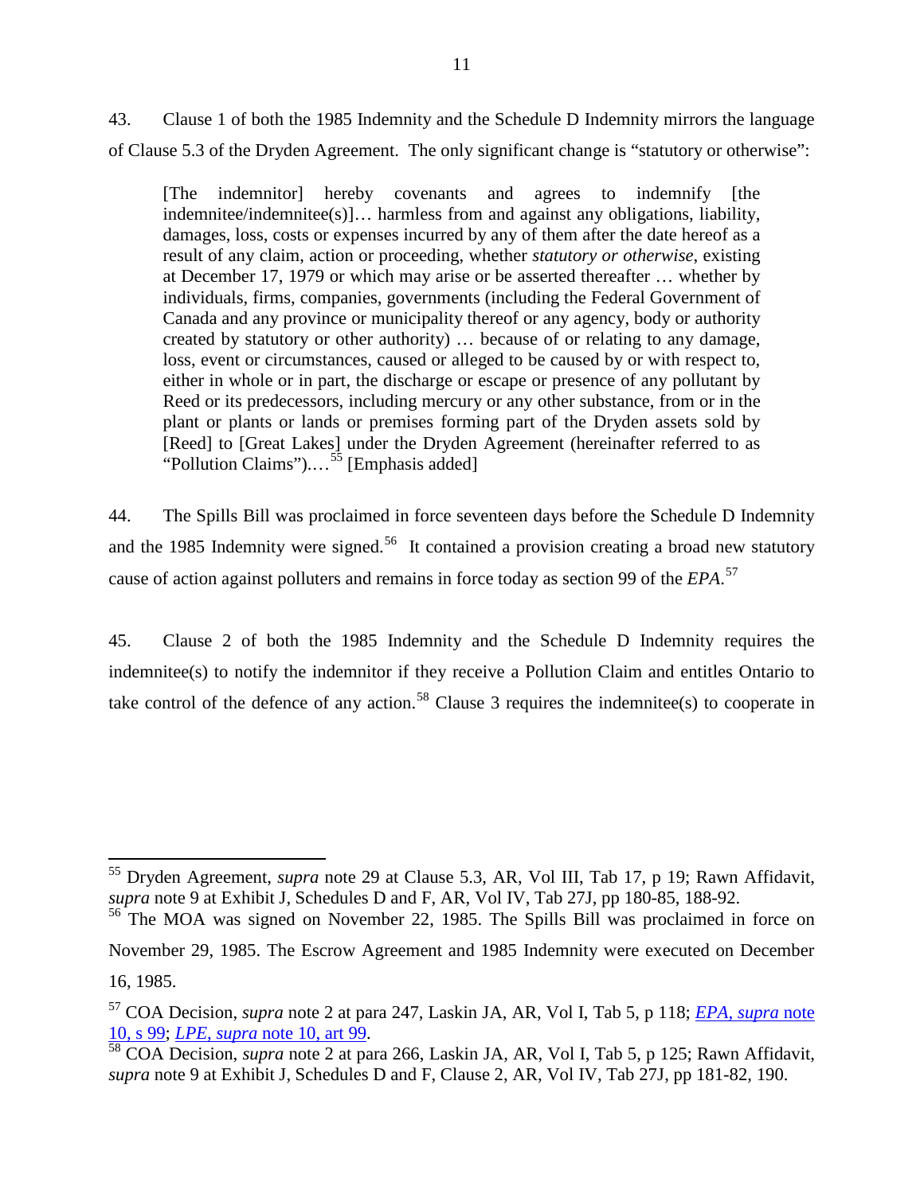43. Clause 1 of both the 1985 Indemnity and the Schedule D Indemnity mirrors the language of Clause 5.3 of the Dryden Agreement. The only significant change is "statutory or otherwise":

> [The indemnitor] hereby covenants and agrees to indemnify [the indemnitee/indemnitee(s)]… harmless from and against any obligations, liability, damages, loss, costs or expenses incurred by any of them after the date hereof as a result of any claim, action or proceeding, whether *statutory or otherwise*, existing at December 17, 1979 or which may arise or be asserted thereafter … whether by individuals, firms, companies, governments (including the Federal Government of Canada and any province or municipality thereof or any agency, body or authority created by statutory or other authority) … because of or relating to any damage, loss, event or circumstances, caused or alleged to be caused by or with respect to, either in whole or in part, the discharge or escape or presence of any pollutant by Reed or its predecessors, including mercury or any other substance, from or in the plant or plants or lands or premises forming part of the Dryden assets sold by [Reed] to [Great Lakes] under the Dryden Agreement (hereinafter referred to as "Pollution Claims")….[55] [Emphasis added]

44. The Spills Bill was proclaimed in force seventeen days before the Schedule D Indemnity and the 1985 Indemnity were signed.[56] It contained a provision creating a broad new statutory cause of action against polluters and remains in force today as section 99 of the *EPA*.[57]

45. Clause 2 of both the 1985 Indemnity and the Schedule D Indemnity requires the indemnitee(s) to notify the indemnitor if they receive a Pollution Claim and entitles Ontario to take control of the defence of any action.[58] Clause 3 requires the indemnitee(s) to cooperate in

---

[55] Dryden Agreement, *supra* note 29 at Clause 5.3, AR, Vol III, Tab 17, p 19; Rawn Affidavit, *supra* note 9 at Exhibit J, Schedules D and F, AR, Vol IV, Tab 27J, pp 180-85, 188-92.

[56] The MOA was signed on November 22, 1985. The Spills Bill was proclaimed in force on November 29, 1985. The Escrow Agreement and 1985 Indemnity were executed on December 16, 1985.

[57] COA Decision, *supra* note 2 at para 247, Laskin JA, AR, Vol I, Tab 5, p 118; *EPA, supra* note 10, s 99; *LPE, supra* note 10, art 99.

[58] COA Decision, *supra* note 2 at para 266, Laskin JA, AR, Vol I, Tab 5, p 125; Rawn Affidavit, *supra* note 9 at Exhibit J, Schedules D and F, Clause 2, AR, Vol IV, Tab 27J, pp 181-82, 190.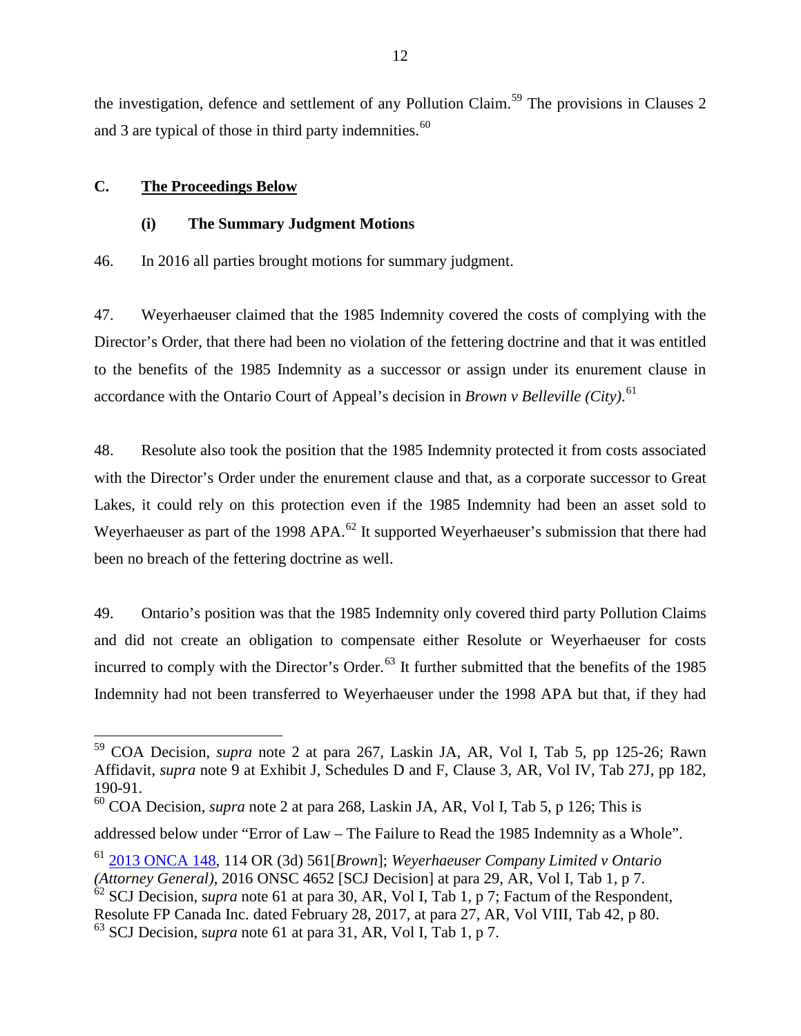the investigation, defence and settlement of any Pollution Claim.[59] The provisions in Clauses 2 and 3 are typical of those in third party indemnities.[60]

## C. The Proceedings Below

### (i) The Summary Judgment Motions

46. In 2016 all parties brought motions for summary judgment.

47. Weyerhaeuser claimed that the 1985 Indemnity covered the costs of complying with the Director's Order, that there had been no violation of the fettering doctrine and that it was entitled to the benefits of the 1985 Indemnity as a successor or assign under its enurement clause in accordance with the Ontario Court of Appeal's decision in *Brown v Belleville (City)*.[61]

48. Resolute also took the position that the 1985 Indemnity protected it from costs associated with the Director's Order under the enurement clause and that, as a corporate successor to Great Lakes, it could rely on this protection even if the 1985 Indemnity had been an asset sold to Weyerhaeuser as part of the 1998 APA.[62] It supported Weyerhaeuser's submission that there had been no breach of the fettering doctrine as well.

49. Ontario's position was that the 1985 Indemnity only covered third party Pollution Claims and did not create an obligation to compensate either Resolute or Weyerhaeuser for costs incurred to comply with the Director's Order.[63] It further submitted that the benefits of the 1985 Indemnity had not been transferred to Weyerhaeuser under the 1998 APA but that, if they had

---

[59] COA Decision, *supra* note 2 at para 267, Laskin JA, AR, Vol I, Tab 5, pp 125-26; Rawn Affidavit, *supra* note 9 at Exhibit J, Schedules D and F, Clause 3, AR, Vol IV, Tab 27J, pp 182, 190-91.

[60] COA Decision, *supra* note 2 at para 268, Laskin JA, AR, Vol I, Tab 5, p 126; This is addressed below under "Error of Law – The Failure to Read the 1985 Indemnity as a Whole".

[61] 2013 ONCA 148, 114 OR (3d) 561[*Brown*]; *Weyerhaeuser Company Limited v Ontario (Attorney General)*, 2016 ONSC 4652 [SCJ Decision] at para 29, AR, Vol I, Tab 1, p 7.

[62] SCJ Decision, s*upra* note 61 at para 30, AR, Vol I, Tab 1, p 7; Factum of the Respondent, Resolute FP Canada Inc. dated February 28, 2017, at para 27, AR, Vol VIII, Tab 42, p 80.

[63] SCJ Decision, s*upra* note 61 at para 31, AR, Vol I, Tab 1, p 7.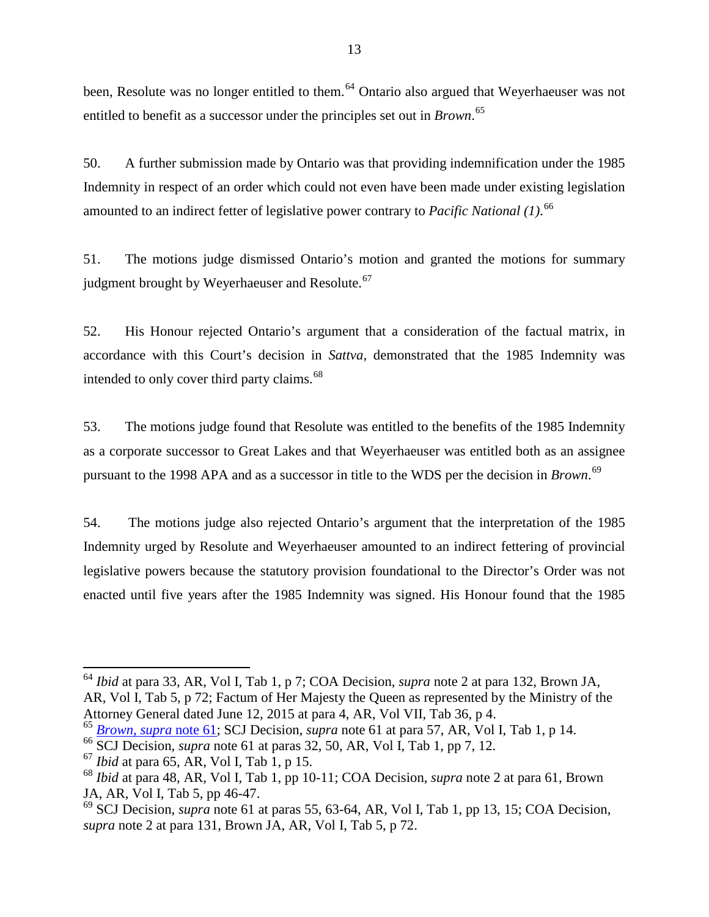been, Resolute was no longer entitled to them.[64] Ontario also argued that Weyerhaeuser was not entitled to benefit as a successor under the principles set out in *Brown*.[65]

50. A further submission made by Ontario was that providing indemnification under the 1985 Indemnity in respect of an order which could not even have been made under existing legislation amounted to an indirect fetter of legislative power contrary to *Pacific National (1)*.[66]

51. The motions judge dismissed Ontario's motion and granted the motions for summary judgment brought by Weyerhaeuser and Resolute.[67]

52. His Honour rejected Ontario's argument that a consideration of the factual matrix, in accordance with this Court's decision in *Sattva*, demonstrated that the 1985 Indemnity was intended to only cover third party claims.[68]

53. The motions judge found that Resolute was entitled to the benefits of the 1985 Indemnity as a corporate successor to Great Lakes and that Weyerhaeuser was entitled both as an assignee pursuant to the 1998 APA and as a successor in title to the WDS per the decision in *Brown*.[69]

54. The motions judge also rejected Ontario's argument that the interpretation of the 1985 Indemnity urged by Resolute and Weyerhaeuser amounted to an indirect fettering of provincial legislative powers because the statutory provision foundational to the Director's Order was not enacted until five years after the 1985 Indemnity was signed. His Honour found that the 1985

---

[64] *Ibid* at para 33, AR, Vol I, Tab 1, p 7; COA Decision, *supra* note 2 at para 132, Brown JA, AR, Vol I, Tab 5, p 72; Factum of Her Majesty the Queen as represented by the Ministry of the Attorney General dated June 12, 2015 at para 4, AR, Vol VII, Tab 36, p 4.

[65] *Brown, supra* note 61; SCJ Decision, *supra* note 61 at para 57, AR, Vol I, Tab 1, p 14.

[66] SCJ Decision, *supra* note 61 at paras 32, 50, AR, Vol I, Tab 1, pp 7, 12.

[67] *Ibid* at para 65, AR, Vol I, Tab 1, p 15.

[68] *Ibid* at para 48, AR, Vol I, Tab 1, pp 10-11; COA Decision, *supra* note 2 at para 61, Brown JA, AR, Vol I, Tab 5, pp 46-47.

[69] SCJ Decision, *supra* note 61 at paras 55, 63-64, AR, Vol I, Tab 1, pp 13, 15; COA Decision, *supra* note 2 at para 131, Brown JA, AR, Vol I, Tab 5, p 72.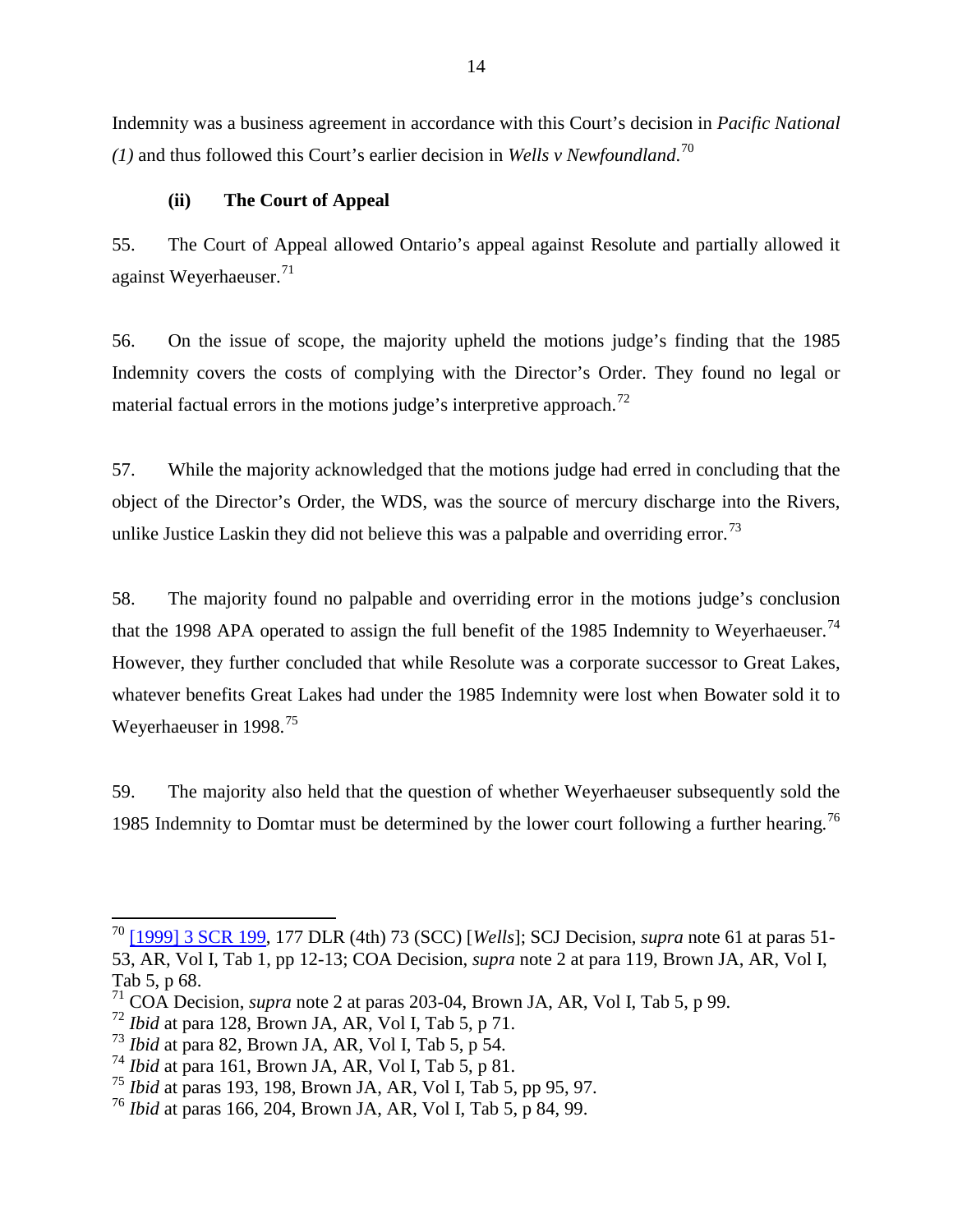Indemnity was a business agreement in accordance with this Court's decision in *Pacific National (1)* and thus followed this Court's earlier decision in *Wells v Newfoundland*.[70]

### (ii) The Court of Appeal

55. The Court of Appeal allowed Ontario's appeal against Resolute and partially allowed it against Weyerhaeuser.[71]

56. On the issue of scope, the majority upheld the motions judge's finding that the 1985 Indemnity covers the costs of complying with the Director's Order. They found no legal or material factual errors in the motions judge's interpretive approach.[72]

57. While the majority acknowledged that the motions judge had erred in concluding that the object of the Director's Order, the WDS, was the source of mercury discharge into the Rivers, unlike Justice Laskin they did not believe this was a palpable and overriding error.[73]

58. The majority found no palpable and overriding error in the motions judge's conclusion that the 1998 APA operated to assign the full benefit of the 1985 Indemnity to Weyerhaeuser.[74] However, they further concluded that while Resolute was a corporate successor to Great Lakes, whatever benefits Great Lakes had under the 1985 Indemnity were lost when Bowater sold it to Weyerhaeuser in 1998.[75]

59. The majority also held that the question of whether Weyerhaeuser subsequently sold the 1985 Indemnity to Domtar must be determined by the lower court following a further hearing.[76]

---

[70] [1999] 3 SCR 199, 177 DLR (4th) 73 (SCC) [*Wells*]; SCJ Decision, *supra* note 61 at paras 51-53, AR, Vol I, Tab 1, pp 12-13; COA Decision, *supra* note 2 at para 119, Brown JA, AR, Vol I, Tab 5, p 68.

[71] COA Decision, *supra* note 2 at paras 203-04, Brown JA, AR, Vol I, Tab 5, p 99.

[72] *Ibid* at para 128, Brown JA, AR, Vol I, Tab 5, p 71.

[73] *Ibid* at para 82, Brown JA, AR, Vol I, Tab 5, p 54.

[74] *Ibid* at para 161, Brown JA, AR, Vol I, Tab 5, p 81.

[75] *Ibid* at paras 193, 198, Brown JA, AR, Vol I, Tab 5, pp 95, 97.

[76] *Ibid* at paras 166, 204, Brown JA, AR, Vol I, Tab 5, p 84, 99.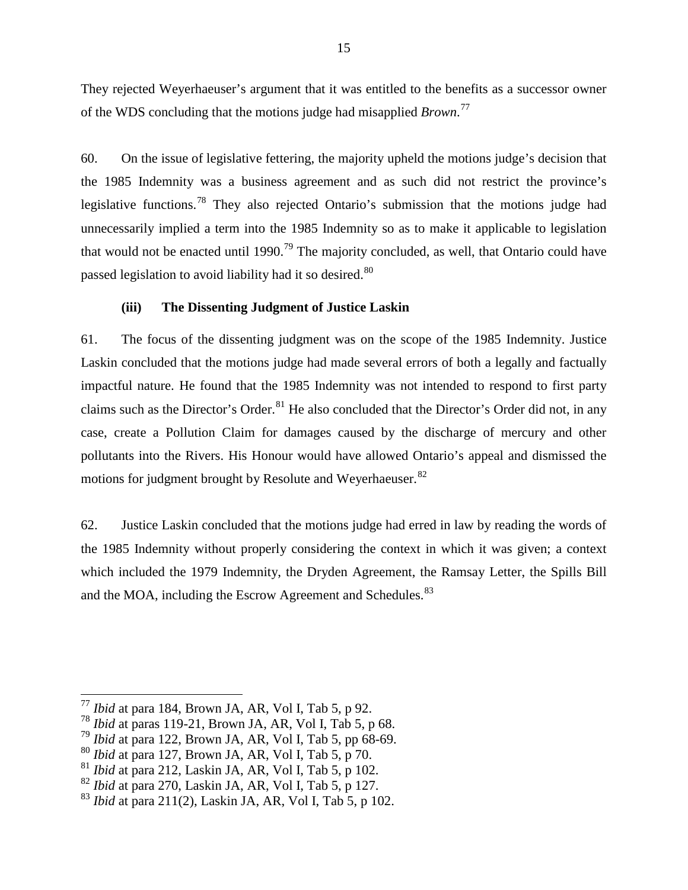They rejected Weyerhaeuser's argument that it was entitled to the benefits as a successor owner of the WDS concluding that the motions judge had misapplied *Brown*.[77]

60. On the issue of legislative fettering, the majority upheld the motions judge's decision that the 1985 Indemnity was a business agreement and as such did not restrict the province's legislative functions.[78] They also rejected Ontario's submission that the motions judge had unnecessarily implied a term into the 1985 Indemnity so as to make it applicable to legislation that would not be enacted until 1990.[79] The majority concluded, as well, that Ontario could have passed legislation to avoid liability had it so desired.[80]

### (iii) The Dissenting Judgment of Justice Laskin

61. The focus of the dissenting judgment was on the scope of the 1985 Indemnity. Justice Laskin concluded that the motions judge had made several errors of both a legally and factually impactful nature. He found that the 1985 Indemnity was not intended to respond to first party claims such as the Director's Order.[81] He also concluded that the Director's Order did not, in any case, create a Pollution Claim for damages caused by the discharge of mercury and other pollutants into the Rivers. His Honour would have allowed Ontario's appeal and dismissed the motions for judgment brought by Resolute and Weyerhaeuser.[82]

62. Justice Laskin concluded that the motions judge had erred in law by reading the words of the 1985 Indemnity without properly considering the context in which it was given; a context which included the 1979 Indemnity, the Dryden Agreement, the Ramsay Letter, the Spills Bill and the MOA, including the Escrow Agreement and Schedules.[83]

---

[77] *Ibid* at para 184, Brown JA, AR, Vol I, Tab 5, p 92.
[78] *Ibid* at paras 119-21, Brown JA, AR, Vol I, Tab 5, p 68.
[79] *Ibid* at para 122, Brown JA, AR, Vol I, Tab 5, pp 68-69.
[80] *Ibid* at para 127, Brown JA, AR, Vol I, Tab 5, p 70.
[81] *Ibid* at para 212, Laskin JA, AR, Vol I, Tab 5, p 102.
[82] *Ibid* at para 270, Laskin JA, AR, Vol I, Tab 5, p 127.
[83] *Ibid* at para 211(2), Laskin JA, AR, Vol I, Tab 5, p 102.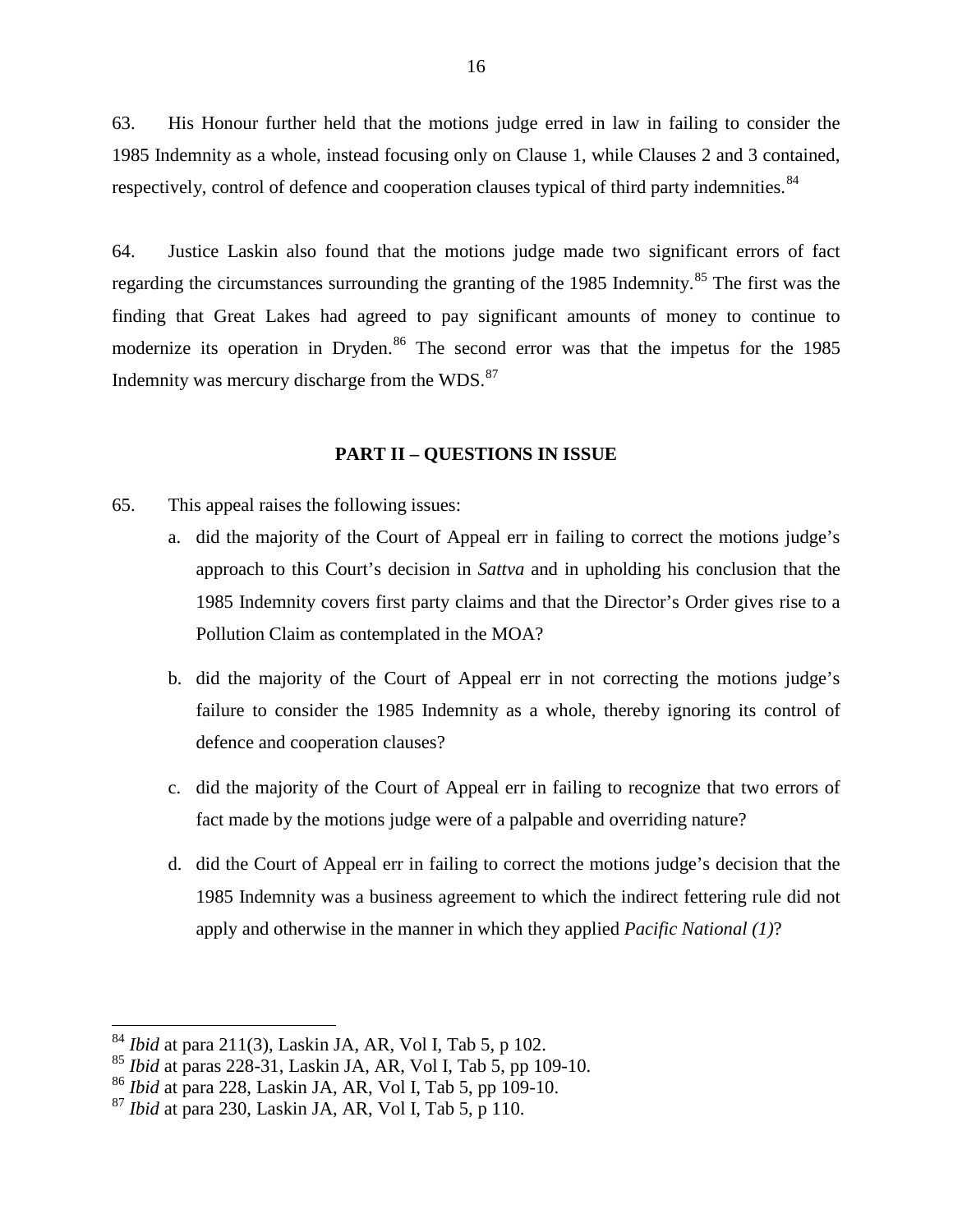63. His Honour further held that the motions judge erred in law in failing to consider the 1985 Indemnity as a whole, instead focusing only on Clause 1, while Clauses 2 and 3 contained, respectively, control of defence and cooperation clauses typical of third party indemnities.[84]

64. Justice Laskin also found that the motions judge made two significant errors of fact regarding the circumstances surrounding the granting of the 1985 Indemnity.[85] The first was the finding that Great Lakes had agreed to pay significant amounts of money to continue to modernize its operation in Dryden.[86] The second error was that the impetus for the 1985 Indemnity was mercury discharge from the WDS.[87]

## PART II – QUESTIONS IN ISSUE

65. This appeal raises the following issues:

   a. did the majority of the Court of Appeal err in failing to correct the motions judge's approach to this Court's decision in *Sattva* and in upholding his conclusion that the 1985 Indemnity covers first party claims and that the Director's Order gives rise to a Pollution Claim as contemplated in the MOA?

   b. did the majority of the Court of Appeal err in not correcting the motions judge's failure to consider the 1985 Indemnity as a whole, thereby ignoring its control of defence and cooperation clauses?

   c. did the majority of the Court of Appeal err in failing to recognize that two errors of fact made by the motions judge were of a palpable and overriding nature?

   d. did the Court of Appeal err in failing to correct the motions judge's decision that the 1985 Indemnity was a business agreement to which the indirect fettering rule did not apply and otherwise in the manner in which they applied *Pacific National (1)*?

---

[84] *Ibid* at para 211(3), Laskin JA, AR, Vol I, Tab 5, p 102.
[85] *Ibid* at paras 228-31, Laskin JA, AR, Vol I, Tab 5, pp 109-10.
[86] *Ibid* at para 228, Laskin JA, AR, Vol I, Tab 5, pp 109-10.
[87] *Ibid* at para 230, Laskin JA, AR, Vol I, Tab 5, p 110.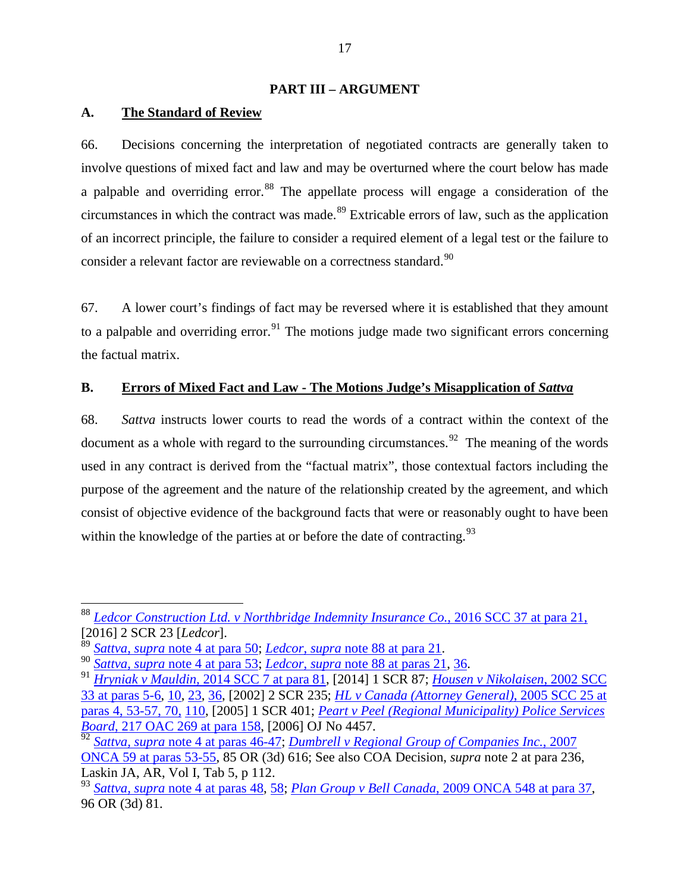## PART III – ARGUMENT

### A. The Standard of Review

66. Decisions concerning the interpretation of negotiated contracts are generally taken to involve questions of mixed fact and law and may be overturned where the court below has made a palpable and overriding error.[88] The appellate process will engage a consideration of the circumstances in which the contract was made.[89] Extricable errors of law, such as the application of an incorrect principle, the failure to consider a required element of a legal test or the failure to consider a relevant factor are reviewable on a correctness standard.[90]

67. A lower court's findings of fact may be reversed where it is established that they amount to a palpable and overriding error.[91] The motions judge made two significant errors concerning the factual matrix.

### B. Errors of Mixed Fact and Law - The Motions Judge's Misapplication of *Sattva*

68. *Sattva* instructs lower courts to read the words of a contract within the context of the document as a whole with regard to the surrounding circumstances.[92] The meaning of the words used in any contract is derived from the "factual matrix", those contextual factors including the purpose of the agreement and the nature of the relationship created by the agreement, and which consist of objective evidence of the background facts that were or reasonably ought to have been within the knowledge of the parties at or before the date of contracting.[93]

---

[88] *Ledcor Construction Ltd. v Northbridge Indemnity Insurance Co.*, 2016 SCC 37 at para 21, [2016] 2 SCR 23 [*Ledcor*].

[89] *Sattva, supra* note 4 at para 50; *Ledcor, supra* note 88 at para 21.

[90] *Sattva, supra* note 4 at para 53; *Ledcor, supra* note 88 at paras 21, 36.

[91] *Hryniak v Mauldin*, 2014 SCC 7 at para 81, [2014] 1 SCR 87; *Housen v Nikolaisen*, 2002 SCC 33 at paras 5-6, 10, 23, 36, [2002] 2 SCR 235; *HL v Canada (Attorney General)*, 2005 SCC 25 at paras 4, 53-57, 70, 110, [2005] 1 SCR 401; *Peart v Peel (Regional Municipality) Police Services Board*, 217 OAC 269 at para 158, [2006] OJ No 4457.

[92] *Sattva, supra* note 4 at paras 46-47; *Dumbrell v Regional Group of Companies Inc.*, 2007 ONCA 59 at paras 53-55, 85 OR (3d) 616; See also COA Decision, *supra* note 2 at para 236, Laskin JA, AR, Vol I, Tab 5, p 112.

[93] *Sattva, supra* note 4 at paras 48, 58; *Plan Group v Bell Canada*, 2009 ONCA 548 at para 37, 96 OR (3d) 81.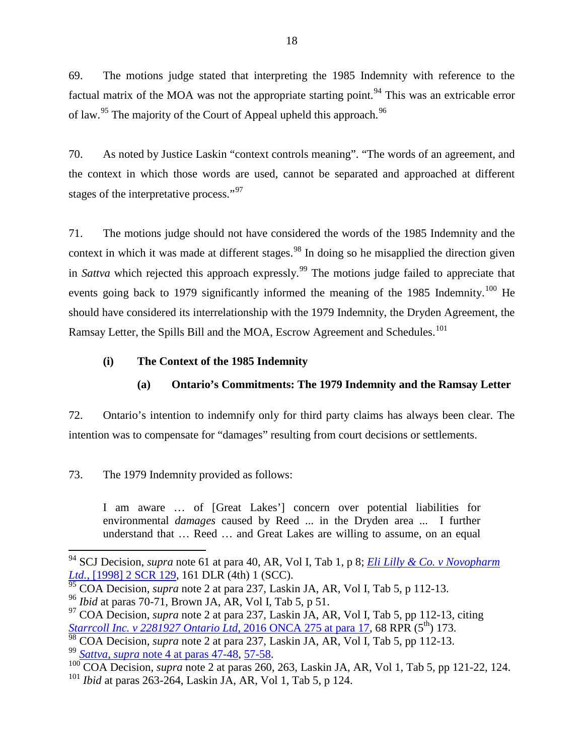69. The motions judge stated that interpreting the 1985 Indemnity with reference to the factual matrix of the MOA was not the appropriate starting point.[94] This was an extricable error of law.[95] The majority of the Court of Appeal upheld this approach.[96]

70. As noted by Justice Laskin "context controls meaning". "The words of an agreement, and the context in which those words are used, cannot be separated and approached at different stages of the interpretative process."[97]

71. The motions judge should not have considered the words of the 1985 Indemnity and the context in which it was made at different stages.[98] In doing so he misapplied the direction given in *Sattva* which rejected this approach expressly.[99] The motions judge failed to appreciate that events going back to 1979 significantly informed the meaning of the 1985 Indemnity.[100] He should have considered its interrelationship with the 1979 Indemnity, the Dryden Agreement, the Ramsay Letter, the Spills Bill and the MOA, Escrow Agreement and Schedules.[101]

**(i) The Context of the 1985 Indemnity**

**(a) Ontario's Commitments: The 1979 Indemnity and the Ramsay Letter**

72. Ontario's intention to indemnify only for third party claims has always been clear. The intention was to compensate for "damages" resulting from court decisions or settlements.

73. The 1979 Indemnity provided as follows:

> I am aware … of [Great Lakes'] concern over potential liabilities for environmental *damages* caused by Reed ... in the Dryden area ... I further understand that … Reed … and Great Lakes are willing to assume, on an equal

---

[94] SCJ Decision, *supra* note 61 at para 40, AR, Vol I, Tab 1, p 8; *Eli Lilly & Co. v Novopharm Ltd.*, [1998] 2 SCR 129, 161 DLR (4th) 1 (SCC).

[95] COA Decision, *supra* note 2 at para 237, Laskin JA, AR, Vol I, Tab 5, p 112-13.

[96] *Ibid* at paras 70-71, Brown JA, AR, Vol I, Tab 5, p 51.

[97] COA Decision, *supra* note 2 at para 237, Laskin JA, AR, Vol I, Tab 5, pp 112-13, citing *Starrcoll Inc. v 2281927 Ontario Ltd*, 2016 ONCA 275 at para 17, 68 RPR (5th) 173.

[98] COA Decision, *supra* note 2 at para 237, Laskin JA, AR, Vol I, Tab 5, pp 112-13.

[99] *Sattva*, *supra* note 4 at paras 47-48, 57-58.

[100] COA Decision, *supra* note 2 at paras 260, 263, Laskin JA, AR, Vol 1, Tab 5, pp 121-22, 124.

[101] *Ibid* at paras 263-264, Laskin JA, AR, Vol 1, Tab 5, p 124.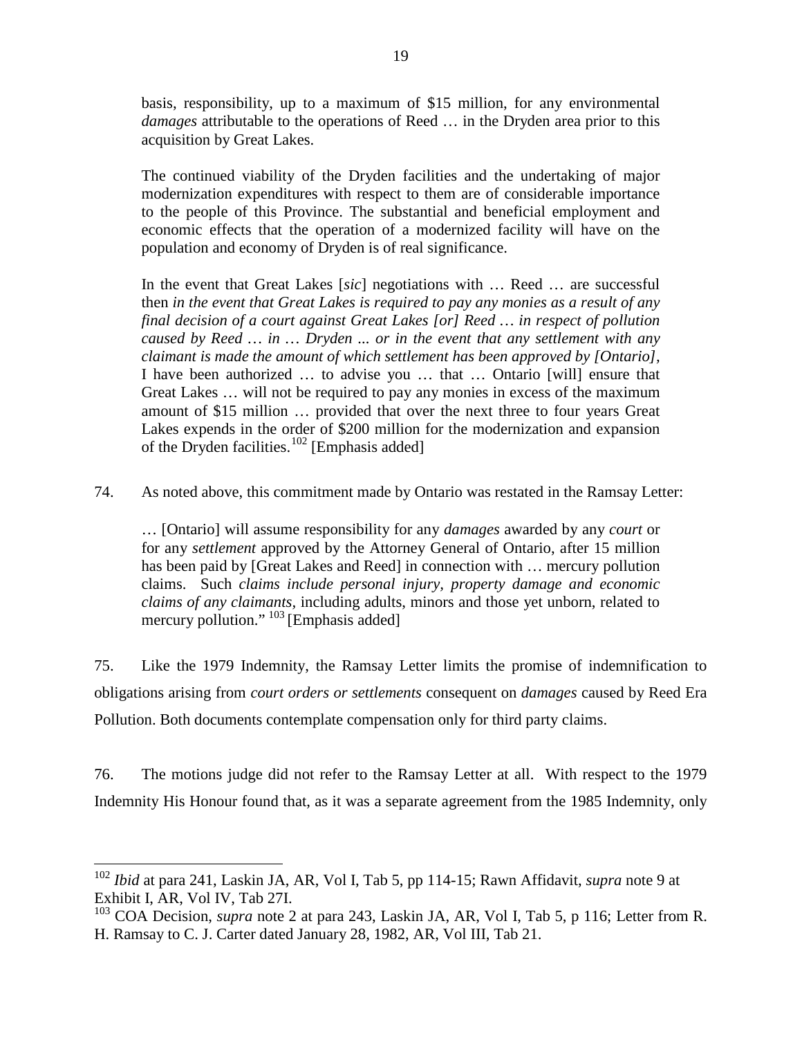> basis, responsibility, up to a maximum of $15 million, for any environmental *damages* attributable to the operations of Reed … in the Dryden area prior to this acquisition by Great Lakes.
>
> The continued viability of the Dryden facilities and the undertaking of major modernization expenditures with respect to them are of considerable importance to the people of this Province. The substantial and beneficial employment and economic effects that the operation of a modernized facility will have on the population and economy of Dryden is of real significance.
>
> In the event that Great Lakes [*sic*] negotiations with … Reed … are successful then *in the event that Great Lakes is required to pay any monies as a result of any final decision of a court against Great Lakes [or] Reed … in respect of pollution caused by Reed … in … Dryden ... or in the event that any settlement with any claimant is made the amount of which settlement has been approved by [Ontario]*, I have been authorized … to advise you … that … Ontario [will] ensure that Great Lakes … will not be required to pay any monies in excess of the maximum amount of $15 million … provided that over the next three to four years Great Lakes expends in the order of $200 million for the modernization and expansion of the Dryden facilities.[102] [Emphasis added]

74. As noted above, this commitment made by Ontario was restated in the Ramsay Letter:

> … [Ontario] will assume responsibility for any *damages* awarded by any *court* or for any *settlement* approved by the Attorney General of Ontario, after 15 million has been paid by [Great Lakes and Reed] in connection with … mercury pollution claims. Such *claims include personal injury, property damage and economic claims of any claimants*, including adults, minors and those yet unborn, related to mercury pollution." [103] [Emphasis added]

75. Like the 1979 Indemnity, the Ramsay Letter limits the promise of indemnification to obligations arising from *court orders or settlements* consequent on *damages* caused by Reed Era Pollution. Both documents contemplate compensation only for third party claims.

76. The motions judge did not refer to the Ramsay Letter at all. With respect to the 1979 Indemnity His Honour found that, as it was a separate agreement from the 1985 Indemnity, only

---

[102] *Ibid* at para 241, Laskin JA, AR, Vol I, Tab 5, pp 114-15; Rawn Affidavit, *supra* note 9 at Exhibit I, AR, Vol IV, Tab 27I.

[103] COA Decision, *supra* note 2 at para 243, Laskin JA, AR, Vol I, Tab 5, p 116; Letter from R. H. Ramsay to C. J. Carter dated January 28, 1982, AR, Vol III, Tab 21.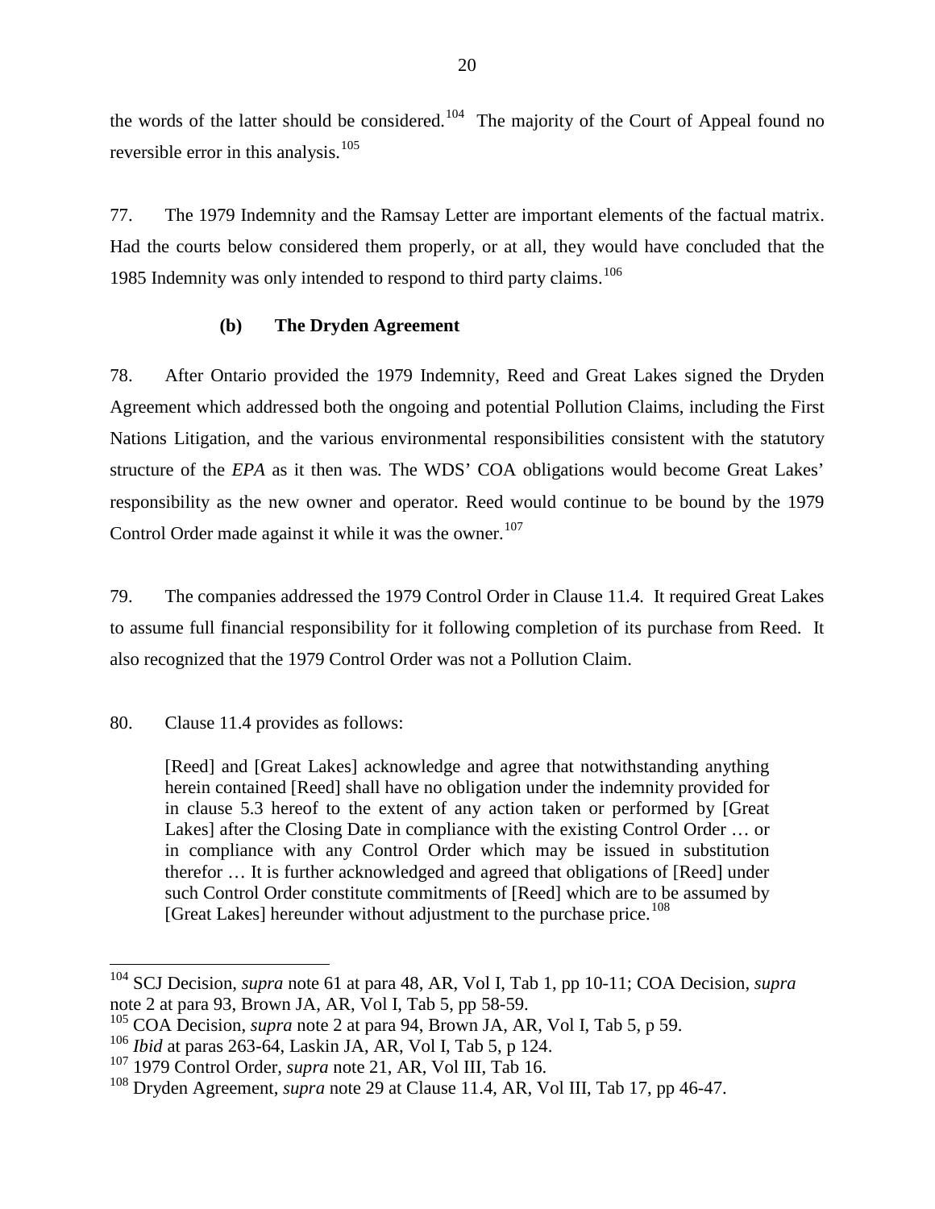the words of the latter should be considered.[104] The majority of the Court of Appeal found no reversible error in this analysis.[105]

77. The 1979 Indemnity and the Ramsay Letter are important elements of the factual matrix. Had the courts below considered them properly, or at all, they would have concluded that the 1985 Indemnity was only intended to respond to third party claims.[106]

### (b) The Dryden Agreement

78. After Ontario provided the 1979 Indemnity, Reed and Great Lakes signed the Dryden Agreement which addressed both the ongoing and potential Pollution Claims, including the First Nations Litigation, and the various environmental responsibilities consistent with the statutory structure of the *EPA* as it then was. The WDS' COA obligations would become Great Lakes' responsibility as the new owner and operator. Reed would continue to be bound by the 1979 Control Order made against it while it was the owner.[107]

79. The companies addressed the 1979 Control Order in Clause 11.4. It required Great Lakes to assume full financial responsibility for it following completion of its purchase from Reed. It also recognized that the 1979 Control Order was not a Pollution Claim.

80. Clause 11.4 provides as follows:

> [Reed] and [Great Lakes] acknowledge and agree that notwithstanding anything herein contained [Reed] shall have no obligation under the indemnity provided for in clause 5.3 hereof to the extent of any action taken or performed by [Great Lakes] after the Closing Date in compliance with the existing Control Order … or in compliance with any Control Order which may be issued in substitution therefor … It is further acknowledged and agreed that obligations of [Reed] under such Control Order constitute commitments of [Reed] which are to be assumed by [Great Lakes] hereunder without adjustment to the purchase price.[108]

---

[104] SCJ Decision, *supra* note 61 at para 48, AR, Vol I, Tab 1, pp 10-11; COA Decision, *supra* note 2 at para 93, Brown JA, AR, Vol I, Tab 5, pp 58-59.

[105] COA Decision, *supra* note 2 at para 94, Brown JA, AR, Vol I, Tab 5, p 59.

[106] *Ibid* at paras 263-64, Laskin JA, AR, Vol I, Tab 5, p 124.

[107] 1979 Control Order, *supra* note 21, AR, Vol III, Tab 16.

[108] Dryden Agreement, *supra* note 29 at Clause 11.4, AR, Vol III, Tab 17, pp 46-47.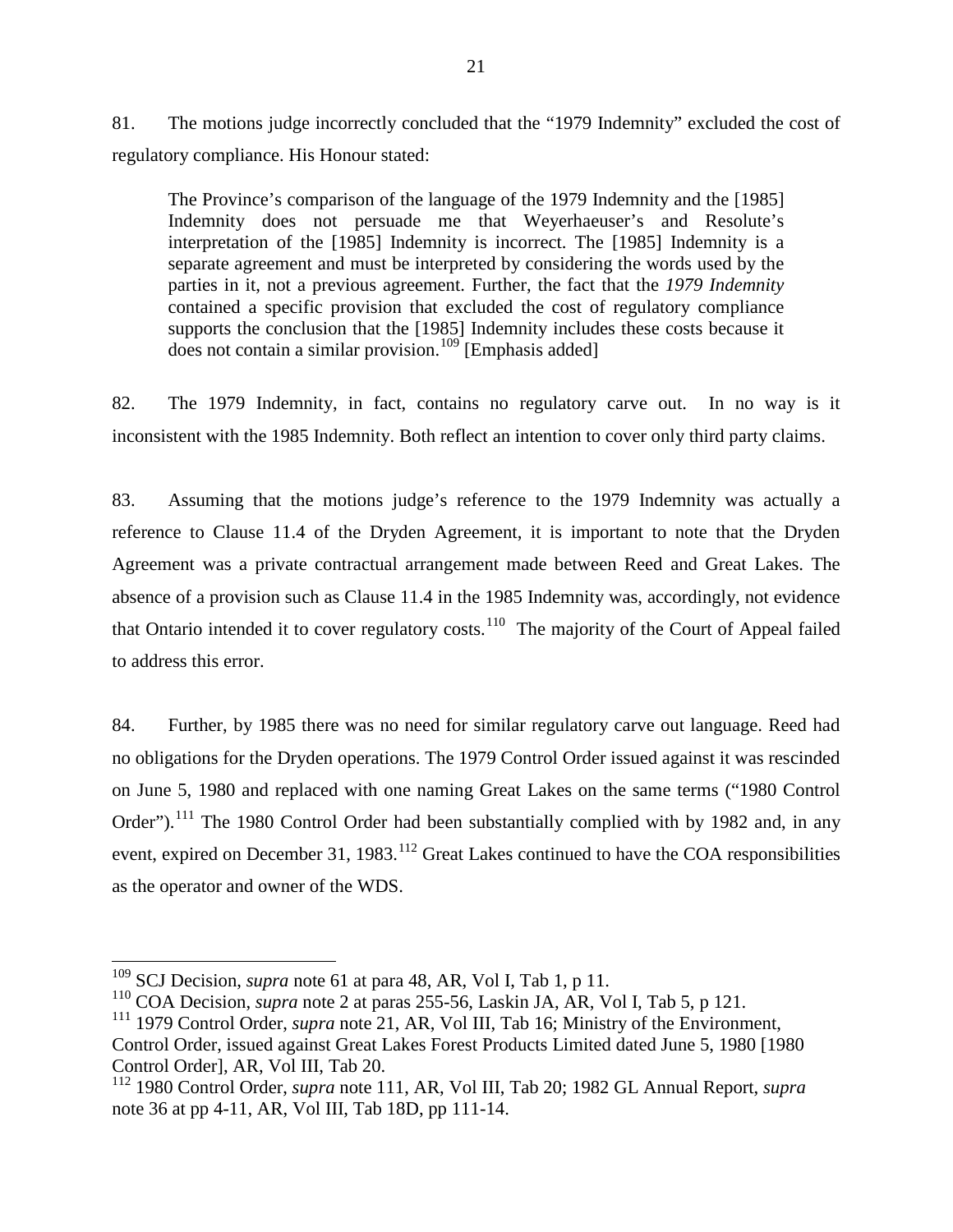81. The motions judge incorrectly concluded that the "1979 Indemnity" excluded the cost of regulatory compliance. His Honour stated:

> The Province's comparison of the language of the 1979 Indemnity and the [1985] Indemnity does not persuade me that Weyerhaeuser's and Resolute's interpretation of the [1985] Indemnity is incorrect. The [1985] Indemnity is a separate agreement and must be interpreted by considering the words used by the parties in it, not a previous agreement. Further, the fact that the *1979 Indemnity* contained a specific provision that excluded the cost of regulatory compliance supports the conclusion that the [1985] Indemnity includes these costs because it does not contain a similar provision.[109] [Emphasis added]

82. The 1979 Indemnity, in fact, contains no regulatory carve out. In no way is it inconsistent with the 1985 Indemnity. Both reflect an intention to cover only third party claims.

83. Assuming that the motions judge's reference to the 1979 Indemnity was actually a reference to Clause 11.4 of the Dryden Agreement, it is important to note that the Dryden Agreement was a private contractual arrangement made between Reed and Great Lakes. The absence of a provision such as Clause 11.4 in the 1985 Indemnity was, accordingly, not evidence that Ontario intended it to cover regulatory costs.[110] The majority of the Court of Appeal failed to address this error.

84. Further, by 1985 there was no need for similar regulatory carve out language. Reed had no obligations for the Dryden operations. The 1979 Control Order issued against it was rescinded on June 5, 1980 and replaced with one naming Great Lakes on the same terms ("1980 Control Order").[111] The 1980 Control Order had been substantially complied with by 1982 and, in any event, expired on December 31, 1983.[112] Great Lakes continued to have the COA responsibilities as the operator and owner of the WDS.

---

[109] SCJ Decision, *supra* note 61 at para 48, AR, Vol I, Tab 1, p 11.

[110] COA Decision, *supra* note 2 at paras 255-56, Laskin JA, AR, Vol I, Tab 5, p 121.

[111] 1979 Control Order, *supra* note 21, AR, Vol III, Tab 16; Ministry of the Environment, Control Order, issued against Great Lakes Forest Products Limited dated June 5, 1980 [1980 Control Order], AR, Vol III, Tab 20.

[112] 1980 Control Order, *supra* note 111, AR, Vol III, Tab 20; 1982 GL Annual Report, *supra* note 36 at pp 4-11, AR, Vol III, Tab 18D, pp 111-14.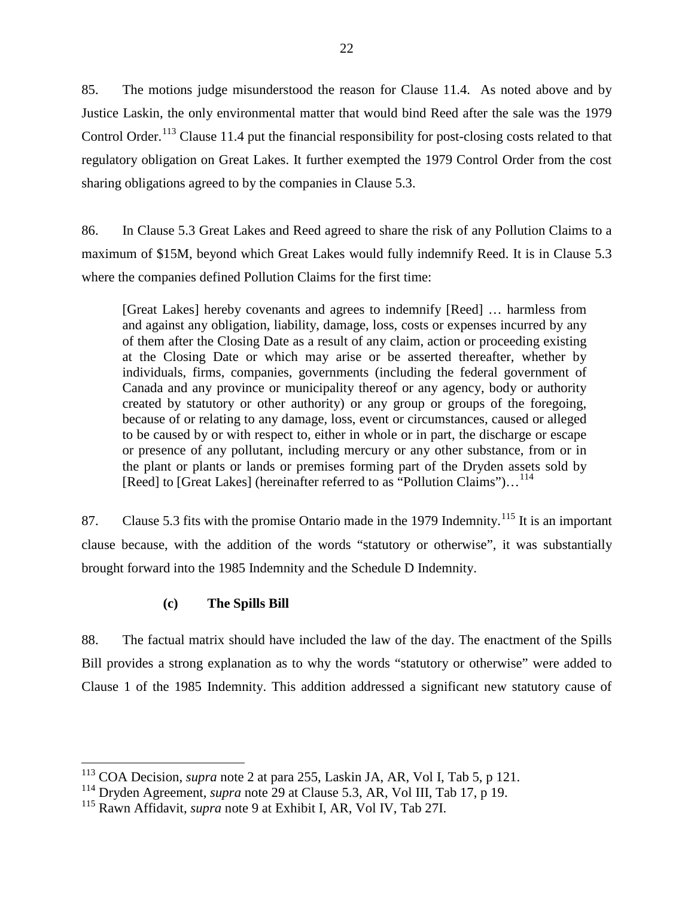85. The motions judge misunderstood the reason for Clause 11.4. As noted above and by Justice Laskin, the only environmental matter that would bind Reed after the sale was the 1979 Control Order.[113] Clause 11.4 put the financial responsibility for post-closing costs related to that regulatory obligation on Great Lakes. It further exempted the 1979 Control Order from the cost sharing obligations agreed to by the companies in Clause 5.3.

86. In Clause 5.3 Great Lakes and Reed agreed to share the risk of any Pollution Claims to a maximum of $15M, beyond which Great Lakes would fully indemnify Reed. It is in Clause 5.3 where the companies defined Pollution Claims for the first time:

> [Great Lakes] hereby covenants and agrees to indemnify [Reed] … harmless from and against any obligation, liability, damage, loss, costs or expenses incurred by any of them after the Closing Date as a result of any claim, action or proceeding existing at the Closing Date or which may arise or be asserted thereafter, whether by individuals, firms, companies, governments (including the federal government of Canada and any province or municipality thereof or any agency, body or authority created by statutory or other authority) or any group or groups of the foregoing, because of or relating to any damage, loss, event or circumstances, caused or alleged to be caused by or with respect to, either in whole or in part, the discharge or escape or presence of any pollutant, including mercury or any other substance, from or in the plant or plants or lands or premises forming part of the Dryden assets sold by [Reed] to [Great Lakes] (hereinafter referred to as "Pollution Claims")…[114]

87. Clause 5.3 fits with the promise Ontario made in the 1979 Indemnity.[115] It is an important clause because, with the addition of the words "statutory or otherwise", it was substantially brought forward into the 1985 Indemnity and the Schedule D Indemnity.

### (c) The Spills Bill

88. The factual matrix should have included the law of the day. The enactment of the Spills Bill provides a strong explanation as to why the words "statutory or otherwise" were added to Clause 1 of the 1985 Indemnity. This addition addressed a significant new statutory cause of

---

[113] COA Decision, *supra* note 2 at para 255, Laskin JA, AR, Vol I, Tab 5, p 121.

[114] Dryden Agreement, *supra* note 29 at Clause 5.3, AR, Vol III, Tab 17, p 19.

[115] Rawn Affidavit, *supra* note 9 at Exhibit I, AR, Vol IV, Tab 27I.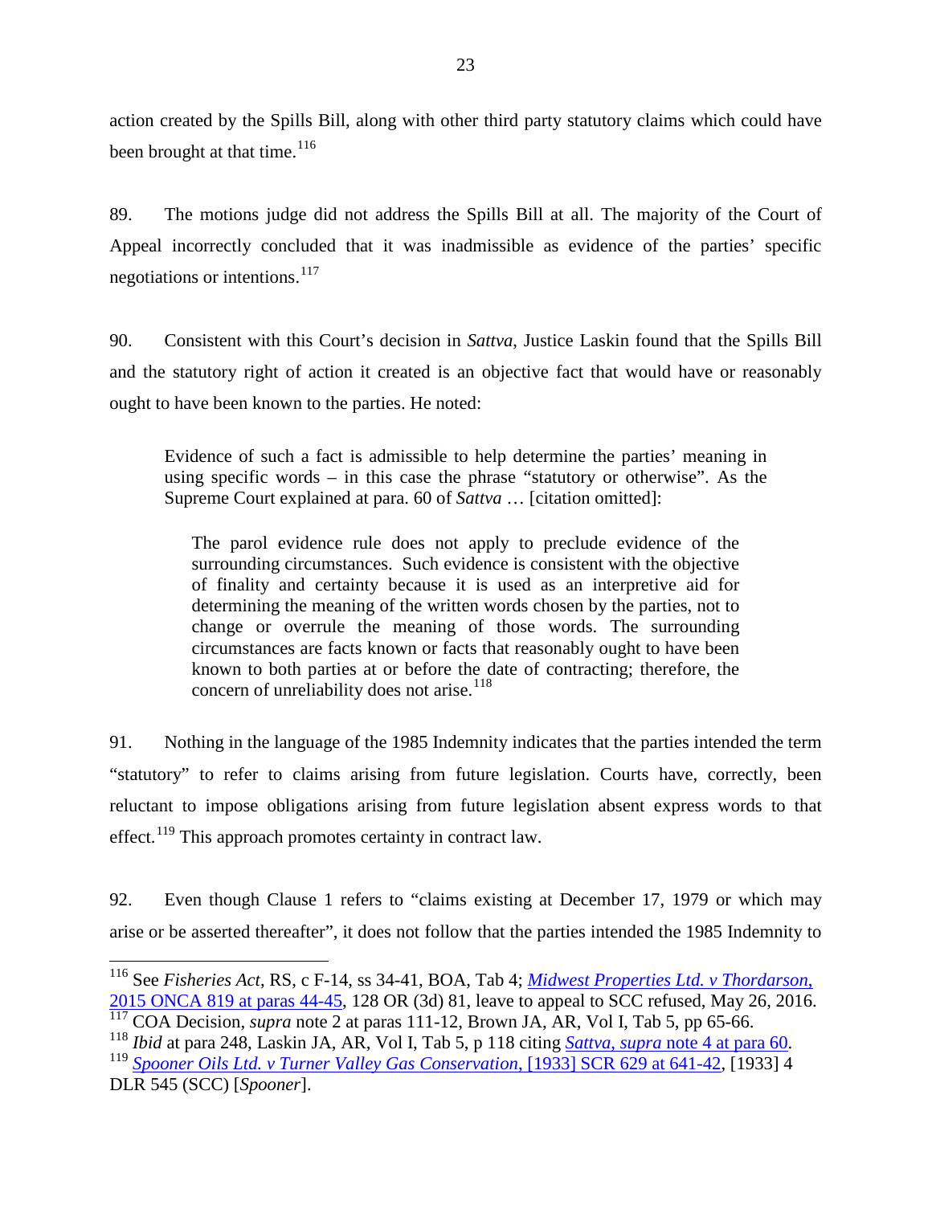action created by the Spills Bill, along with other third party statutory claims which could have been brought at that time.[116]

89. The motions judge did not address the Spills Bill at all. The majority of the Court of Appeal incorrectly concluded that it was inadmissible as evidence of the parties' specific negotiations or intentions.[117]

90. Consistent with this Court's decision in *Sattva*, Justice Laskin found that the Spills Bill and the statutory right of action it created is an objective fact that would have or reasonably ought to have been known to the parties. He noted:

> Evidence of such a fact is admissible to help determine the parties' meaning in using specific words – in this case the phrase "statutory or otherwise". As the Supreme Court explained at para. 60 of *Sattva* … [citation omitted]:
>
> > The parol evidence rule does not apply to preclude evidence of the surrounding circumstances. Such evidence is consistent with the objective of finality and certainty because it is used as an interpretive aid for determining the meaning of the written words chosen by the parties, not to change or overrule the meaning of those words. The surrounding circumstances are facts known or facts that reasonably ought to have been known to both parties at or before the date of contracting; therefore, the concern of unreliability does not arise.[118]

91. Nothing in the language of the 1985 Indemnity indicates that the parties intended the term "statutory" to refer to claims arising from future legislation. Courts have, correctly, been reluctant to impose obligations arising from future legislation absent express words to that effect.[119] This approach promotes certainty in contract law.

92. Even though Clause 1 refers to "claims existing at December 17, 1979 or which may arise or be asserted thereafter", it does not follow that the parties intended the 1985 Indemnity to

---

[116] See *Fisheries Act*, RS, c F-14, ss 34-41, BOA, Tab 4; *Midwest Properties Ltd. v Thordarson*, 2015 ONCA 819 at paras 44-45, 128 OR (3d) 81, leave to appeal to SCC refused, May 26, 2016.

[117] COA Decision, *supra* note 2 at paras 111-12, Brown JA, AR, Vol I, Tab 5, pp 65-66.

[118] *Ibid* at para 248, Laskin JA, AR, Vol I, Tab 5, p 118 citing *Sattva, supra* note 4 at para 60.

[119] *Spooner Oils Ltd. v Turner Valley Gas Conservation*, [1933] SCR 629 at 641-42, [1933] 4 DLR 545 (SCC) [*Spooner*].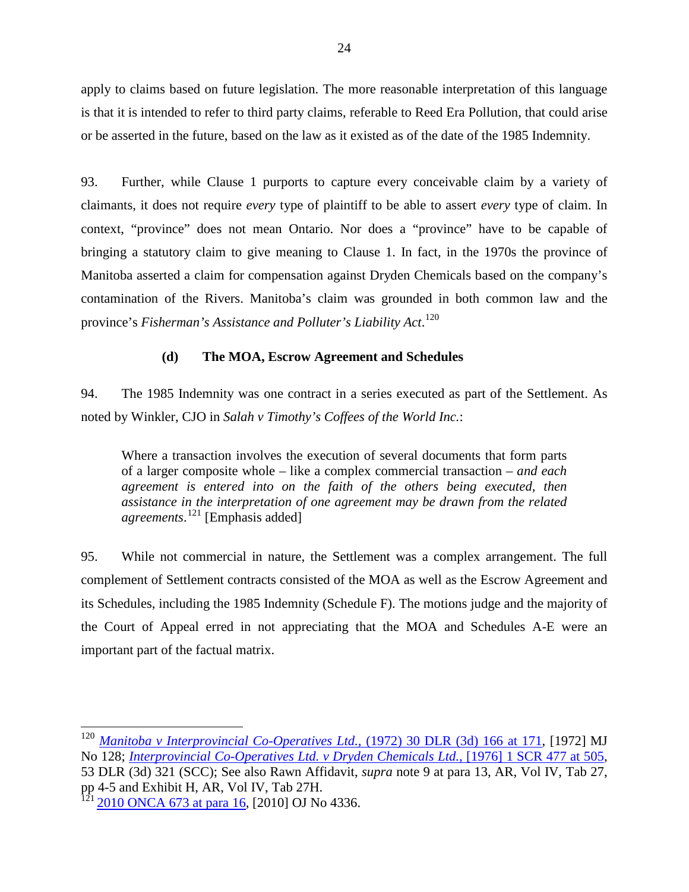apply to claims based on future legislation. The more reasonable interpretation of this language is that it is intended to refer to third party claims, referable to Reed Era Pollution, that could arise or be asserted in the future, based on the law as it existed as of the date of the 1985 Indemnity.

93. Further, while Clause 1 purports to capture every conceivable claim by a variety of claimants, it does not require *every* type of plaintiff to be able to assert *every* type of claim. In context, "province" does not mean Ontario. Nor does a "province" have to be capable of bringing a statutory claim to give meaning to Clause 1. In fact, in the 1970s the province of Manitoba asserted a claim for compensation against Dryden Chemicals based on the company's contamination of the Rivers. Manitoba's claim was grounded in both common law and the province's *Fisherman's Assistance and Polluter's Liability Act*.[120]

### (d) The MOA, Escrow Agreement and Schedules

94. The 1985 Indemnity was one contract in a series executed as part of the Settlement. As noted by Winkler, CJO in *Salah v Timothy's Coffees of the World Inc.*:

> Where a transaction involves the execution of several documents that form parts of a larger composite whole – like a complex commercial transaction – *and each agreement is entered into on the faith of the others being executed, then assistance in the interpretation of one agreement may be drawn from the related agreements*.[121] [Emphasis added]

95. While not commercial in nature, the Settlement was a complex arrangement. The full complement of Settlement contracts consisted of the MOA as well as the Escrow Agreement and its Schedules, including the 1985 Indemnity (Schedule F). The motions judge and the majority of the Court of Appeal erred in not appreciating that the MOA and Schedules A-E were an important part of the factual matrix.

---

[120] *Manitoba v Interprovincial Co-Operatives Ltd.*, (1972) 30 DLR (3d) 166 at 171, [1972] MJ No 128; *Interprovincial Co-Operatives Ltd. v Dryden Chemicals Ltd.*, [1976] 1 SCR 477 at 505, 53 DLR (3d) 321 (SCC); See also Rawn Affidavit, *supra* note 9 at para 13, AR, Vol IV, Tab 27, pp 4-5 and Exhibit H, AR, Vol IV, Tab 27H.

[121] 2010 ONCA 673 at para 16, [2010] OJ No 4336.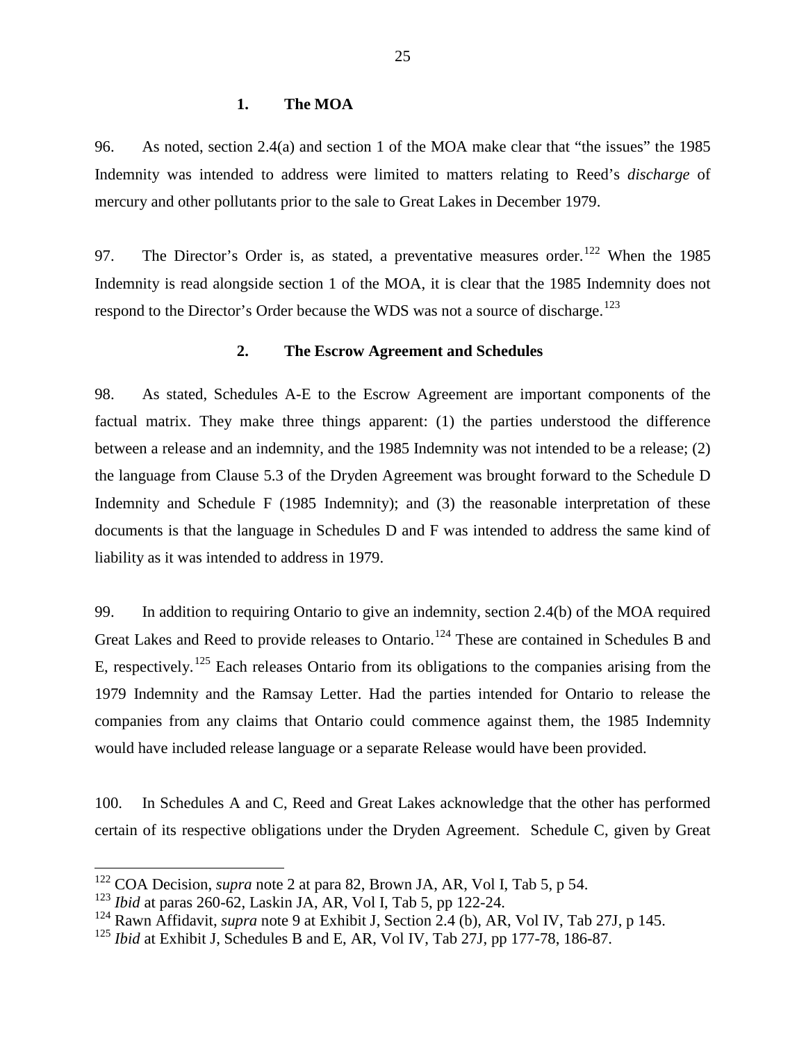### 1. The MOA

96. As noted, section 2.4(a) and section 1 of the MOA make clear that "the issues" the 1985 Indemnity was intended to address were limited to matters relating to Reed's *discharge* of mercury and other pollutants prior to the sale to Great Lakes in December 1979.

97. The Director's Order is, as stated, a preventative measures order.[122] When the 1985 Indemnity is read alongside section 1 of the MOA, it is clear that the 1985 Indemnity does not respond to the Director's Order because the WDS was not a source of discharge.[123]

### 2. The Escrow Agreement and Schedules

98. As stated, Schedules A-E to the Escrow Agreement are important components of the factual matrix. They make three things apparent: (1) the parties understood the difference between a release and an indemnity, and the 1985 Indemnity was not intended to be a release; (2) the language from Clause 5.3 of the Dryden Agreement was brought forward to the Schedule D Indemnity and Schedule F (1985 Indemnity); and (3) the reasonable interpretation of these documents is that the language in Schedules D and F was intended to address the same kind of liability as it was intended to address in 1979.

99. In addition to requiring Ontario to give an indemnity, section 2.4(b) of the MOA required Great Lakes and Reed to provide releases to Ontario.[124] These are contained in Schedules B and E, respectively.[125] Each releases Ontario from its obligations to the companies arising from the 1979 Indemnity and the Ramsay Letter. Had the parties intended for Ontario to release the companies from any claims that Ontario could commence against them, the 1985 Indemnity would have included release language or a separate Release would have been provided.

100. In Schedules A and C, Reed and Great Lakes acknowledge that the other has performed certain of its respective obligations under the Dryden Agreement. Schedule C, given by Great

---

[122] COA Decision, *supra* note 2 at para 82, Brown JA, AR, Vol I, Tab 5, p 54.

[123] *Ibid* at paras 260-62, Laskin JA, AR, Vol I, Tab 5, pp 122-24.

[124] Rawn Affidavit, *supra* note 9 at Exhibit J, Section 2.4 (b), AR, Vol IV, Tab 27J, p 145.

[125] *Ibid* at Exhibit J, Schedules B and E, AR, Vol IV, Tab 27J, pp 177-78, 186-87.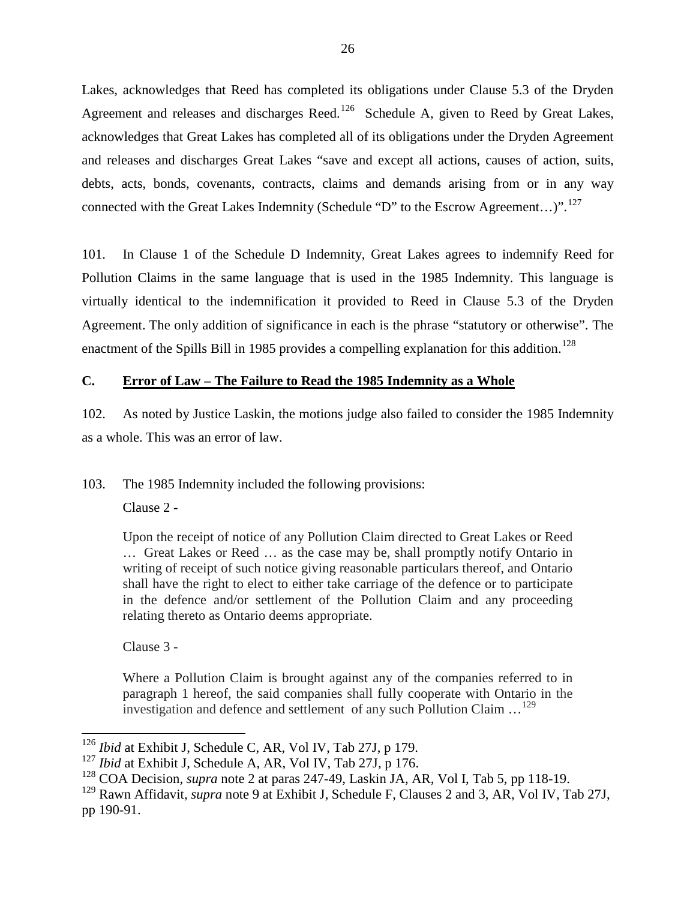Lakes, acknowledges that Reed has completed its obligations under Clause 5.3 of the Dryden Agreement and releases and discharges Reed.[126] Schedule A, given to Reed by Great Lakes, acknowledges that Great Lakes has completed all of its obligations under the Dryden Agreement and releases and discharges Great Lakes "save and except all actions, causes of action, suits, debts, acts, bonds, covenants, contracts, claims and demands arising from or in any way connected with the Great Lakes Indemnity (Schedule "D" to the Escrow Agreement…)".[127]

101. In Clause 1 of the Schedule D Indemnity, Great Lakes agrees to indemnify Reed for Pollution Claims in the same language that is used in the 1985 Indemnity. This language is virtually identical to the indemnification it provided to Reed in Clause 5.3 of the Dryden Agreement. The only addition of significance in each is the phrase "statutory or otherwise". The enactment of the Spills Bill in 1985 provides a compelling explanation for this addition.[128]

## C. Error of Law – The Failure to Read the 1985 Indemnity as a Whole

102. As noted by Justice Laskin, the motions judge also failed to consider the 1985 Indemnity as a whole. This was an error of law.

103. The 1985 Indemnity included the following provisions:

> Clause 2 -
>
> Upon the receipt of notice of any Pollution Claim directed to Great Lakes or Reed … Great Lakes or Reed … as the case may be, shall promptly notify Ontario in writing of receipt of such notice giving reasonable particulars thereof, and Ontario shall have the right to elect to either take carriage of the defence or to participate in the defence and/or settlement of the Pollution Claim and any proceeding relating thereto as Ontario deems appropriate.
>
> Clause 3 -
>
> Where a Pollution Claim is brought against any of the companies referred to in paragraph 1 hereof, the said companies shall fully cooperate with Ontario in the investigation and defence and settlement of any such Pollution Claim …[129]

---

[126] *Ibid* at Exhibit J, Schedule C, AR, Vol IV, Tab 27J, p 179.

[127] *Ibid* at Exhibit J, Schedule A, AR, Vol IV, Tab 27J, p 176.

[128] COA Decision, *supra* note 2 at paras 247-49, Laskin JA, AR, Vol I, Tab 5, pp 118-19.

[129] Rawn Affidavit, *supra* note 9 at Exhibit J, Schedule F, Clauses 2 and 3, AR, Vol IV, Tab 27J, pp 190-91.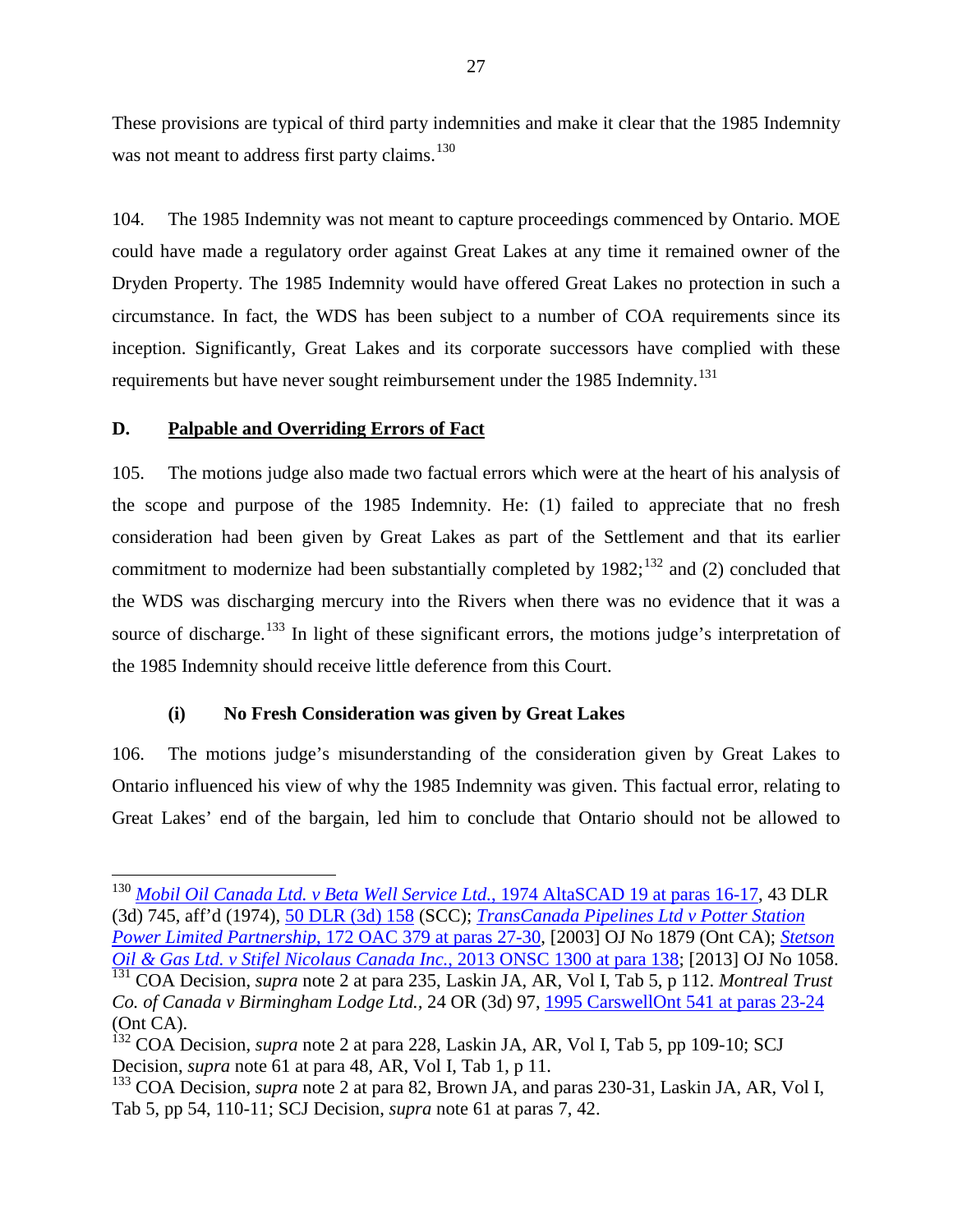These provisions are typical of third party indemnities and make it clear that the 1985 Indemnity was not meant to address first party claims.[130]

104. The 1985 Indemnity was not meant to capture proceedings commenced by Ontario. MOE could have made a regulatory order against Great Lakes at any time it remained owner of the Dryden Property. The 1985 Indemnity would have offered Great Lakes no protection in such a circumstance. In fact, the WDS has been subject to a number of COA requirements since its inception. Significantly, Great Lakes and its corporate successors have complied with these requirements but have never sought reimbursement under the 1985 Indemnity.[131]

### D. <u>Palpable and Overriding Errors of Fact</u>

105. The motions judge also made two factual errors which were at the heart of his analysis of the scope and purpose of the 1985 Indemnity. He: (1) failed to appreciate that no fresh consideration had been given by Great Lakes as part of the Settlement and that its earlier commitment to modernize had been substantially completed by 1982;[132] and (2) concluded that the WDS was discharging mercury into the Rivers when there was no evidence that it was a source of discharge.[133] In light of these significant errors, the motions judge's interpretation of the 1985 Indemnity should receive little deference from this Court.

#### (i) No Fresh Consideration was given by Great Lakes

106. The motions judge's misunderstanding of the consideration given by Great Lakes to Ontario influenced his view of why the 1985 Indemnity was given. This factual error, relating to Great Lakes' end of the bargain, led him to conclude that Ontario should not be allowed to

---

[130] *Mobil Oil Canada Ltd. v Beta Well Service Ltd.*, 1974 AltaSCAD 19 at paras 16-17, 43 DLR (3d) 745, aff'd (1974), 50 DLR (3d) 158 (SCC); *TransCanada Pipelines Ltd v Potter Station Power Limited Partnership*, 172 OAC 379 at paras 27-30, [2003] OJ No 1879 (Ont CA); *Stetson Oil & Gas Ltd. v Stifel Nicolaus Canada Inc.*, 2013 ONSC 1300 at para 138; [2013] OJ No 1058.

[131] COA Decision, *supra* note 2 at para 235, Laskin JA, AR, Vol I, Tab 5, p 112. *Montreal Trust Co. of Canada v Birmingham Lodge Ltd.*, 24 OR (3d) 97, 1995 CarswellOnt 541 at paras 23-24 (Ont CA).

[132] COA Decision, *supra* note 2 at para 228, Laskin JA, AR, Vol I, Tab 5, pp 109-10; SCJ Decision, *supra* note 61 at para 48, AR, Vol I, Tab 1, p 11.

[133] COA Decision, *supra* note 2 at para 82, Brown JA, and paras 230-31, Laskin JA, AR, Vol I, Tab 5, pp 54, 110-11; SCJ Decision, *supra* note 61 at paras 7, 42.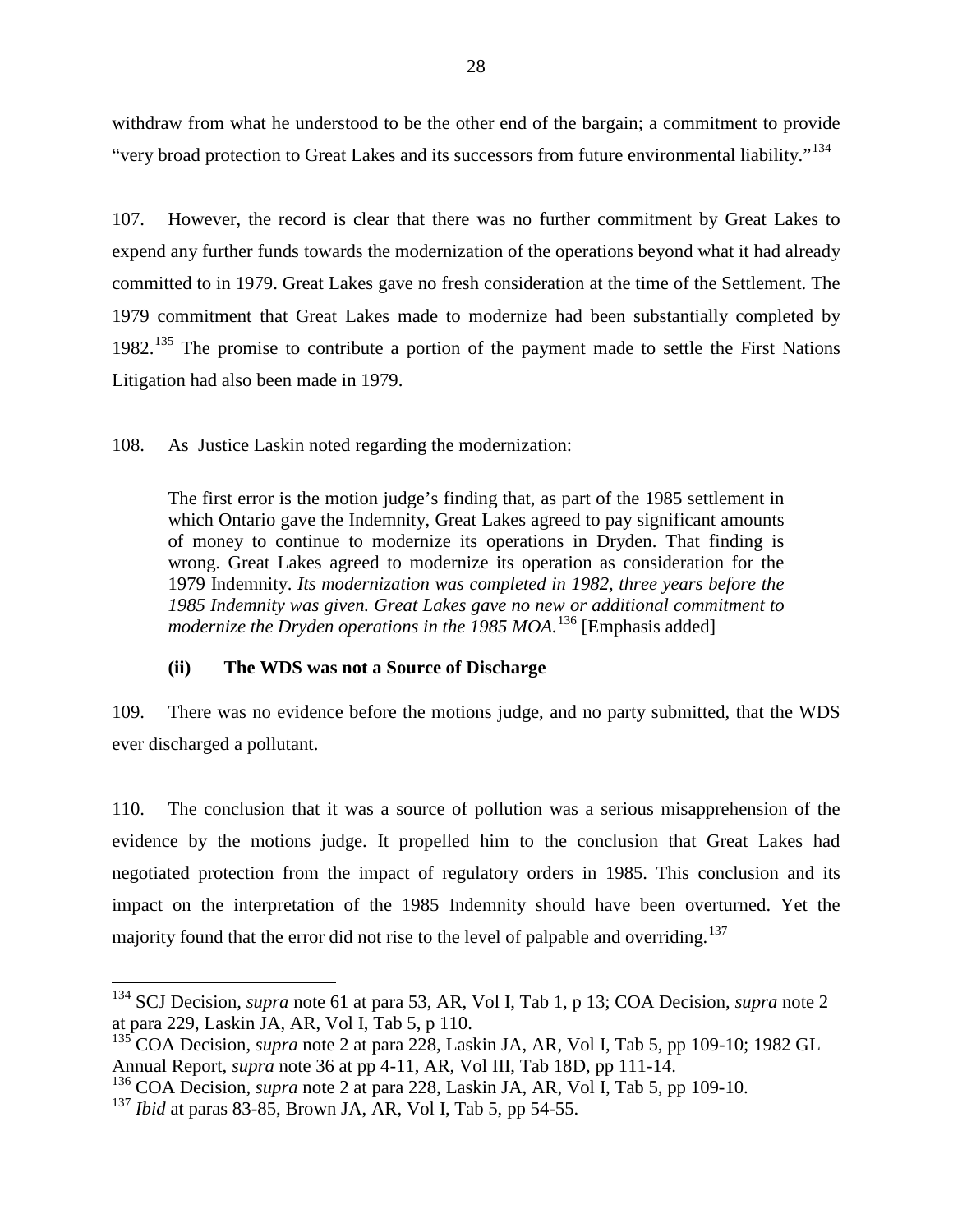withdraw from what he understood to be the other end of the bargain; a commitment to provide "very broad protection to Great Lakes and its successors from future environmental liability."[134]

107. However, the record is clear that there was no further commitment by Great Lakes to expend any further funds towards the modernization of the operations beyond what it had already committed to in 1979. Great Lakes gave no fresh consideration at the time of the Settlement. The 1979 commitment that Great Lakes made to modernize had been substantially completed by 1982.[135] The promise to contribute a portion of the payment made to settle the First Nations Litigation had also been made in 1979.

108. As Justice Laskin noted regarding the modernization:

> The first error is the motion judge's finding that, as part of the 1985 settlement in which Ontario gave the Indemnity, Great Lakes agreed to pay significant amounts of money to continue to modernize its operations in Dryden. That finding is wrong. Great Lakes agreed to modernize its operation as consideration for the 1979 Indemnity. *Its modernization was completed in 1982, three years before the 1985 Indemnity was given. Great Lakes gave no new or additional commitment to modernize the Dryden operations in the 1985 MOA.*[136] [Emphasis added]

**(ii) The WDS was not a Source of Discharge**

109. There was no evidence before the motions judge, and no party submitted, that the WDS ever discharged a pollutant.

110. The conclusion that it was a source of pollution was a serious misapprehension of the evidence by the motions judge. It propelled him to the conclusion that Great Lakes had negotiated protection from the impact of regulatory orders in 1985. This conclusion and its impact on the interpretation of the 1985 Indemnity should have been overturned. Yet the majority found that the error did not rise to the level of palpable and overriding.[137]

---

[134] SCJ Decision, *supra* note 61 at para 53, AR, Vol I, Tab 1, p 13; COA Decision, *supra* note 2 at para 229, Laskin JA, AR, Vol I, Tab 5, p 110.

[135] COA Decision, *supra* note 2 at para 228, Laskin JA, AR, Vol I, Tab 5, pp 109-10; 1982 GL Annual Report, *supra* note 36 at pp 4-11, AR, Vol III, Tab 18D, pp 111-14.

[136] COA Decision, *supra* note 2 at para 228, Laskin JA, AR, Vol I, Tab 5, pp 109-10.

[137] *Ibid* at paras 83-85, Brown JA, AR, Vol I, Tab 5, pp 54-55.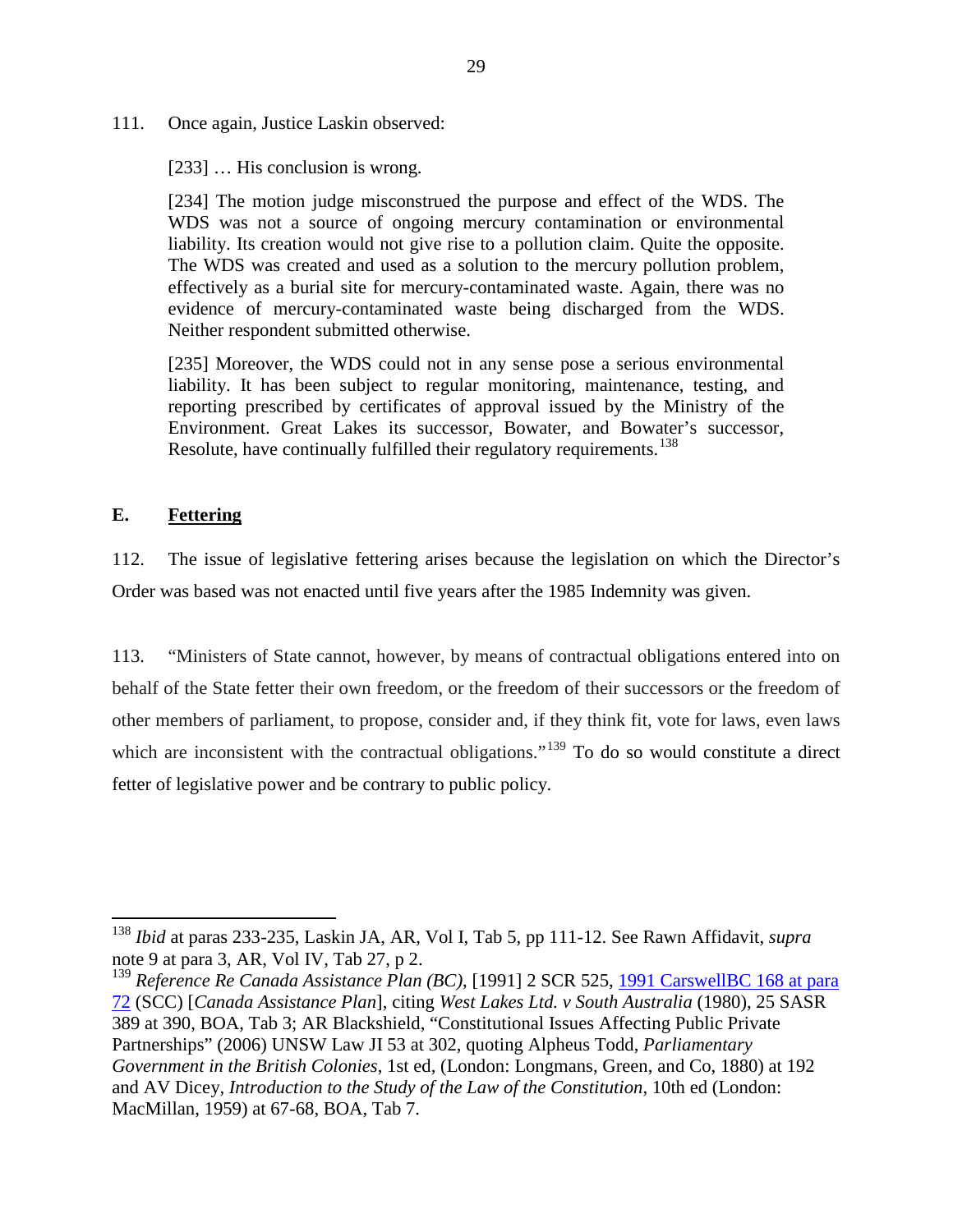111. Once again, Justice Laskin observed:

> [233] … His conclusion is wrong.
>
> [234] The motion judge misconstrued the purpose and effect of the WDS. The WDS was not a source of ongoing mercury contamination or environmental liability. Its creation would not give rise to a pollution claim. Quite the opposite. The WDS was created and used as a solution to the mercury pollution problem, effectively as a burial site for mercury-contaminated waste. Again, there was no evidence of mercury-contaminated waste being discharged from the WDS. Neither respondent submitted otherwise.
>
> [235] Moreover, the WDS could not in any sense pose a serious environmental liability. It has been subject to regular monitoring, maintenance, testing, and reporting prescribed by certificates of approval issued by the Ministry of the Environment. Great Lakes its successor, Bowater, and Bowater's successor, Resolute, have continually fulfilled their regulatory requirements.[138]

## E. Fettering

112. The issue of legislative fettering arises because the legislation on which the Director's Order was based was not enacted until five years after the 1985 Indemnity was given.

113. "Ministers of State cannot, however, by means of contractual obligations entered into on behalf of the State fetter their own freedom, or the freedom of their successors or the freedom of other members of parliament, to propose, consider and, if they think fit, vote for laws, even laws which are inconsistent with the contractual obligations."[139] To do so would constitute a direct fetter of legislative power and be contrary to public policy.

---

[138] *Ibid* at paras 233-235, Laskin JA, AR, Vol I, Tab 5, pp 111-12. See Rawn Affidavit, *supra* note 9 at para 3, AR, Vol IV, Tab 27, p 2.

[139] *Reference Re Canada Assistance Plan (BC)*, [1991] 2 SCR 525, 1991 CarswellBC 168 at para 72 (SCC) [*Canada Assistance Plan*], citing *West Lakes Ltd. v South Australia* (1980), 25 SASR 389 at 390, BOA, Tab 3; AR Blackshield, "Constitutional Issues Affecting Public Private Partnerships" (2006) UNSW Law JI 53 at 302, quoting Alpheus Todd, *Parliamentary Government in the British Colonies*, 1st ed, (London: Longmans, Green, and Co, 1880) at 192 and AV Dicey, *Introduction to the Study of the Law of the Constitution*, 10th ed (London: MacMillan, 1959) at 67-68, BOA, Tab 7.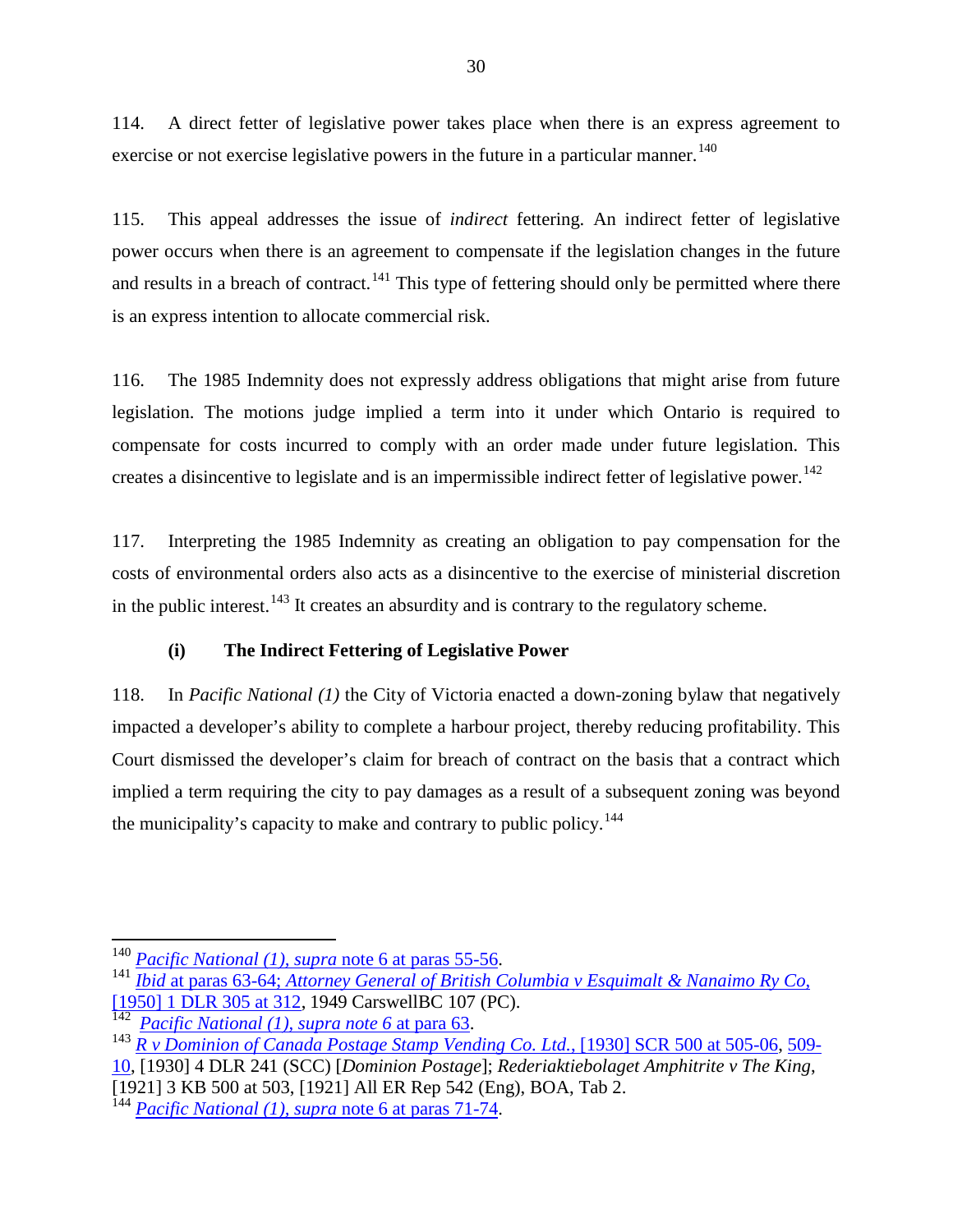114. A direct fetter of legislative power takes place when there is an express agreement to exercise or not exercise legislative powers in the future in a particular manner.[140]

115. This appeal addresses the issue of *indirect* fettering. An indirect fetter of legislative power occurs when there is an agreement to compensate if the legislation changes in the future and results in a breach of contract.[141] This type of fettering should only be permitted where there is an express intention to allocate commercial risk.

116. The 1985 Indemnity does not expressly address obligations that might arise from future legislation. The motions judge implied a term into it under which Ontario is required to compensate for costs incurred to comply with an order made under future legislation. This creates a disincentive to legislate and is an impermissible indirect fetter of legislative power.[142]

117. Interpreting the 1985 Indemnity as creating an obligation to pay compensation for the costs of environmental orders also acts as a disincentive to the exercise of ministerial discretion in the public interest.[143] It creates an absurdity and is contrary to the regulatory scheme.

#### (i) The Indirect Fettering of Legislative Power

118. In *Pacific National (1)* the City of Victoria enacted a down-zoning bylaw that negatively impacted a developer's ability to complete a harbour project, thereby reducing profitability. This Court dismissed the developer's claim for breach of contract on the basis that a contract which implied a term requiring the city to pay damages as a result of a subsequent zoning was beyond the municipality's capacity to make and contrary to public policy.[144]

---

[140] *Pacific National (1), supra* note 6 at paras 55-56.

[141] *Ibid* at paras 63-64; *Attorney General of British Columbia v Esquimalt & Nanaimo Ry Co*, [1950] 1 DLR 305 at 312, 1949 CarswellBC 107 (PC).

[142] *Pacific National (1), supra note 6* at para 63.

[143] *R v Dominion of Canada Postage Stamp Vending Co. Ltd.*, [1930] SCR 500 at 505-06, 509-10, [1930] 4 DLR 241 (SCC) [*Dominion Postage*]; *Rederiaktiebolaget Amphitrite v The King*, [1921] 3 KB 500 at 503, [1921] All ER Rep 542 (Eng), BOA, Tab 2.

[144] *Pacific National (1), supra* note 6 at paras 71-74.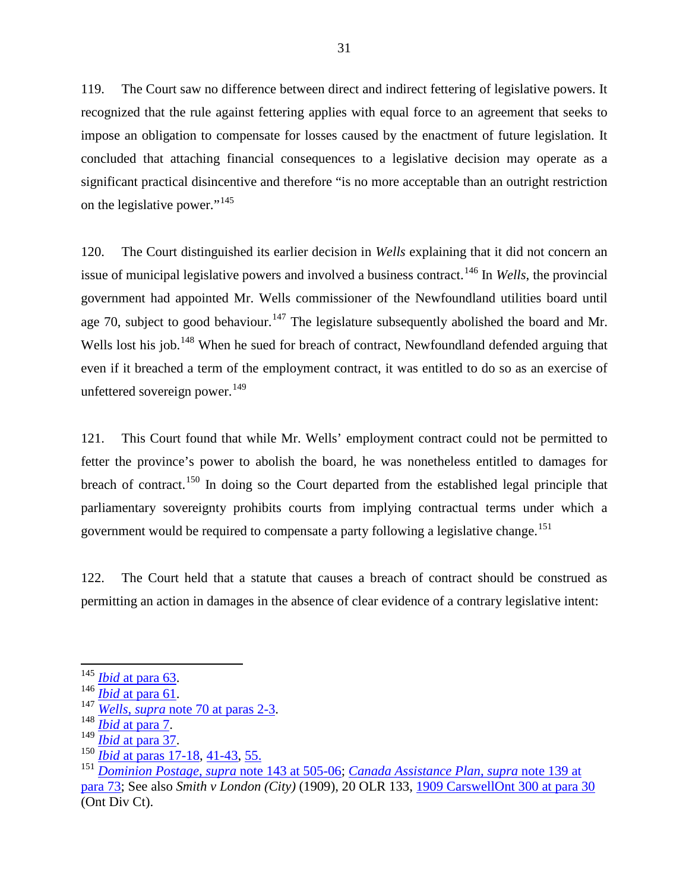119. The Court saw no difference between direct and indirect fettering of legislative powers. It recognized that the rule against fettering applies with equal force to an agreement that seeks to impose an obligation to compensate for losses caused by the enactment of future legislation. It concluded that attaching financial consequences to a legislative decision may operate as a significant practical disincentive and therefore "is no more acceptable than an outright restriction on the legislative power."[145]

120. The Court distinguished its earlier decision in *Wells* explaining that it did not concern an issue of municipal legislative powers and involved a business contract.[146] In *Wells*, the provincial government had appointed Mr. Wells commissioner of the Newfoundland utilities board until age 70, subject to good behaviour.[147] The legislature subsequently abolished the board and Mr. Wells lost his job.[148] When he sued for breach of contract, Newfoundland defended arguing that even if it breached a term of the employment contract, it was entitled to do so as an exercise of unfettered sovereign power.[149]

121. This Court found that while Mr. Wells' employment contract could not be permitted to fetter the province's power to abolish the board, he was nonetheless entitled to damages for breach of contract.[150] In doing so the Court departed from the established legal principle that parliamentary sovereignty prohibits courts from implying contractual terms under which a government would be required to compensate a party following a legislative change.[151]

122. The Court held that a statute that causes a breach of contract should be construed as permitting an action in damages in the absence of clear evidence of a contrary legislative intent:

---

[145] *Ibid* at para 63.

[146] *Ibid* at para 61.

[147] *Wells, supra* note 70 at paras 2-3.

[148] *Ibid* at para 7.

[149] *Ibid* at para 37.

[150] *Ibid* at paras 17-18, 41-43, 55.

[151] *Dominion Postage, supra* note 143 at 505-06; *Canada Assistance Plan, supra* note 139 at para 73; See also *Smith v London (City)* (1909), 20 OLR 133, 1909 CarswellOnt 300 at para 30 (Ont Div Ct).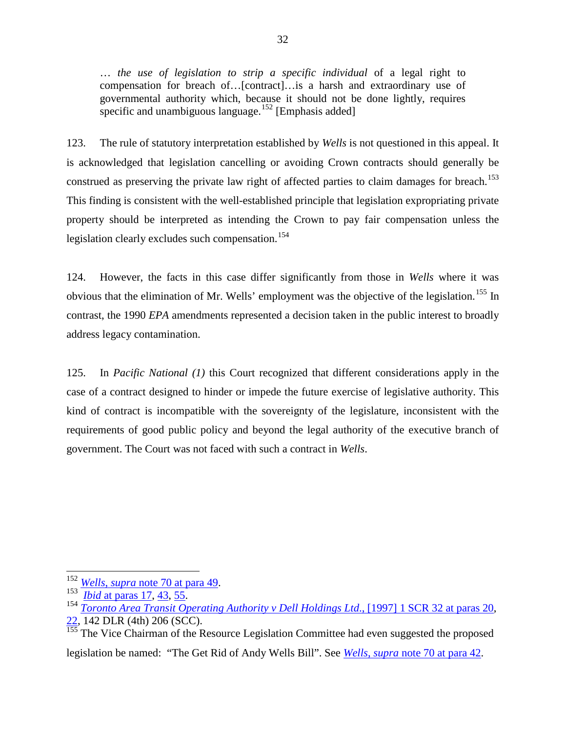> … *the use of legislation to strip a specific individual* of a legal right to compensation for breach of…[contract]…is a harsh and extraordinary use of governmental authority which, because it should not be done lightly, requires specific and unambiguous language.[152] [Emphasis added]

123. The rule of statutory interpretation established by *Wells* is not questioned in this appeal. It is acknowledged that legislation cancelling or avoiding Crown contracts should generally be construed as preserving the private law right of affected parties to claim damages for breach.[153] This finding is consistent with the well-established principle that legislation expropriating private property should be interpreted as intending the Crown to pay fair compensation unless the legislation clearly excludes such compensation.[154]

124. However, the facts in this case differ significantly from those in *Wells* where it was obvious that the elimination of Mr. Wells' employment was the objective of the legislation.[155] In contrast, the 1990 *EPA* amendments represented a decision taken in the public interest to broadly address legacy contamination.

125. In *Pacific National (1)* this Court recognized that different considerations apply in the case of a contract designed to hinder or impede the future exercise of legislative authority. This kind of contract is incompatible with the sovereignty of the legislature, inconsistent with the requirements of good public policy and beyond the legal authority of the executive branch of government. The Court was not faced with such a contract in *Wells*.

---

[152] *Wells, supra* note 70 at para 49.

[153] *Ibid* at paras 17, 43, 55.

[154] *Toronto Area Transit Operating Authority v Dell Holdings Ltd*., [1997] 1 SCR 32 at paras 20, 22, 142 DLR (4th) 206 (SCC).

[155] The Vice Chairman of the Resource Legislation Committee had even suggested the proposed legislation be named: "The Get Rid of Andy Wells Bill". See *Wells, supra* note 70 at para 42.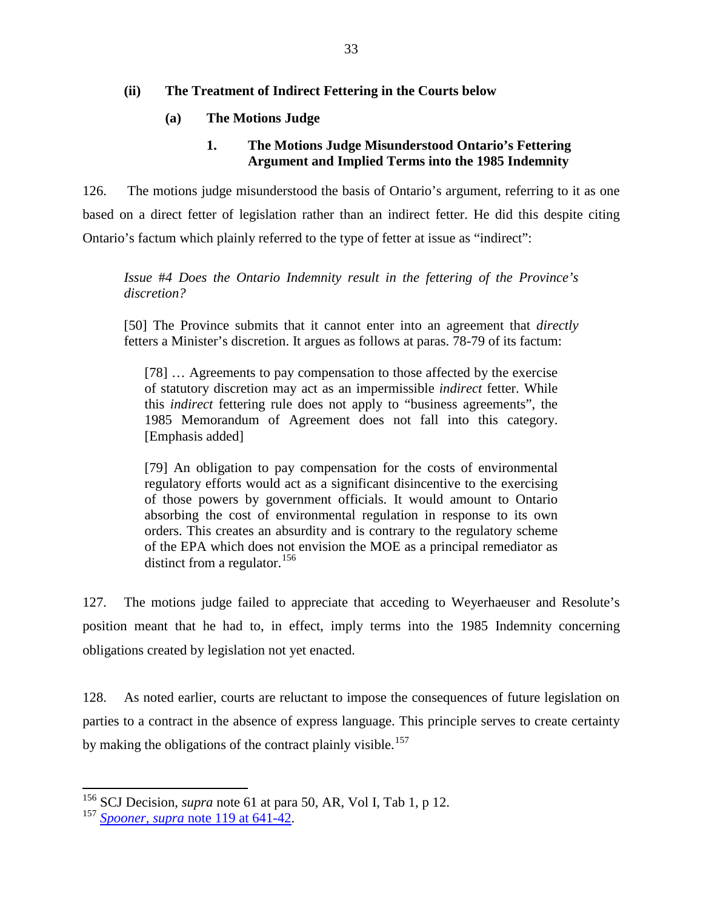### (ii) The Treatment of Indirect Fettering in the Courts below

#### (a) The Motions Judge

##### 1. The Motions Judge Misunderstood Ontario's Fettering Argument and Implied Terms into the 1985 Indemnity

126. The motions judge misunderstood the basis of Ontario's argument, referring to it as one based on a direct fetter of legislation rather than an indirect fetter. He did this despite citing Ontario's factum which plainly referred to the type of fetter at issue as "indirect":

> *Issue #4 Does the Ontario Indemnity result in the fettering of the Province's discretion?*
>
> [50] The Province submits that it cannot enter into an agreement that *directly* fetters a Minister's discretion. It argues as follows at paras. 78-79 of its factum:
>
> > [78] … Agreements to pay compensation to those affected by the exercise of statutory discretion may act as an impermissible *indirect* fetter. While this *indirect* fettering rule does not apply to "business agreements", the 1985 Memorandum of Agreement does not fall into this category. [Emphasis added]
> >
> > [79] An obligation to pay compensation for the costs of environmental regulatory efforts would act as a significant disincentive to the exercising of those powers by government officials. It would amount to Ontario absorbing the cost of environmental regulation in response to its own orders. This creates an absurdity and is contrary to the regulatory scheme of the EPA which does not envision the MOE as a principal remediator as distinct from a regulator.[156]

127. The motions judge failed to appreciate that acceding to Weyerhaeuser and Resolute's position meant that he had to, in effect, imply terms into the 1985 Indemnity concerning obligations created by legislation not yet enacted.

128. As noted earlier, courts are reluctant to impose the consequences of future legislation on parties to a contract in the absence of express language. This principle serves to create certainty by making the obligations of the contract plainly visible.[157]

---

[156] SCJ Decision, *supra* note 61 at para 50, AR, Vol I, Tab 1, p 12.

[157] *Spooner, supra* note 119 at 641-42.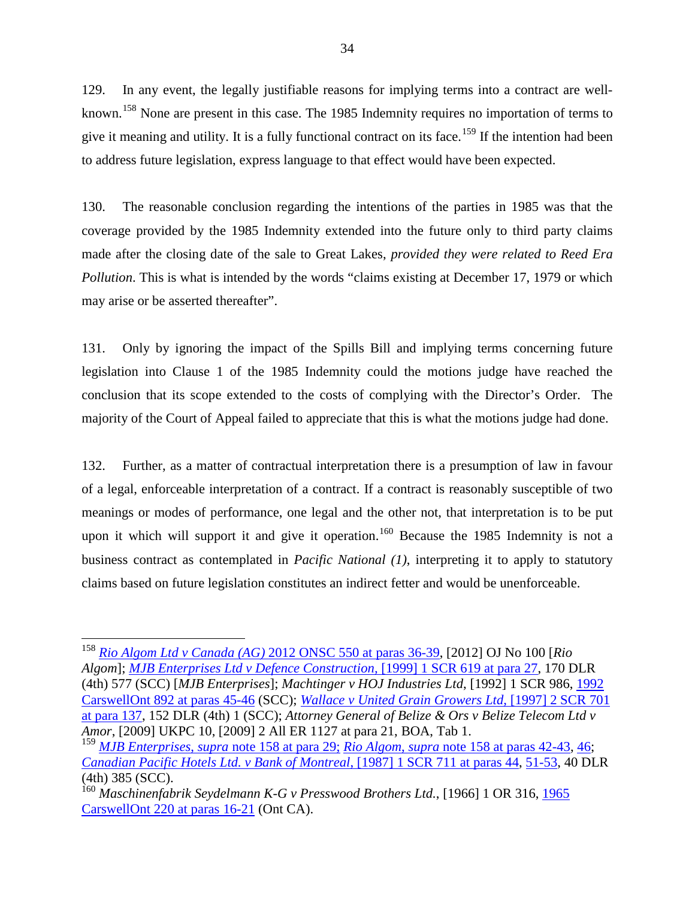129. In any event, the legally justifiable reasons for implying terms into a contract are well-known.[158] None are present in this case. The 1985 Indemnity requires no importation of terms to give it meaning and utility. It is a fully functional contract on its face.[159] If the intention had been to address future legislation, express language to that effect would have been expected.

130. The reasonable conclusion regarding the intentions of the parties in 1985 was that the coverage provided by the 1985 Indemnity extended into the future only to third party claims made after the closing date of the sale to Great Lakes, *provided they were related to Reed Era Pollution*. This is what is intended by the words "claims existing at December 17, 1979 or which may arise or be asserted thereafter".

131. Only by ignoring the impact of the Spills Bill and implying terms concerning future legislation into Clause 1 of the 1985 Indemnity could the motions judge have reached the conclusion that its scope extended to the costs of complying with the Director's Order. The majority of the Court of Appeal failed to appreciate that this is what the motions judge had done.

132. Further, as a matter of contractual interpretation there is a presumption of law in favour of a legal, enforceable interpretation of a contract. If a contract is reasonably susceptible of two meanings or modes of performance, one legal and the other not, that interpretation is to be put upon it which will support it and give it operation.[160] Because the 1985 Indemnity is not a business contract as contemplated in *Pacific National (1)*, interpreting it to apply to statutory claims based on future legislation constitutes an indirect fetter and would be unenforceable.

---

[158] *Rio Algom Ltd v Canada (AG)* 2012 ONSC 550 at paras 36-39, [2012] OJ No 100 [*Rio Algom*]; *MJB Enterprises Ltd v Defence Construction*, [1999] 1 SCR 619 at para 27, 170 DLR (4th) 577 (SCC) [*MJB Enterprises*]; *Machtinger v HOJ Industries Ltd*, [1992] 1 SCR 986, 1992 CarswellOnt 892 at paras 45-46 (SCC); *Wallace v United Grain Growers Ltd*, [1997] 2 SCR 701 at para 137, 152 DLR (4th) 1 (SCC); *Attorney General of Belize & Ors v Belize Telecom Ltd v Amor*, [2009] UKPC 10, [2009] 2 All ER 1127 at para 21, BOA, Tab 1.

[159] *MJB Enterprises, supra* note 158 at para 29; *Rio Algom, supra* note 158 at paras 42-43, 46; *Canadian Pacific Hotels Ltd. v Bank of Montreal*, [1987] 1 SCR 711 at paras 44, 51-53, 40 DLR (4th) 385 (SCC).

[160] *Maschinenfabrik Seydelmann K-G v Presswood Brothers Ltd.*, [1966] 1 OR 316, 1965 CarswellOnt 220 at paras 16-21 (Ont CA).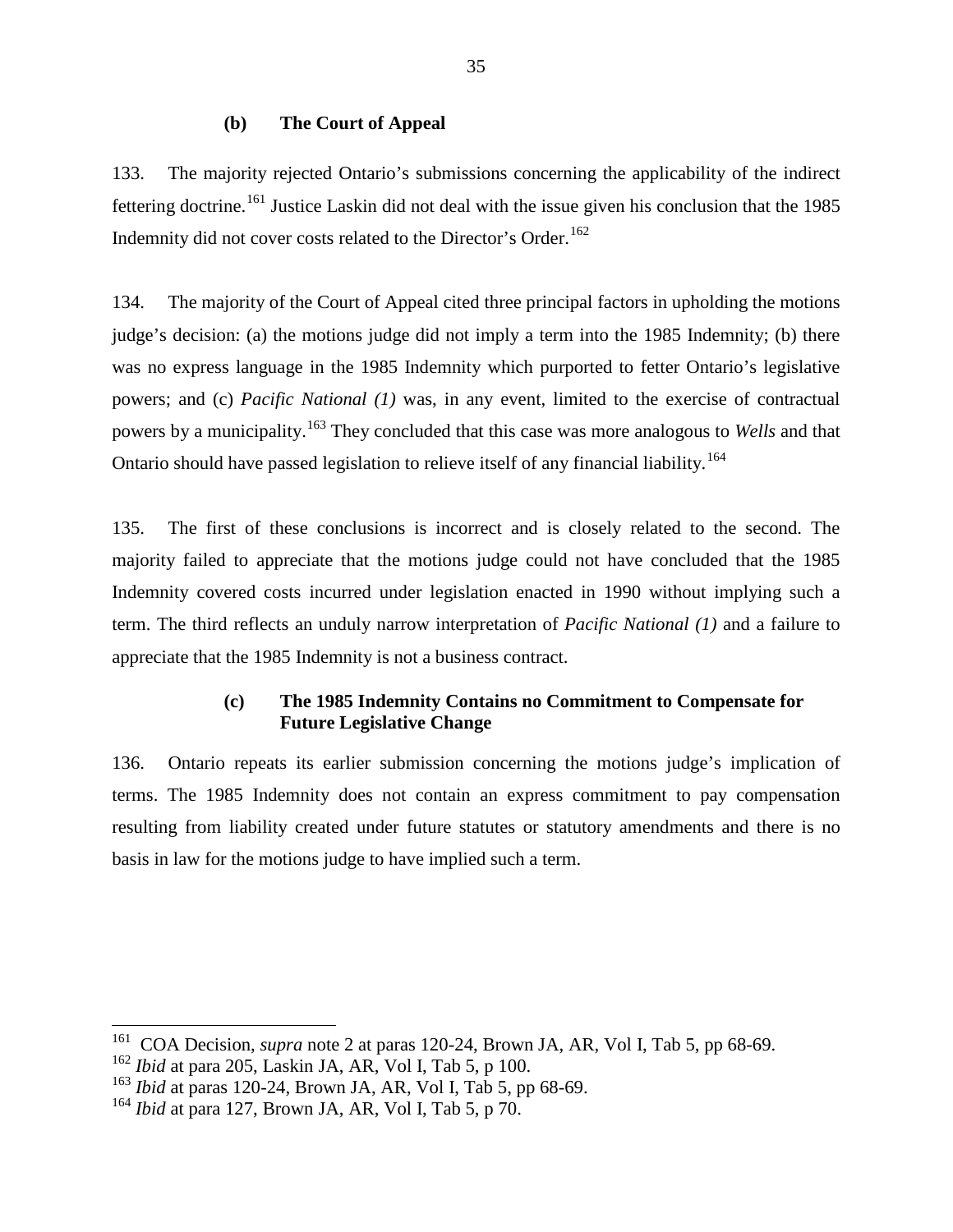### (b) The Court of Appeal

133. The majority rejected Ontario's submissions concerning the applicability of the indirect fettering doctrine.[161] Justice Laskin did not deal with the issue given his conclusion that the 1985 Indemnity did not cover costs related to the Director's Order.[162]

134. The majority of the Court of Appeal cited three principal factors in upholding the motions judge's decision: (a) the motions judge did not imply a term into the 1985 Indemnity; (b) there was no express language in the 1985 Indemnity which purported to fetter Ontario's legislative powers; and (c) *Pacific National (1)* was, in any event, limited to the exercise of contractual powers by a municipality.[163] They concluded that this case was more analogous to *Wells* and that Ontario should have passed legislation to relieve itself of any financial liability.[164]

135. The first of these conclusions is incorrect and is closely related to the second. The majority failed to appreciate that the motions judge could not have concluded that the 1985 Indemnity covered costs incurred under legislation enacted in 1990 without implying such a term. The third reflects an unduly narrow interpretation of *Pacific National (1)* and a failure to appreciate that the 1985 Indemnity is not a business contract.

### (c) The 1985 Indemnity Contains no Commitment to Compensate for Future Legislative Change

136. Ontario repeats its earlier submission concerning the motions judge's implication of terms. The 1985 Indemnity does not contain an express commitment to pay compensation resulting from liability created under future statutes or statutory amendments and there is no basis in law for the motions judge to have implied such a term.

---

[161] COA Decision, *supra* note 2 at paras 120-24, Brown JA, AR, Vol I, Tab 5, pp 68-69.
[162] *Ibid* at para 205, Laskin JA, AR, Vol I, Tab 5, p 100.
[163] *Ibid* at paras 120-24, Brown JA, AR, Vol I, Tab 5, pp 68-69.
[164] *Ibid* at para 127, Brown JA, AR, Vol I, Tab 5, p 70.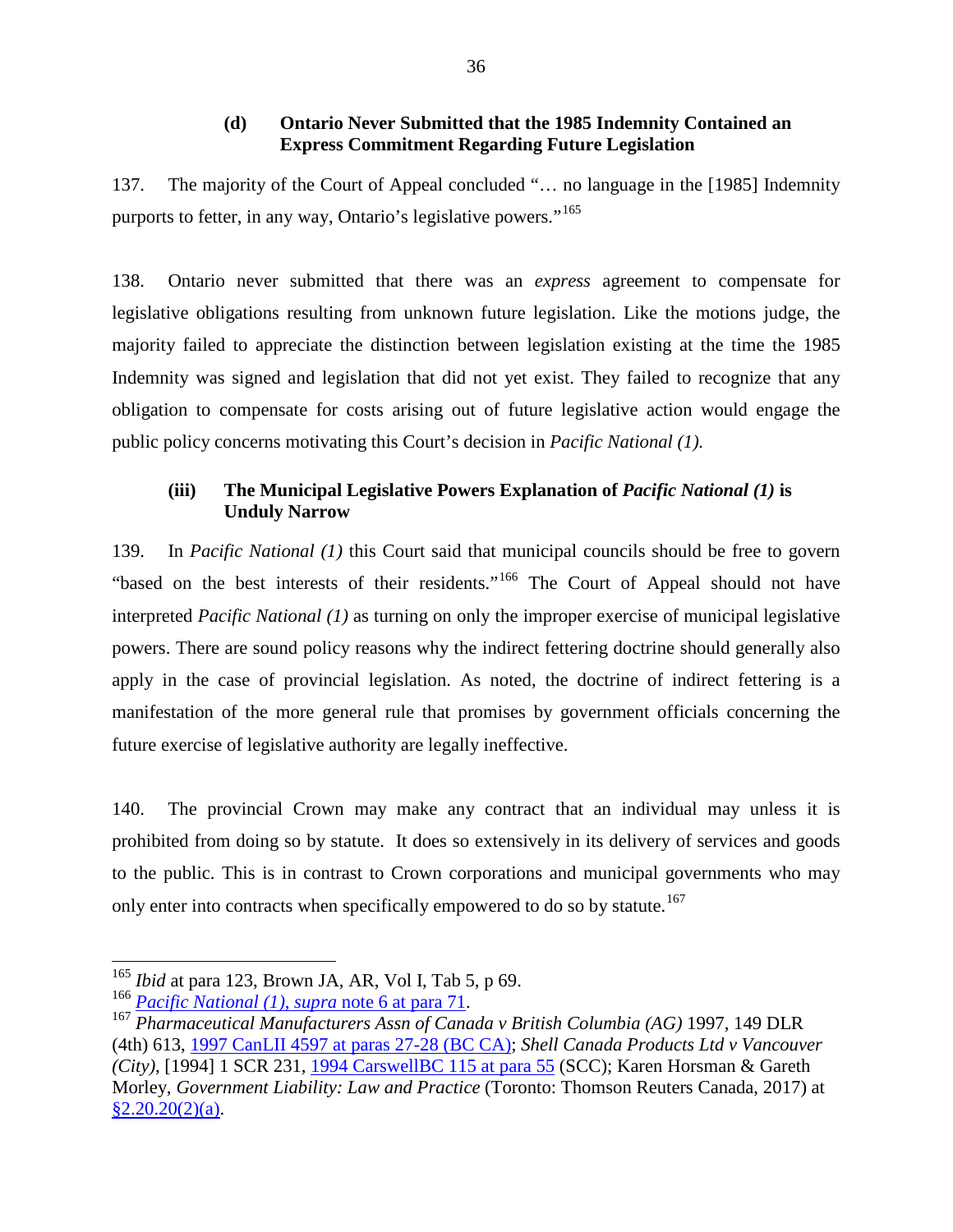### (d) Ontario Never Submitted that the 1985 Indemnity Contained an Express Commitment Regarding Future Legislation

137. The majority of the Court of Appeal concluded "… no language in the [1985] Indemnity purports to fetter, in any way, Ontario's legislative powers."[165]

138. Ontario never submitted that there was an *express* agreement to compensate for legislative obligations resulting from unknown future legislation. Like the motions judge, the majority failed to appreciate the distinction between legislation existing at the time the 1985 Indemnity was signed and legislation that did not yet exist. They failed to recognize that any obligation to compensate for costs arising out of future legislative action would engage the public policy concerns motivating this Court's decision in *Pacific National (1)*.

### (iii) The Municipal Legislative Powers Explanation of *Pacific National (1)* is Unduly Narrow

139. In *Pacific National (1)* this Court said that municipal councils should be free to govern "based on the best interests of their residents."[166] The Court of Appeal should not have interpreted *Pacific National (1)* as turning on only the improper exercise of municipal legislative powers. There are sound policy reasons why the indirect fettering doctrine should generally also apply in the case of provincial legislation. As noted, the doctrine of indirect fettering is a manifestation of the more general rule that promises by government officials concerning the future exercise of legislative authority are legally ineffective.

140. The provincial Crown may make any contract that an individual may unless it is prohibited from doing so by statute. It does so extensively in its delivery of services and goods to the public. This is in contrast to Crown corporations and municipal governments who may only enter into contracts when specifically empowered to do so by statute.[167]

---

[165] *Ibid* at para 123, Brown JA, AR, Vol I, Tab 5, p 69.

[166] *Pacific National (1), supra* note 6 at para 71.

[167] *Pharmaceutical Manufacturers Assn of Canada v British Columbia (AG)* 1997, 149 DLR (4th) 613, 1997 CanLII 4597 at paras 27-28 (BC CA); *Shell Canada Products Ltd v Vancouver (City)*, [1994] 1 SCR 231, 1994 CarswellBC 115 at para 55 (SCC); Karen Horsman & Gareth Morley, *Government Liability: Law and Practice* (Toronto: Thomson Reuters Canada, 2017) at §2.20.20(2)(a).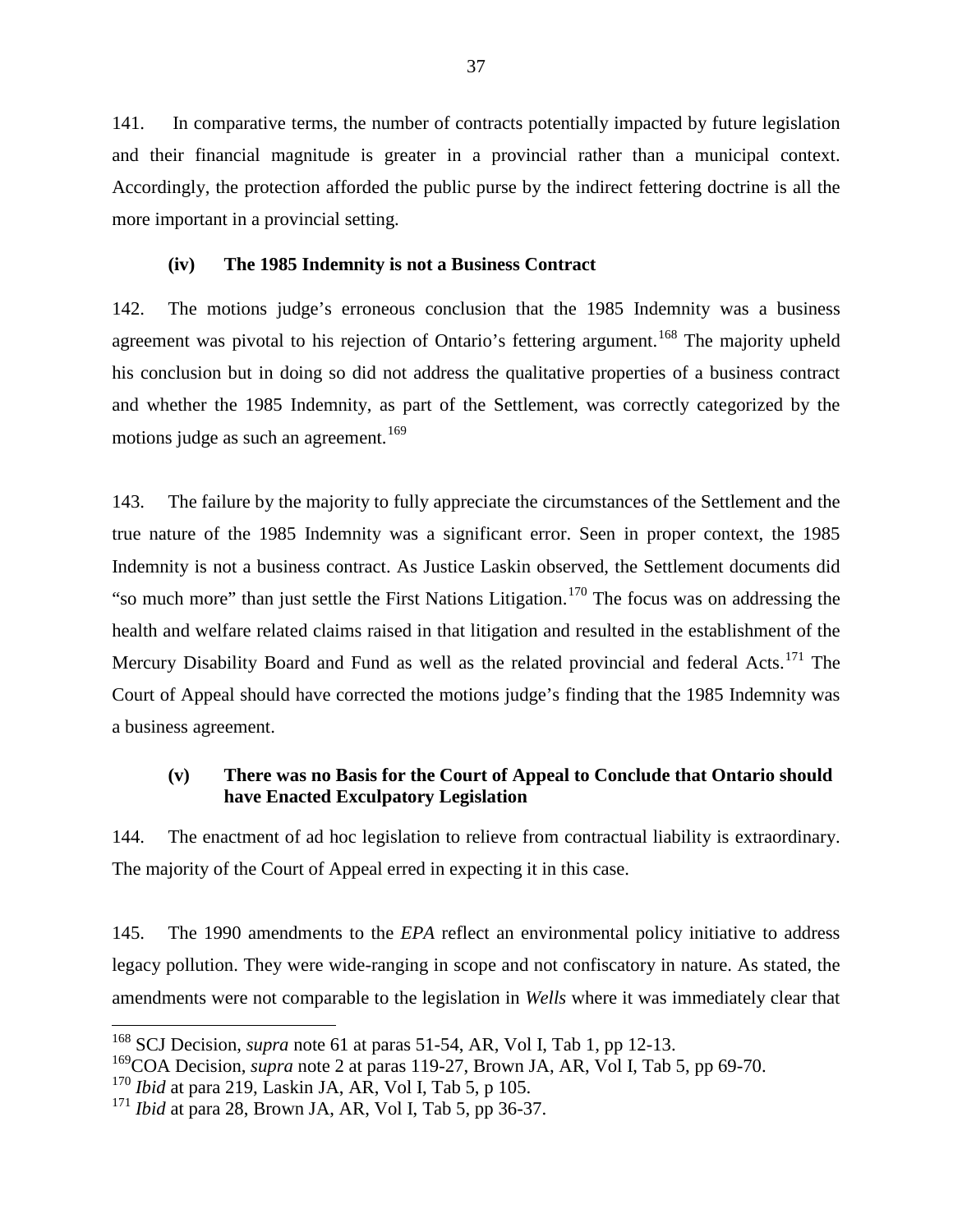141. In comparative terms, the number of contracts potentially impacted by future legislation and their financial magnitude is greater in a provincial rather than a municipal context. Accordingly, the protection afforded the public purse by the indirect fettering doctrine is all the more important in a provincial setting.

### (iv) The 1985 Indemnity is not a Business Contract

142. The motions judge's erroneous conclusion that the 1985 Indemnity was a business agreement was pivotal to his rejection of Ontario's fettering argument.[168] The majority upheld his conclusion but in doing so did not address the qualitative properties of a business contract and whether the 1985 Indemnity, as part of the Settlement, was correctly categorized by the motions judge as such an agreement.[169]

143. The failure by the majority to fully appreciate the circumstances of the Settlement and the true nature of the 1985 Indemnity was a significant error. Seen in proper context, the 1985 Indemnity is not a business contract. As Justice Laskin observed, the Settlement documents did "so much more" than just settle the First Nations Litigation.[170] The focus was on addressing the health and welfare related claims raised in that litigation and resulted in the establishment of the Mercury Disability Board and Fund as well as the related provincial and federal Acts.[171] The Court of Appeal should have corrected the motions judge's finding that the 1985 Indemnity was a business agreement.

### (v) There was no Basis for the Court of Appeal to Conclude that Ontario should have Enacted Exculpatory Legislation

144. The enactment of ad hoc legislation to relieve from contractual liability is extraordinary. The majority of the Court of Appeal erred in expecting it in this case.

145. The 1990 amendments to the *EPA* reflect an environmental policy initiative to address legacy pollution. They were wide-ranging in scope and not confiscatory in nature. As stated, the amendments were not comparable to the legislation in *Wells* where it was immediately clear that

---

[168] SCJ Decision, *supra* note 61 at paras 51-54, AR, Vol I, Tab 1, pp 12-13.

[169] COA Decision, *supra* note 2 at paras 119-27, Brown JA, AR, Vol I, Tab 5, pp 69-70.

[170] *Ibid* at para 219, Laskin JA, AR, Vol I, Tab 5, p 105.

[171] *Ibid* at para 28, Brown JA, AR, Vol I, Tab 5, pp 36-37.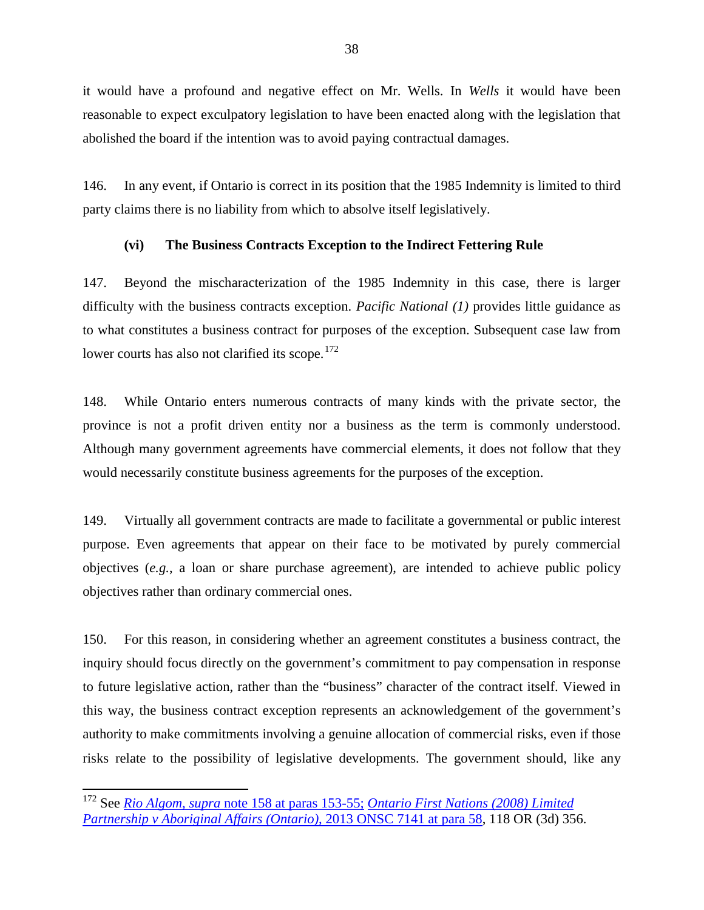it would have a profound and negative effect on Mr. Wells. In *Wells* it would have been reasonable to expect exculpatory legislation to have been enacted along with the legislation that abolished the board if the intention was to avoid paying contractual damages.

146. In any event, if Ontario is correct in its position that the 1985 Indemnity is limited to third party claims there is no liability from which to absolve itself legislatively.

### (vi) The Business Contracts Exception to the Indirect Fettering Rule

147. Beyond the mischaracterization of the 1985 Indemnity in this case, there is larger difficulty with the business contracts exception. *Pacific National (1)* provides little guidance as to what constitutes a business contract for purposes of the exception. Subsequent case law from lower courts has also not clarified its scope.[172]

148. While Ontario enters numerous contracts of many kinds with the private sector, the province is not a profit driven entity nor a business as the term is commonly understood. Although many government agreements have commercial elements, it does not follow that they would necessarily constitute business agreements for the purposes of the exception.

149. Virtually all government contracts are made to facilitate a governmental or public interest purpose. Even agreements that appear on their face to be motivated by purely commercial objectives (*e.g.*, a loan or share purchase agreement), are intended to achieve public policy objectives rather than ordinary commercial ones.

150. For this reason, in considering whether an agreement constitutes a business contract, the inquiry should focus directly on the government's commitment to pay compensation in response to future legislative action, rather than the "business" character of the contract itself. Viewed in this way, the business contract exception represents an acknowledgement of the government's authority to make commitments involving a genuine allocation of commercial risks, even if those risks relate to the possibility of legislative developments. The government should, like any

---

[172] See *Rio Algom, supra* note 158 at paras 153-55; *Ontario First Nations (2008) Limited Partnership v Aboriginal Affairs (Ontario)*, 2013 ONSC 7141 at para 58, 118 OR (3d) 356.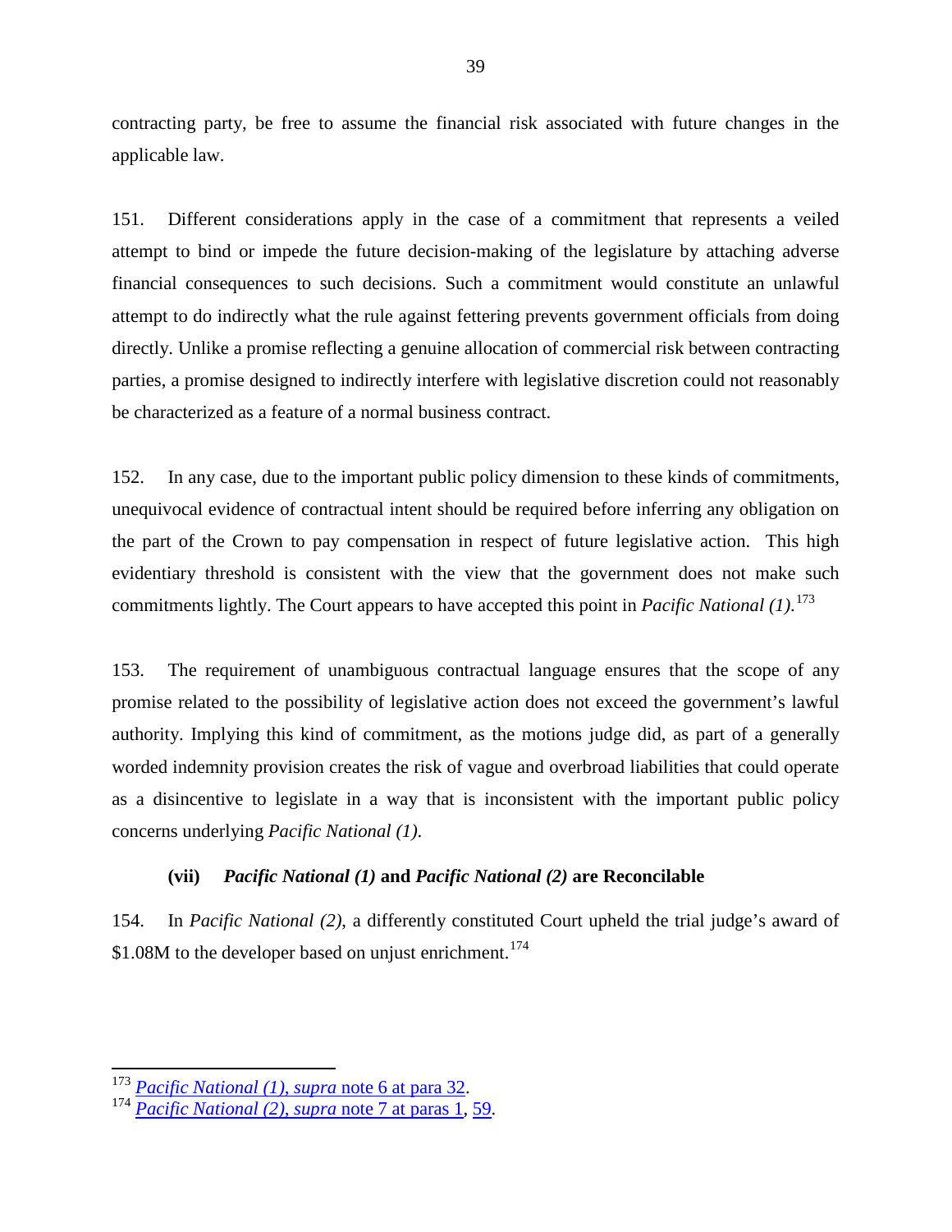contracting party, be free to assume the financial risk associated with future changes in the applicable law.

151. Different considerations apply in the case of a commitment that represents a veiled attempt to bind or impede the future decision-making of the legislature by attaching adverse financial consequences to such decisions. Such a commitment would constitute an unlawful attempt to do indirectly what the rule against fettering prevents government officials from doing directly. Unlike a promise reflecting a genuine allocation of commercial risk between contracting parties, a promise designed to indirectly interfere with legislative discretion could not reasonably be characterized as a feature of a normal business contract.

152. In any case, due to the important public policy dimension to these kinds of commitments, unequivocal evidence of contractual intent should be required before inferring any obligation on the part of the Crown to pay compensation in respect of future legislative action. This high evidentiary threshold is consistent with the view that the government does not make such commitments lightly. The Court appears to have accepted this point in *Pacific National (1)*.[173]

153. The requirement of unambiguous contractual language ensures that the scope of any promise related to the possibility of legislative action does not exceed the government's lawful authority. Implying this kind of commitment, as the motions judge did, as part of a generally worded indemnity provision creates the risk of vague and overbroad liabilities that could operate as a disincentive to legislate in a way that is inconsistent with the important public policy concerns underlying *Pacific National (1)*.

#### (vii) *Pacific National (1)* and *Pacific National (2)* are Reconcilable

154. In *Pacific National (2)*, a differently constituted Court upheld the trial judge's award of \$1.08M to the developer based on unjust enrichment.[174]

---

[173] *Pacific National (1), supra* note 6 at para 32.

[174] *Pacific National (2), supra* note 7 at paras 1, 59.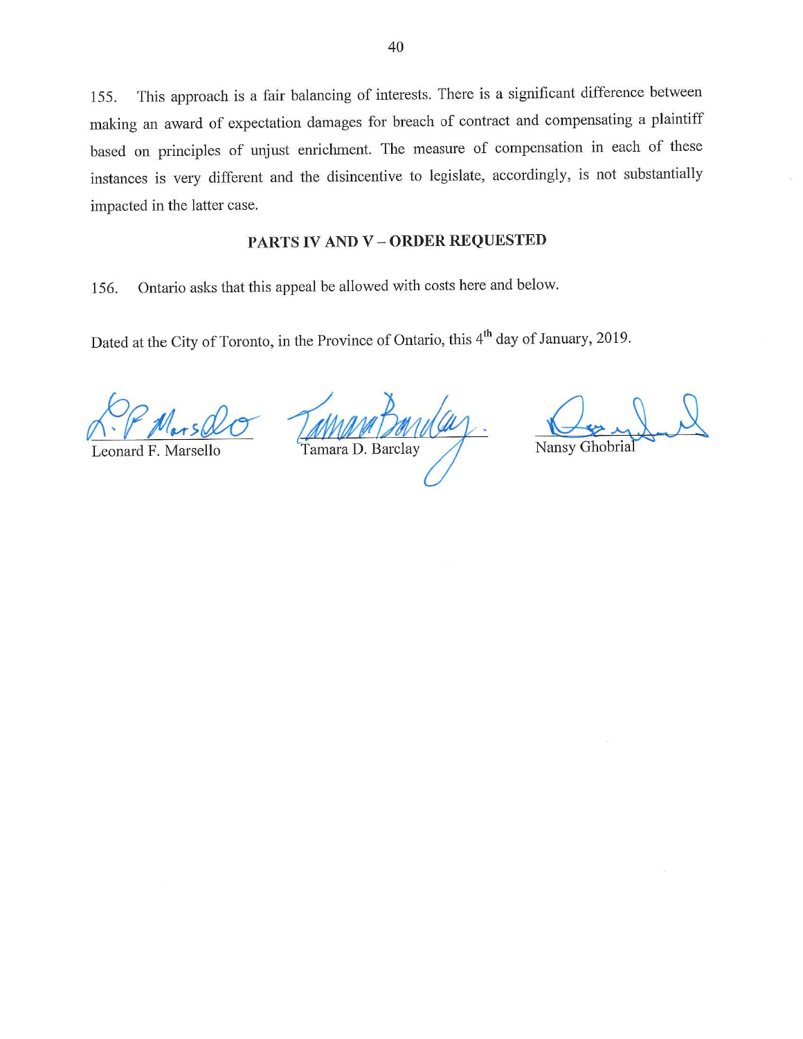155. This approach is a fair balancing of interests. There is a significant difference between making an award of expectation damages for breach of contract and compensating a plaintiff based on principles of unjust enrichment. The measure of compensation in each of these instances is very different and the disincentive to legislate, accordingly, is not substantially impacted in the latter case.

## PARTS IV AND V – ORDER REQUESTED

156. Ontario asks that this appeal be allowed with costs here and below.

Dated at the City of Toronto, in the Province of Ontario, this 4th day of January, 2019.

Leonard F. Marsello

Tamara D. Barclay

Nansy Ghobrial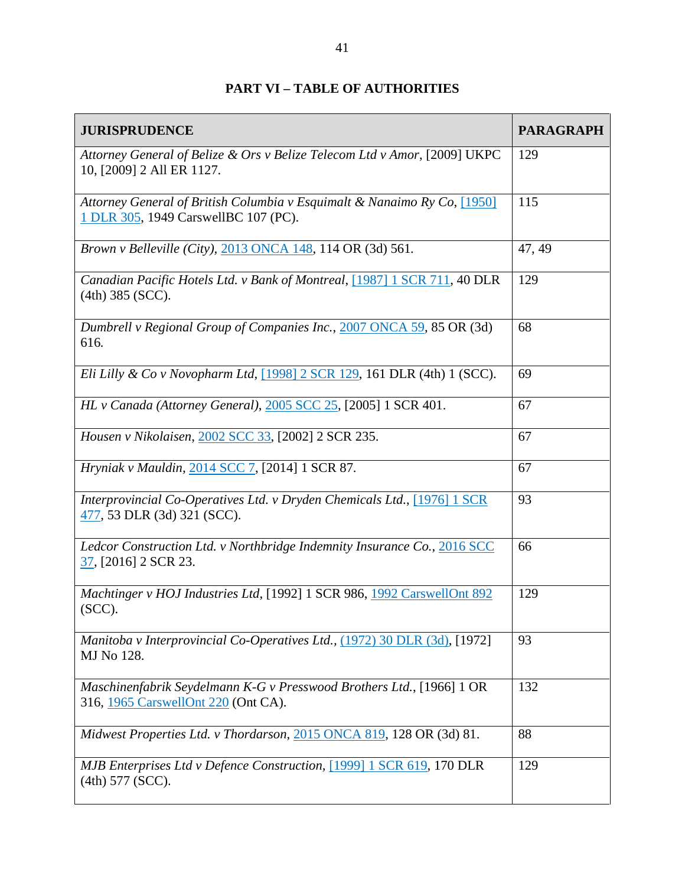## PART VI – TABLE OF AUTHORITIES

| JURISPRUDENCE | PARAGRAPH |
|---|---|
| *Attorney General of Belize & Ors v Belize Telecom Ltd v Amor*, [2009] UKPC 10, [2009] 2 All ER 1127. | 129 |
| *Attorney General of British Columbia v Esquimalt & Nanaimo Ry Co*, [1950] 1 DLR 305, 1949 CarswellBC 107 (PC). | 115 |
| *Brown v Belleville (City)*, 2013 ONCA 148, 114 OR (3d) 561. | 47, 49 |
| *Canadian Pacific Hotels Ltd. v Bank of Montreal*, [1987] 1 SCR 711, 40 DLR (4th) 385 (SCC). | 129 |
| *Dumbrell v Regional Group of Companies Inc.*, 2007 ONCA 59, 85 OR (3d) 616. | 68 |
| *Eli Lilly & Co v Novopharm Ltd*, [1998] 2 SCR 129, 161 DLR (4th) 1 (SCC). | 69 |
| *HL v Canada (Attorney General)*, 2005 SCC 25, [2005] 1 SCR 401. | 67 |
| *Housen v Nikolaisen*, 2002 SCC 33, [2002] 2 SCR 235. | 67 |
| *Hryniak v Mauldin*, 2014 SCC 7, [2014] 1 SCR 87. | 67 |
| *Interprovincial Co-Operatives Ltd. v Dryden Chemicals Ltd.*, [1976] 1 SCR 477, 53 DLR (3d) 321 (SCC). | 93 |
| *Ledcor Construction Ltd. v Northbridge Indemnity Insurance Co.*, 2016 SCC 37, [2016] 2 SCR 23. | 66 |
| *Machtinger v HOJ Industries Ltd*, [1992] 1 SCR 986, 1992 CarswellOnt 892 (SCC). | 129 |
| *Manitoba v Interprovincial Co-Operatives Ltd.*, (1972) 30 DLR (3d), [1972] MJ No 128. | 93 |
| *Maschinenfabrik Seydelmann K-G v Presswood Brothers Ltd.*, [1966] 1 OR 316, 1965 CarswellOnt 220 (Ont CA). | 132 |
| *Midwest Properties Ltd. v Thordarson*, 2015 ONCA 819, 128 OR (3d) 81. | 88 |
| *MJB Enterprises Ltd v Defence Construction*, [1999] 1 SCR 619, 170 DLR (4th) 577 (SCC). | 129 |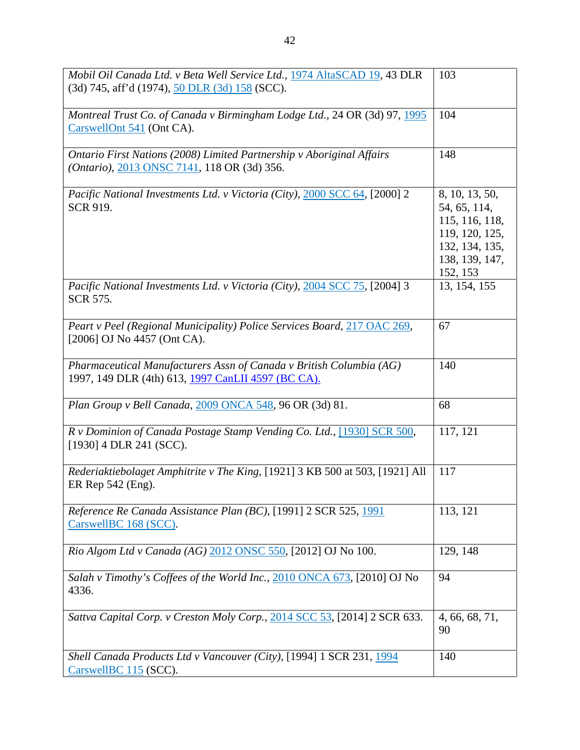| | |
|---|---|
| *Mobil Oil Canada Ltd. v Beta Well Service Ltd.*, 1974 AltaSCAD 19, 43 DLR (3d) 745, aff'd (1974), 50 DLR (3d) 158 (SCC). | 103 |
| *Montreal Trust Co. of Canada v Birmingham Lodge Ltd.*, 24 OR (3d) 97, 1995 CarswellOnt 541 (Ont CA). | 104 |
| *Ontario First Nations (2008) Limited Partnership v Aboriginal Affairs (Ontario)*, 2013 ONSC 7141, 118 OR (3d) 356. | 148 |
| *Pacific National Investments Ltd. v Victoria (City)*, 2000 SCC 64, [2000] 2 SCR 919. | 8, 10, 13, 50, 54, 65, 114, 115, 116, 118, 119, 120, 125, 132, 134, 135, 138, 139, 147, 152, 153 |
| *Pacific National Investments Ltd. v Victoria (City)*, 2004 SCC 75, [2004] 3 SCR 575. | 13, 154, 155 |
| *Peart v Peel (Regional Municipality) Police Services Board*, 217 OAC 269, [2006] OJ No 4457 (Ont CA). | 67 |
| *Pharmaceutical Manufacturers Assn of Canada v British Columbia (AG)* 1997, 149 DLR (4th) 613, 1997 CanLII 4597 (BC CA). | 140 |
| *Plan Group v Bell Canada*, 2009 ONCA 548, 96 OR (3d) 81. | 68 |
| *R v Dominion of Canada Postage Stamp Vending Co. Ltd.*, [1930] SCR 500, [1930] 4 DLR 241 (SCC). | 117, 121 |
| *Rederiaktiebolaget Amphitrite v The King*, [1921] 3 KB 500 at 503, [1921] All ER Rep 542 (Eng). | 117 |
| *Reference Re Canada Assistance Plan (BC)*, [1991] 2 SCR 525, 1991 CarswellBC 168 (SCC). | 113, 121 |
| *Rio Algom Ltd v Canada (AG)* 2012 ONSC 550, [2012] OJ No 100. | 129, 148 |
| *Salah v Timothy's Coffees of the World Inc.*, 2010 ONCA 673, [2010] OJ No 4336. | 94 |
| *Sattva Capital Corp. v Creston Moly Corp.*, 2014 SCC 53, [2014] 2 SCR 633. | 4, 66, 68, 71, 90 |
| *Shell Canada Products Ltd v Vancouver (City)*, [1994] 1 SCR 231, 1994 CarswellBC 115 (SCC). | 140 |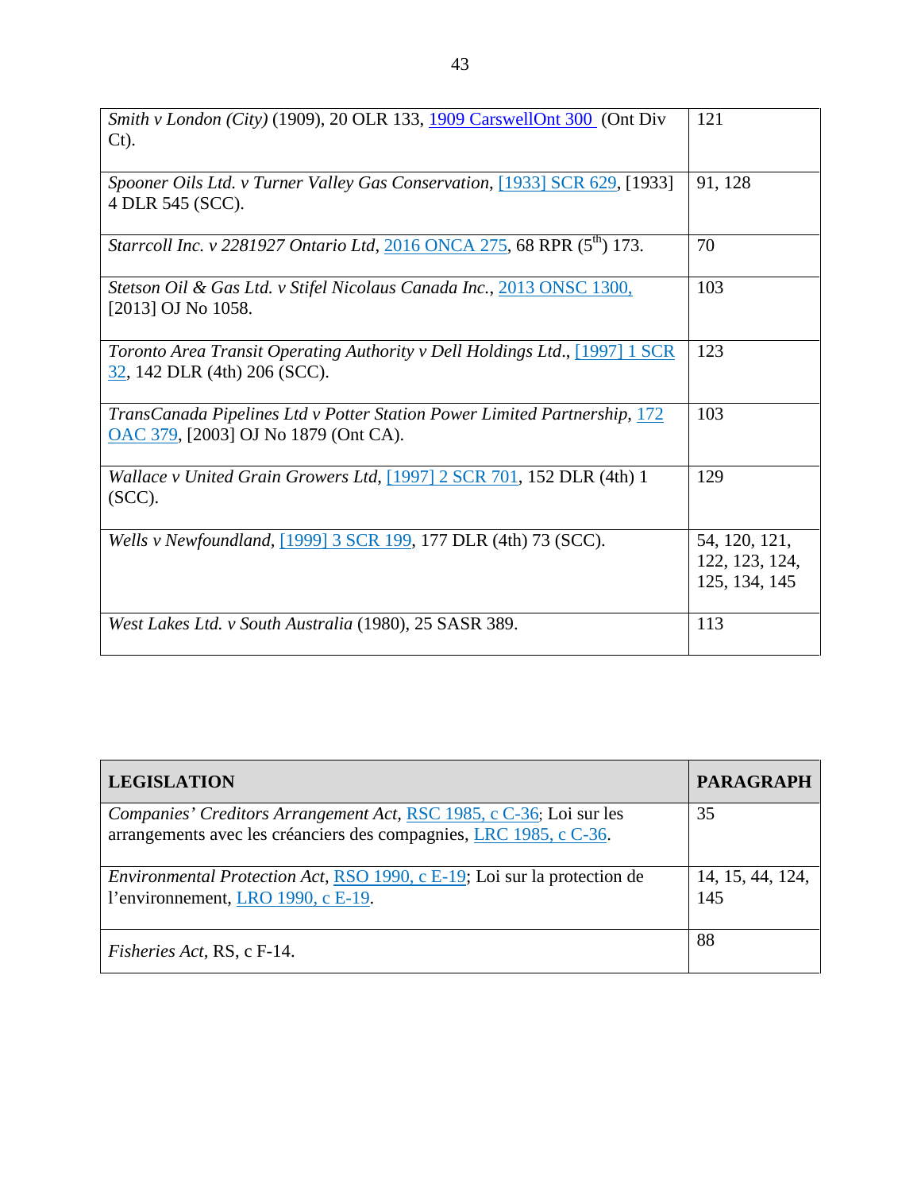| | |
|---|---|
| *Smith v London (City)* (1909), 20 OLR 133, 1909 CarswellOnt 300 (Ont Div Ct). | 121 |
| *Spooner Oils Ltd. v Turner Valley Gas Conservation*, [1933] SCR 629, [1933] 4 DLR 545 (SCC). | 91, 128 |
| *Starrcoll Inc. v 2281927 Ontario Ltd*, 2016 ONCA 275, 68 RPR ($5^{th}$) 173. | 70 |
| *Stetson Oil & Gas Ltd. v Stifel Nicolaus Canada Inc.*, 2013 ONSC 1300, [2013] OJ No 1058. | 103 |
| *Toronto Area Transit Operating Authority v Dell Holdings Ltd*., [1997] 1 SCR 32, 142 DLR (4th) 206 (SCC). | 123 |
| *TransCanada Pipelines Ltd v Potter Station Power Limited Partnership*, 172 OAC 379, [2003] OJ No 1879 (Ont CA). | 103 |
| *Wallace v United Grain Growers Ltd*, [1997] 2 SCR 701, 152 DLR (4th) 1 (SCC). | 129 |
| *Wells v Newfoundland*, [1999] 3 SCR 199, 177 DLR (4th) 73 (SCC). | 54, 120, 121, 122, 123, 124, 125, 134, 145 |
| *West Lakes Ltd. v South Australia* (1980), 25 SASR 389. | 113 |

| **LEGISLATION** | **PARAGRAPH** |
|---|---|
| *Companies' Creditors Arrangement Act*, RSC 1985, c C-36; Loi sur les arrangements avec les créanciers des compagnies, LRC 1985, c C-36. | 35 |
| *Environmental Protection Act*, RSO 1990, c E-19; Loi sur la protection de l'environnement, LRO 1990, c E-19. | 14, 15, 44, 124, 145 |
| *Fisheries Act*, RS, c F-14. | 88 |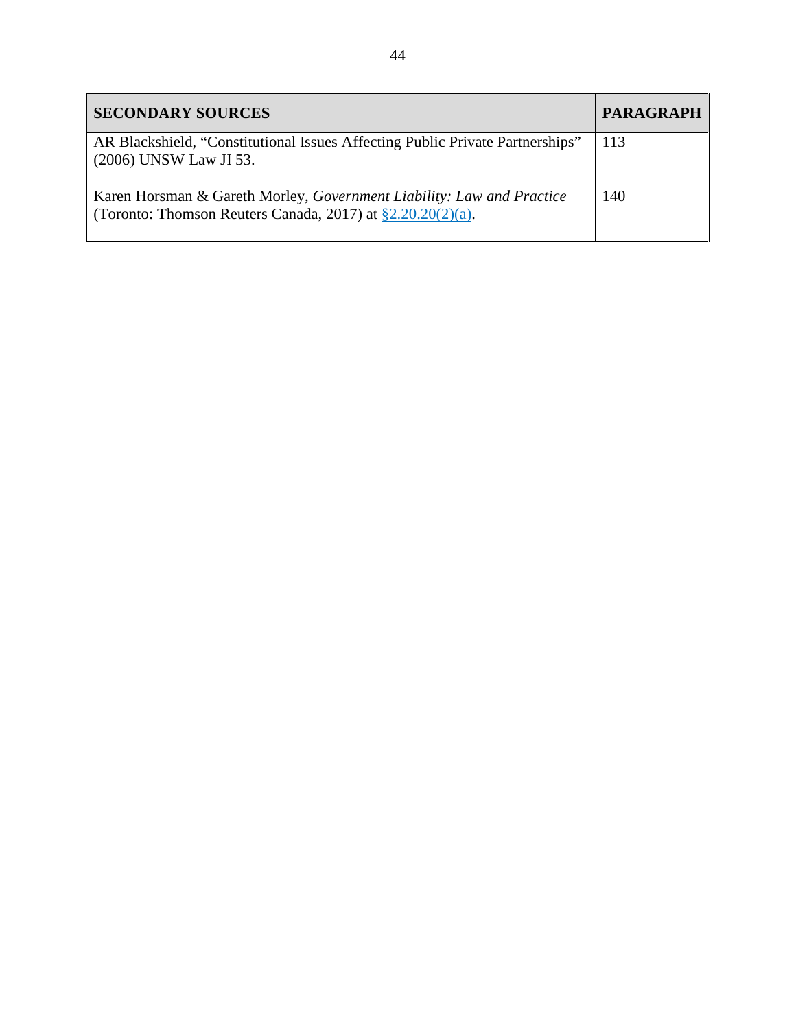| SECONDARY SOURCES | PARAGRAPH |
| --- | --- |
| AR Blackshield, "Constitutional Issues Affecting Public Private Partnerships" (2006) UNSW Law JI 53. | 113 |
| Karen Horsman & Gareth Morley, *Government Liability: Law and Practice* (Toronto: Thomson Reuters Canada, 2017) at §2.20.20(2)(a). | 140 |